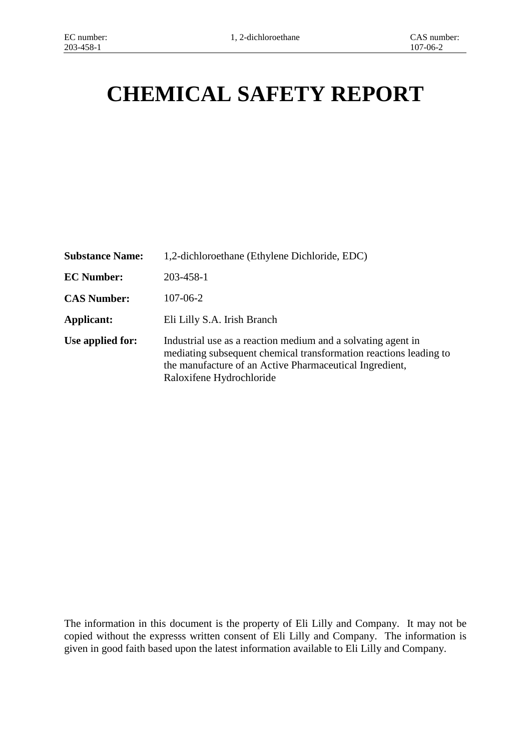# CHEMICAL SAFETY REPORT

**Substance Name:** 1,2-dichloroethane (Ethylene Dichloride, EDC)

**EC Number:** 203-458-1

**CAS Number:** 107-06-2

**Applicant:** Eli Lilly S.A. Irish Branch

**Use applied for:** Industrial use as a reaction medium and a solvating agent in mediating subsequent chemical transformation reactions leading to the manufacture of an Active Pharmaceutical Ingredient, Raloxifene Hydrochloride

The information in this document is the property of Eli Lilly and Company. It may not be copied without the expresss written consent of Eli Lilly and Company. The information is given in good faith based upon the latest information available to Eli Lilly and Company.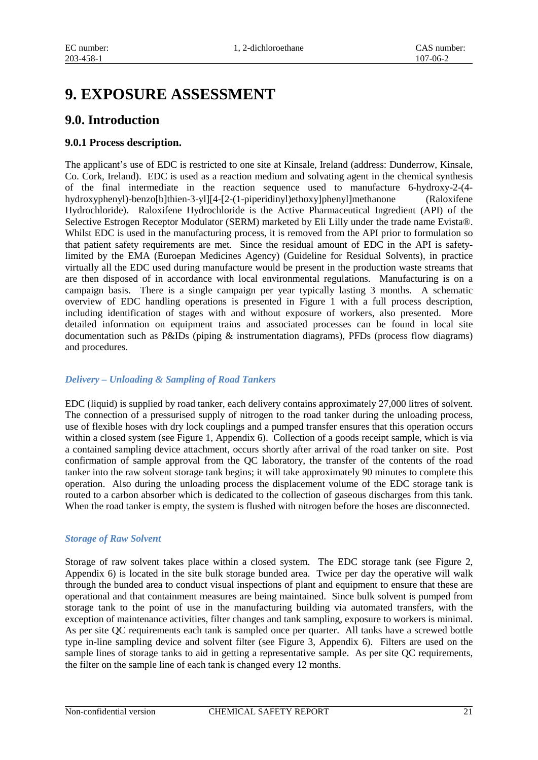# 9. EXPOSURE ASSESSMENT

## 9.0. Introduction

### 9.0.1 Process description.

The applicant's use of EDC is restricted to one site at Kinsale, Ireland (address: Dunderrow, Kinsale, Co. Cork, Ireland). EDC is used as a reaction medium and solvating agent in the chemical synthesis of the final intermediate in the reaction sequence used to manufacture 6-hydroxy-2-(4-hydroxyphenyl)-benzo[b]thien-3-yl][4-[2-(1-piperidinyl)ethoxy]phenyl]methanone (Raloxifene Hydrochloride). Raloxifene Hydrochloride is the Active Pharmaceutical Ingredient (API) of the Selective Estrogen Receptor Modulator (SERM) marketed by Eli Lilly under the trade name Evista®. Whilst EDC is used in the manufacturing process, it is removed from the API prior to formulation so that patient safety requirements are met. Since the residual amount of EDC in the API is safety-limited by the EMA (Euroepan Medicines Agency) (Guideline for Residual Solvents), in practice virtually all the EDC used during manufacture would be present in the production waste streams that are then disposed of in accordance with local environmental regulations. Manufacturing is on a campaign basis. There is a single campaign per year typically lasting 3 months. A schematic overview of EDC handling operations is presented in Figure 1 with a full process description, including identification of stages with and without exposure of workers, also presented. More detailed information on equipment trains and associated processes can be found in local site documentation such as P&IDs (piping & instrumentation diagrams), PFDs (process flow diagrams) and procedures.

*Delivery – Unloading & Sampling of Road Tankers*

EDC (liquid) is supplied by road tanker, each delivery contains approximately 27,000 litres of solvent. The connection of a pressurised supply of nitrogen to the road tanker during the unloading process, use of flexible hoses with dry lock couplings and a pumped transfer ensures that this operation occurs within a closed system (see Figure 1, Appendix 6). Collection of a goods receipt sample, which is via a contained sampling device attachment, occurs shortly after arrival of the road tanker on site. Post confirmation of sample approval from the QC laboratory, the transfer of the contents of the road tanker into the raw solvent storage tank begins; it will take approximately 90 minutes to complete this operation. Also during the unloading process the displacement volume of the EDC storage tank is routed to a carbon absorber which is dedicated to the collection of gaseous discharges from this tank. When the road tanker is empty, the system is flushed with nitrogen before the hoses are disconnected.

*Storage of Raw Solvent*

Storage of raw solvent takes place within a closed system. The EDC storage tank (see Figure 2, Appendix 6) is located in the site bulk storage bunded area. Twice per day the operative will walk through the bunded area to conduct visual inspections of plant and equipment to ensure that these are operational and that containment measures are being maintained. Since bulk solvent is pumped from storage tank to the point of use in the manufacturing building via automated transfers, with the exception of maintenance activities, filter changes and tank sampling, exposure to workers is minimal. As per site QC requirements each tank is sampled once per quarter. All tanks have a screwed bottle type in-line sampling device and solvent filter (see Figure 3, Appendix 6). Filters are used on the sample lines of storage tanks to aid in getting a representative sample. As per site QC requirements, the filter on the sample line of each tank is changed every 12 months.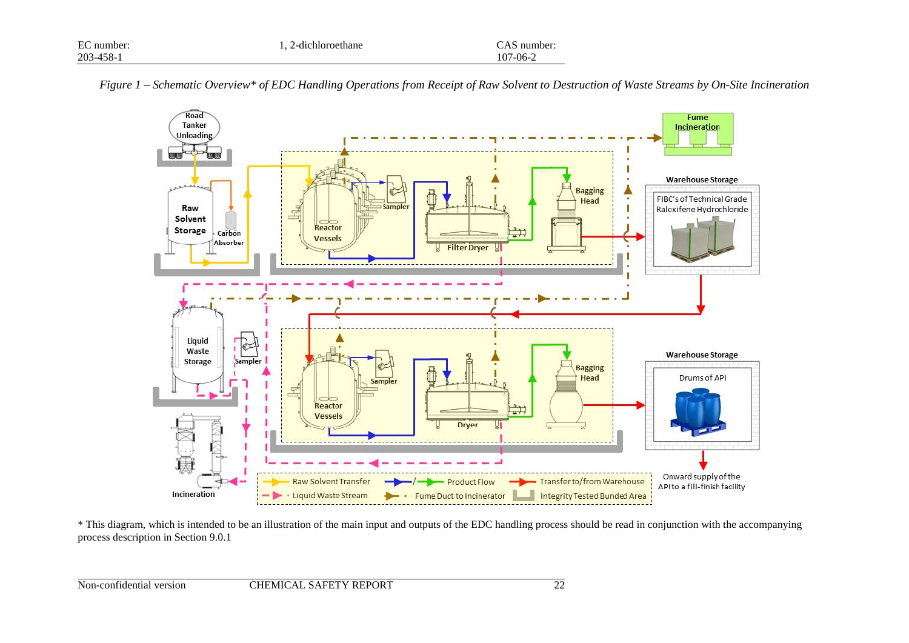*Figure 1 – Schematic Overview\* of EDC Handling Operations from Receipt of Raw Solvent to Destruction of Waste Streams by On-Site Incineration*

\* This diagram, which is intended to be an illustration of the main input and outputs of the EDC handling process should be read in conjunction with the accompanying process description in Section 9.0.1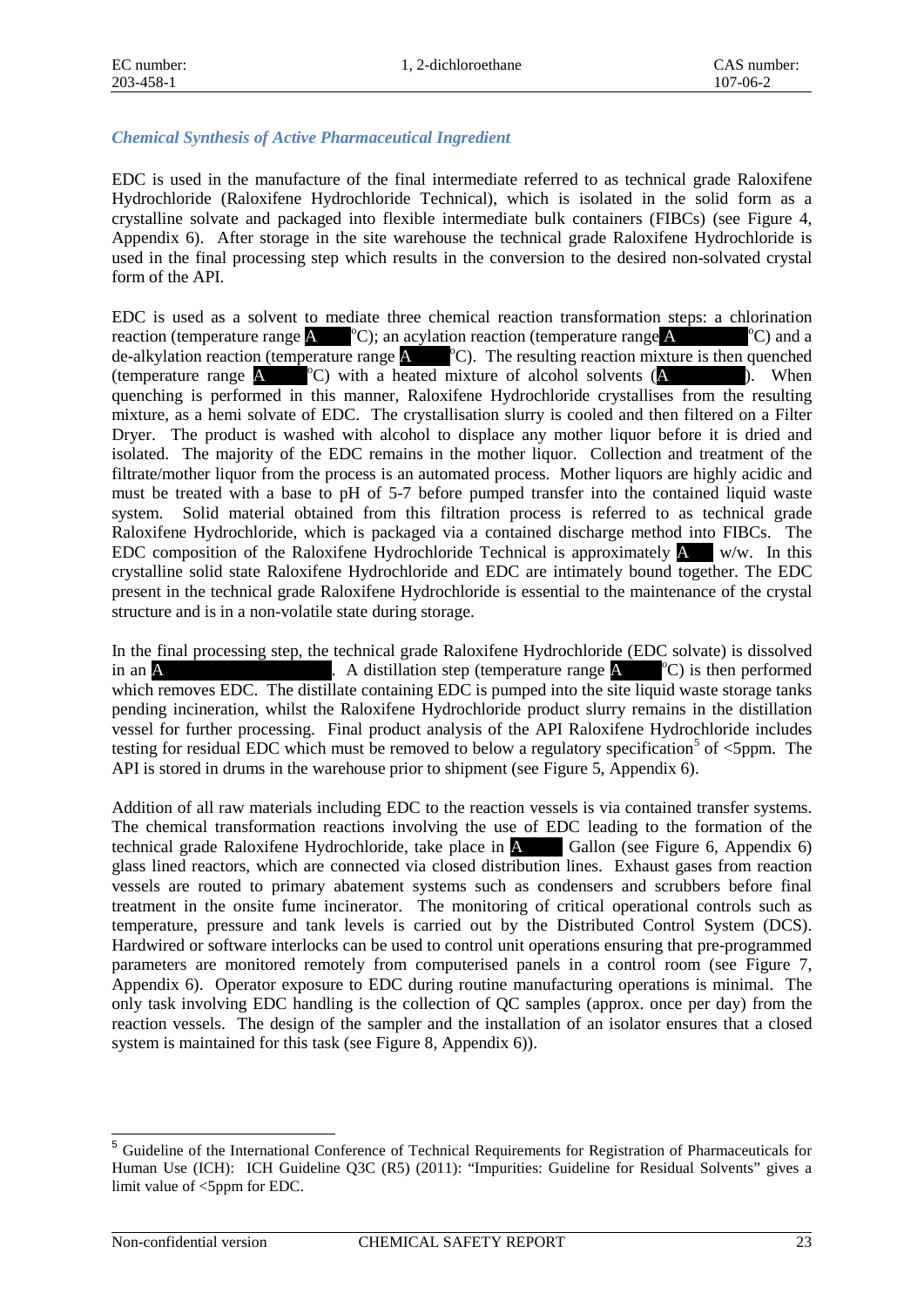### *Chemical Synthesis of Active Pharmaceutical Ingredient*

EDC is used in the manufacture of the final intermediate referred to as technical grade Raloxifene Hydrochloride (Raloxifene Hydrochloride Technical), which is isolated in the solid form as a crystalline solvate and packaged into flexible intermediate bulk containers (FIBCs) (see Figure 4, Appendix 6). After storage in the site warehouse the technical grade Raloxifene Hydrochloride is used in the final processing step which results in the conversion to the desired non-solvated crystal form of the API.

EDC is used as a solvent to mediate three chemical reaction transformation steps: a chlorination reaction (temperature range A °C); an acylation reaction (temperature range A °C) and a de-alkylation reaction (temperature range A °C). The resulting reaction mixture is then quenched (temperature range A °C) with a heated mixture of alcohol solvents (A ). When quenching is performed in this manner, Raloxifene Hydrochloride crystallises from the resulting mixture, as a hemi solvate of EDC. The crystallisation slurry is cooled and then filtered on a Filter Dryer. The product is washed with alcohol to displace any mother liquor before it is dried and isolated. The majority of the EDC remains in the mother liquor. Collection and treatment of the filtrate/mother liquor from the process is an automated process. Mother liquors are highly acidic and must be treated with a base to pH of 5-7 before pumped transfer into the contained liquid waste system. Solid material obtained from this filtration process is referred to as technical grade Raloxifene Hydrochloride, which is packaged via a contained discharge method into FIBCs. The EDC composition of the Raloxifene Hydrochloride Technical is approximately A w/w. In this crystalline solid state Raloxifene Hydrochloride and EDC are intimately bound together. The EDC present in the technical grade Raloxifene Hydrochloride is essential to the maintenance of the crystal structure and is in a non-volatile state during storage.

In the final processing step, the technical grade Raloxifene Hydrochloride (EDC solvate) is dissolved in an A . A distillation step (temperature range A °C) is then performed which removes EDC. The distillate containing EDC is pumped into the site liquid waste storage tanks pending incineration, whilst the Raloxifene Hydrochloride product slurry remains in the distillation vessel for further processing. Final product analysis of the API Raloxifene Hydrochloride includes testing for residual EDC which must be removed to below a regulatory specification[5] of <5ppm. The API is stored in drums in the warehouse prior to shipment (see Figure 5, Appendix 6).

Addition of all raw materials including EDC to the reaction vessels is via contained transfer systems. The chemical transformation reactions involving the use of EDC leading to the formation of the technical grade Raloxifene Hydrochloride, take place in A Gallon (see Figure 6, Appendix 6) glass lined reactors, which are connected via closed distribution lines. Exhaust gases from reaction vessels are routed to primary abatement systems such as condensers and scrubbers before final treatment in the onsite fume incinerator. The monitoring of critical operational controls such as temperature, pressure and tank levels is carried out by the Distributed Control System (DCS). Hardwired or software interlocks can be used to control unit operations ensuring that pre-programmed parameters are monitored remotely from computerised panels in a control room (see Figure 7, Appendix 6). Operator exposure to EDC during routine manufacturing operations is minimal. The only task involving EDC handling is the collection of QC samples (approx. once per day) from the reaction vessels. The design of the sampler and the installation of an isolator ensures that a closed system is maintained for this task (see Figure 8, Appendix 6)).

---

[5] Guideline of the International Conference of Technical Requirements for Registration of Pharmaceuticals for Human Use (ICH): ICH Guideline Q3C (R5) (2011): "Impurities: Guideline for Residual Solvents" gives a limit value of <5ppm for EDC.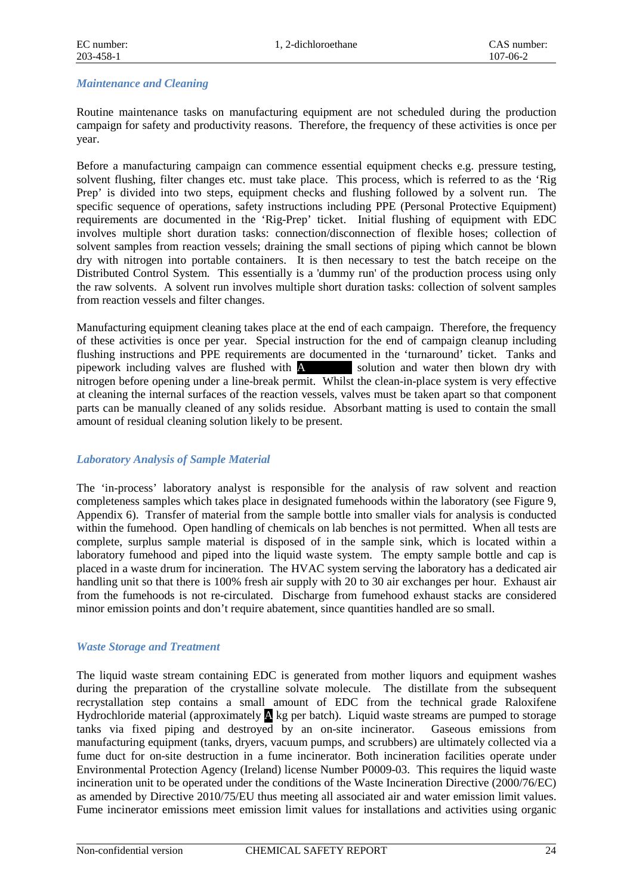### *Maintenance and Cleaning*

Routine maintenance tasks on manufacturing equipment are not scheduled during the production campaign for safety and productivity reasons. Therefore, the frequency of these activities is once per year.

Before a manufacturing campaign can commence essential equipment checks e.g. pressure testing, solvent flushing, filter changes etc. must take place. This process, which is referred to as the 'Rig Prep' is divided into two steps, equipment checks and flushing followed by a solvent run. The specific sequence of operations, safety instructions including PPE (Personal Protective Equipment) requirements are documented in the 'Rig-Prep' ticket. Initial flushing of equipment with EDC involves multiple short duration tasks: connection/disconnection of flexible hoses; collection of solvent samples from reaction vessels; draining the small sections of piping which cannot be blown dry with nitrogen into portable containers. It is then necessary to test the batch receipe on the Distributed Control System. This essentially is a 'dummy run' of the production process using only the raw solvents. A solvent run involves multiple short duration tasks: collection of solvent samples from reaction vessels and filter changes.

Manufacturing equipment cleaning takes place at the end of each campaign. Therefore, the frequency of these activities is once per year. Special instruction for the end of campaign cleanup including flushing instructions and PPE requirements are documented in the 'turnaround' ticket. Tanks and pipework including valves are flushed with A solution and water then blown dry with nitrogen before opening under a line-break permit. Whilst the clean-in-place system is very effective at cleaning the internal surfaces of the reaction vessels, valves must be taken apart so that component parts can be manually cleaned of any solids residue. Absorbant matting is used to contain the small amount of residual cleaning solution likely to be present.

### *Laboratory Analysis of Sample Material*

The 'in-process' laboratory analyst is responsible for the analysis of raw solvent and reaction completeness samples which takes place in designated fumehoods within the laboratory (see Figure 9, Appendix 6). Transfer of material from the sample bottle into smaller vials for analysis is conducted within the fumehood. Open handling of chemicals on lab benches is not permitted. When all tests are complete, surplus sample material is disposed of in the sample sink, which is located within a laboratory fumehood and piped into the liquid waste system. The empty sample bottle and cap is placed in a waste drum for incineration. The HVAC system serving the laboratory has a dedicated air handling unit so that there is 100% fresh air supply with 20 to 30 air exchanges per hour. Exhaust air from the fumehoods is not re-circulated. Discharge from fumehood exhaust stacks are considered minor emission points and don't require abatement, since quantities handled are so small.

### *Waste Storage and Treatment*

The liquid waste stream containing EDC is generated from mother liquors and equipment washes during the preparation of the crystalline solvate molecule. The distillate from the subsequent recrystallation step contains a small amount of EDC from the technical grade Raloxifene Hydrochloride material (approximately A kg per batch). Liquid waste streams are pumped to storage tanks via fixed piping and destroyed by an on-site incinerator. Gaseous emissions from manufacturing equipment (tanks, dryers, vacuum pumps, and scrubbers) are ultimately collected via a fume duct for on-site destruction in a fume incinerator. Both incineration facilities operate under Environmental Protection Agency (Ireland) license Number P0009-03. This requires the liquid waste incineration unit to be operated under the conditions of the Waste Incineration Directive (2000/76/EC) as amended by Directive 2010/75/EU thus meeting all associated air and water emission limit values. Fume incinerator emissions meet emission limit values for installations and activities using organic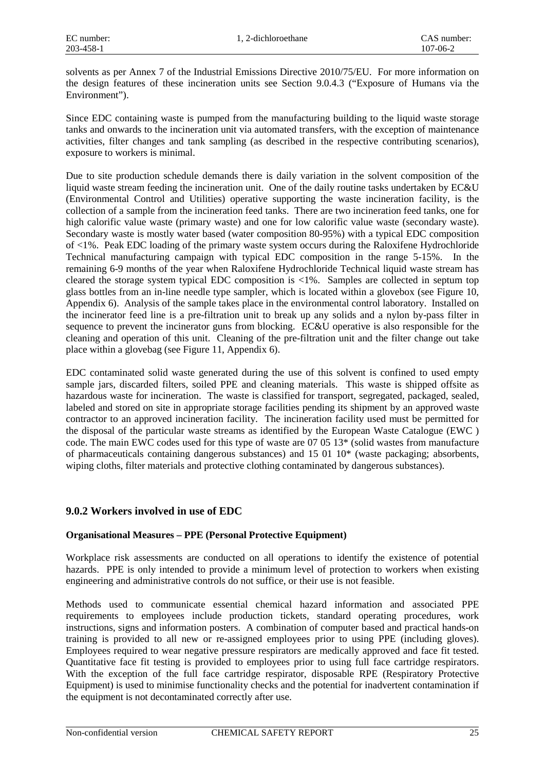solvents as per Annex 7 of the Industrial Emissions Directive 2010/75/EU. For more information on the design features of these incineration units see Section 9.0.4.3 ("Exposure of Humans via the Environment").

Since EDC containing waste is pumped from the manufacturing building to the liquid waste storage tanks and onwards to the incineration unit via automated transfers, with the exception of maintenance activities, filter changes and tank sampling (as described in the respective contributing scenarios), exposure to workers is minimal.

Due to site production schedule demands there is daily variation in the solvent composition of the liquid waste stream feeding the incineration unit. One of the daily routine tasks undertaken by EC&U (Environmental Control and Utilities) operative supporting the waste incineration facility, is the collection of a sample from the incineration feed tanks. There are two incineration feed tanks, one for high calorific value waste (primary waste) and one for low calorific value waste (secondary waste). Secondary waste is mostly water based (water composition 80-95%) with a typical EDC composition of <1%. Peak EDC loading of the primary waste system occurs during the Raloxifene Hydrochloride Technical manufacturing campaign with typical EDC composition in the range 5-15%. In the remaining 6-9 months of the year when Raloxifene Hydrochloride Technical liquid waste stream has cleared the storage system typical EDC composition is <1%. Samples are collected in septum top glass bottles from an in-line needle type sampler, which is located within a glovebox (see Figure 10, Appendix 6). Analysis of the sample takes place in the environmental control laboratory. Installed on the incinerator feed line is a pre-filtration unit to break up any solids and a nylon by-pass filter in sequence to prevent the incinerator guns from blocking. EC&U operative is also responsible for the cleaning and operation of this unit. Cleaning of the pre-filtration unit and the filter change out take place within a glovebag (see Figure 11, Appendix 6).

EDC contaminated solid waste generated during the use of this solvent is confined to used empty sample jars, discarded filters, soiled PPE and cleaning materials. This waste is shipped offsite as hazardous waste for incineration. The waste is classified for transport, segregated, packaged, sealed, labeled and stored on site in appropriate storage facilities pending its shipment by an approved waste contractor to an approved incineration facility. The incineration facility used must be permitted for the disposal of the particular waste streams as identified by the European Waste Catalogue (EWC ) code. The main EWC codes used for this type of waste are 07 05 13* (solid wastes from manufacture of pharmaceuticals containing dangerous substances) and 15 01 10* (waste packaging; absorbents, wiping cloths, filter materials and protective clothing contaminated by dangerous substances).

## 9.0.2 Workers involved in use of EDC

**Organisational Measures – PPE (Personal Protective Equipment)**

Workplace risk assessments are conducted on all operations to identify the existence of potential hazards. PPE is only intended to provide a minimum level of protection to workers when existing engineering and administrative controls do not suffice, or their use is not feasible.

Methods used to communicate essential chemical hazard information and associated PPE requirements to employees include production tickets, standard operating procedures, work instructions, signs and information posters. A combination of computer based and practical hands-on training is provided to all new or re-assigned employees prior to using PPE (including gloves). Employees required to wear negative pressure respirators are medically approved and face fit tested. Quantitative face fit testing is provided to employees prior to using full face cartridge respirators. With the exception of the full face cartridge respirator, disposable RPE (Respiratory Protective Equipment) is used to minimise functionality checks and the potential for inadvertent contamination if the equipment is not decontaminated correctly after use.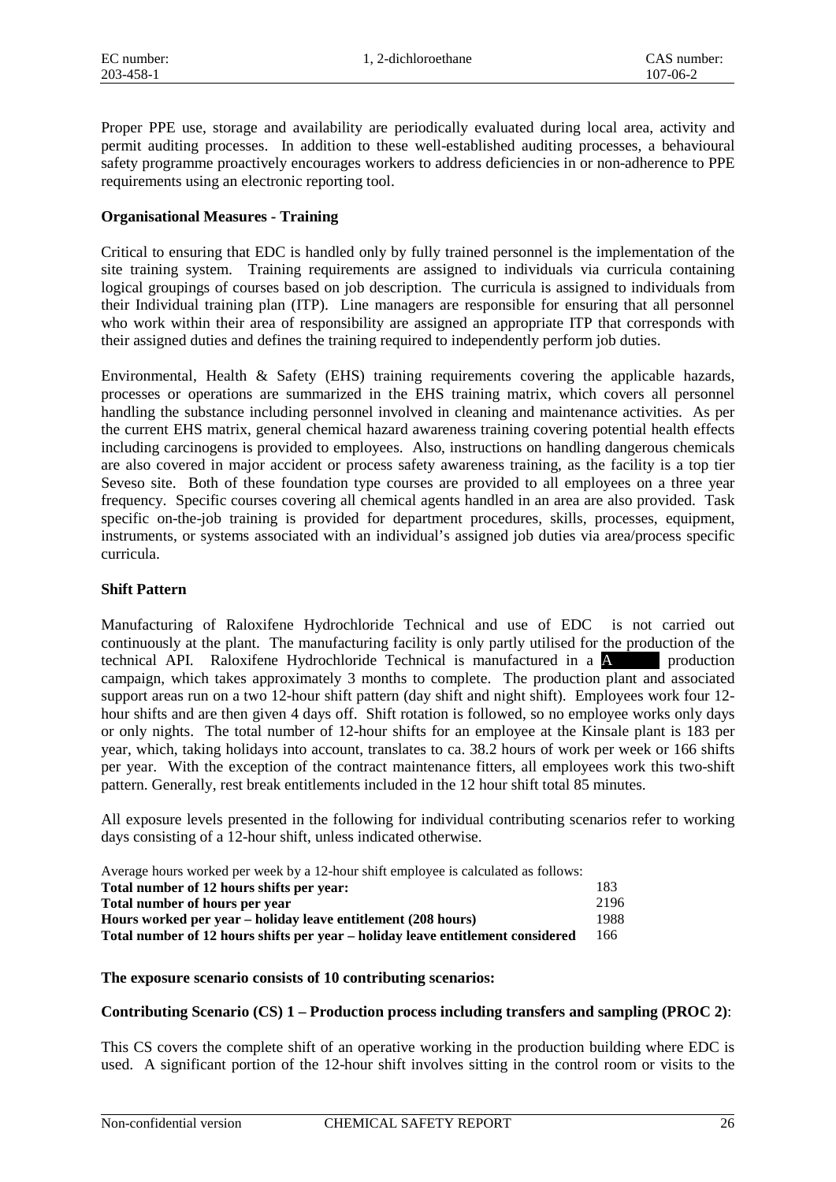Proper PPE use, storage and availability are periodically evaluated during local area, activity and permit auditing processes. In addition to these well-established auditing processes, a behavioural safety programme proactively encourages workers to address deficiencies in or non-adherence to PPE requirements using an electronic reporting tool.

**Organisational Measures - Training**

Critical to ensuring that EDC is handled only by fully trained personnel is the implementation of the site training system. Training requirements are assigned to individuals via curricula containing logical groupings of courses based on job description. The curricula is assigned to individuals from their Individual training plan (ITP). Line managers are responsible for ensuring that all personnel who work within their area of responsibility are assigned an appropriate ITP that corresponds with their assigned duties and defines the training required to independently perform job duties.

Environmental, Health & Safety (EHS) training requirements covering the applicable hazards, processes or operations are summarized in the EHS training matrix, which covers all personnel handling the substance including personnel involved in cleaning and maintenance activities. As per the current EHS matrix, general chemical hazard awareness training covering potential health effects including carcinogens is provided to employees. Also, instructions on handling dangerous chemicals are also covered in major accident or process safety awareness training, as the facility is a top tier Seveso site. Both of these foundation type courses are provided to all employees on a three year frequency. Specific courses covering all chemical agents handled in an area are also provided. Task specific on-the-job training is provided for department procedures, skills, processes, equipment, instruments, or systems associated with an individual's assigned job duties via area/process specific curricula.

**Shift Pattern**

Manufacturing of Raloxifene Hydrochloride Technical and use of EDC is not carried out continuously at the plant. The manufacturing facility is only partly utilised for the production of the technical API. Raloxifene Hydrochloride Technical is manufactured in a A production campaign, which takes approximately 3 months to complete. The production plant and associated support areas run on a two 12-hour shift pattern (day shift and night shift). Employees work four 12-hour shifts and are then given 4 days off. Shift rotation is followed, so no employee works only days or only nights. The total number of 12-hour shifts for an employee at the Kinsale plant is 183 per year, which, taking holidays into account, translates to ca. 38.2 hours of work per week or 166 shifts per year. With the exception of the contract maintenance fitters, all employees work this two-shift pattern. Generally, rest break entitlements included in the 12 hour shift total 85 minutes.

All exposure levels presented in the following for individual contributing scenarios refer to working days consisting of a 12-hour shift, unless indicated otherwise.

Average hours worked per week by a 12-hour shift employee is calculated as follows:

| | |
|---|---|
| **Total number of 12 hours shifts per year:** | 183 |
| **Total number of hours per year** | 2196 |
| **Hours worked per year – holiday leave entitlement (208 hours)** | 1988 |
| **Total number of 12 hours shifts per year – holiday leave entitlement considered** | 166 |

**The exposure scenario consists of 10 contributing scenarios:**

**Contributing Scenario (CS) 1 – Production process including transfers and sampling (PROC 2)**:

This CS covers the complete shift of an operative working in the production building where EDC is used. A significant portion of the 12-hour shift involves sitting in the control room or visits to the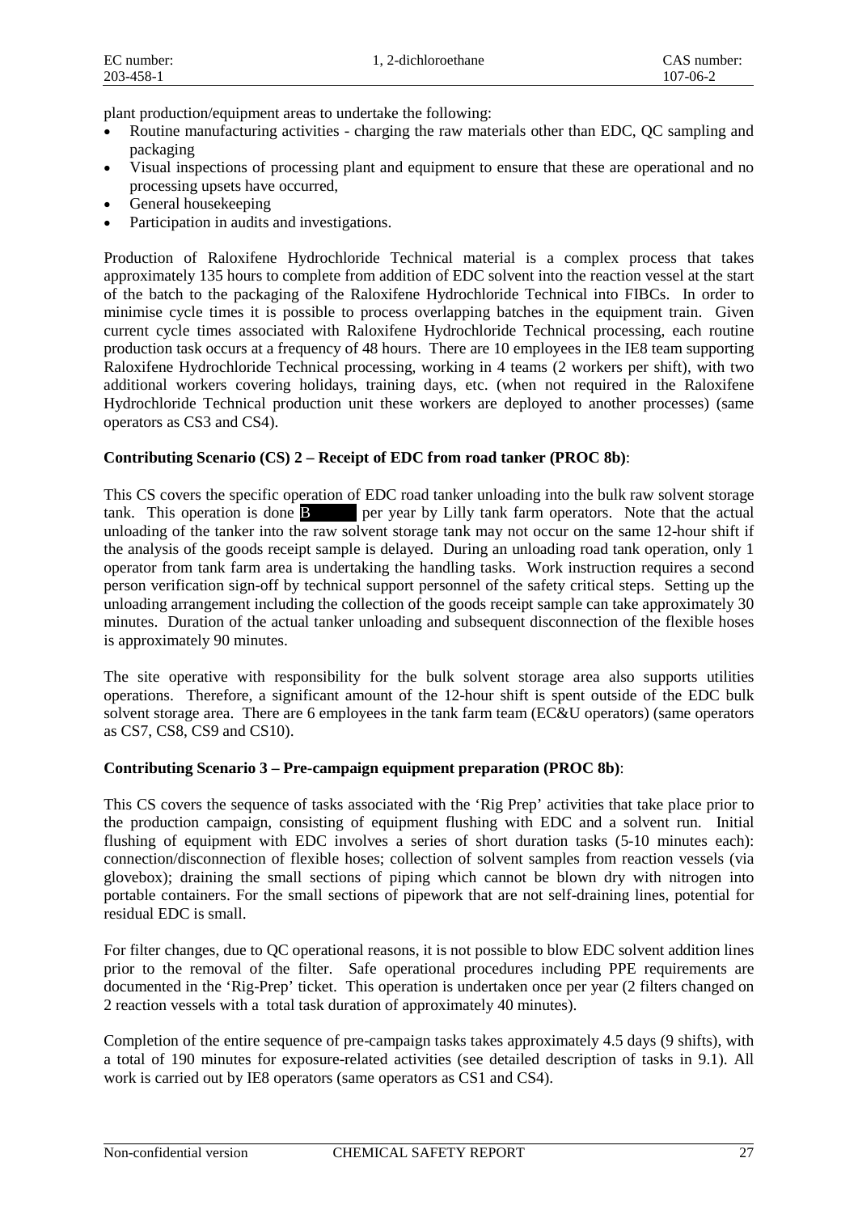plant production/equipment areas to undertake the following:

- Routine manufacturing activities - charging the raw materials other than EDC, QC sampling and packaging
- Visual inspections of processing plant and equipment to ensure that these are operational and no processing upsets have occurred,
- General housekeeping
- Participation in audits and investigations.

Production of Raloxifene Hydrochloride Technical material is a complex process that takes approximately 135 hours to complete from addition of EDC solvent into the reaction vessel at the start of the batch to the packaging of the Raloxifene Hydrochloride Technical into FIBCs. In order to minimise cycle times it is possible to process overlapping batches in the equipment train. Given current cycle times associated with Raloxifene Hydrochloride Technical processing, each routine production task occurs at a frequency of 48 hours. There are 10 employees in the IE8 team supporting Raloxifene Hydrochloride Technical processing, working in 4 teams (2 workers per shift), with two additional workers covering holidays, training days, etc. (when not required in the Raloxifene Hydrochloride Technical production unit these workers are deployed to another processes) (same operators as CS3 and CS4).

**Contributing Scenario (CS) 2 – Receipt of EDC from road tanker (PROC 8b)**:

This CS covers the specific operation of EDC road tanker unloading into the bulk raw solvent storage tank. This operation is done B per year by Lilly tank farm operators. Note that the actual unloading of the tanker into the raw solvent storage tank may not occur on the same 12-hour shift if the analysis of the goods receipt sample is delayed. During an unloading road tank operation, only 1 operator from tank farm area is undertaking the handling tasks. Work instruction requires a second person verification sign-off by technical support personnel of the safety critical steps. Setting up the unloading arrangement including the collection of the goods receipt sample can take approximately 30 minutes. Duration of the actual tanker unloading and subsequent disconnection of the flexible hoses is approximately 90 minutes.

The site operative with responsibility for the bulk solvent storage area also supports utilities operations. Therefore, a significant amount of the 12-hour shift is spent outside of the EDC bulk solvent storage area. There are 6 employees in the tank farm team (EC&U operators) (same operators as CS7, CS8, CS9 and CS10).

**Contributing Scenario 3 – Pre-campaign equipment preparation (PROC 8b)**:

This CS covers the sequence of tasks associated with the 'Rig Prep' activities that take place prior to the production campaign, consisting of equipment flushing with EDC and a solvent run. Initial flushing of equipment with EDC involves a series of short duration tasks (5-10 minutes each): connection/disconnection of flexible hoses; collection of solvent samples from reaction vessels (via glovebox); draining the small sections of piping which cannot be blown dry with nitrogen into portable containers. For the small sections of pipework that are not self-draining lines, potential for residual EDC is small.

For filter changes, due to QC operational reasons, it is not possible to blow EDC solvent addition lines prior to the removal of the filter. Safe operational procedures including PPE requirements are documented in the 'Rig-Prep' ticket. This operation is undertaken once per year (2 filters changed on 2 reaction vessels with a total task duration of approximately 40 minutes).

Completion of the entire sequence of pre-campaign tasks takes approximately 4.5 days (9 shifts), with a total of 190 minutes for exposure-related activities (see detailed description of tasks in 9.1). All work is carried out by IE8 operators (same operators as CS1 and CS4).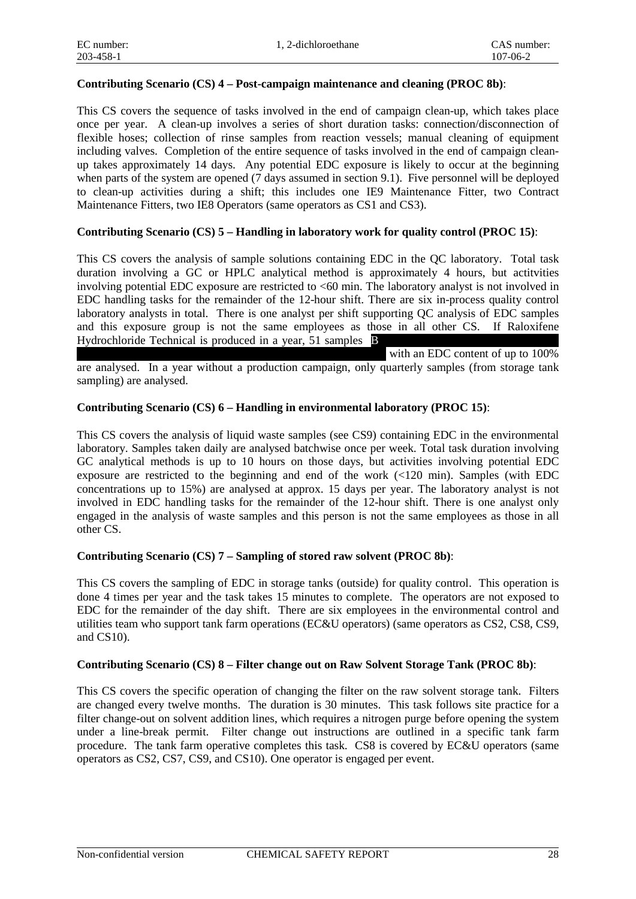**Contributing Scenario (CS) 4 – Post-campaign maintenance and cleaning (PROC 8b)**:

This CS covers the sequence of tasks involved in the end of campaign clean-up, which takes place once per year. A clean-up involves a series of short duration tasks: connection/disconnection of flexible hoses; collection of rinse samples from reaction vessels; manual cleaning of equipment including valves. Completion of the entire sequence of tasks involved in the end of campaign clean-up takes approximately 14 days. Any potential EDC exposure is likely to occur at the beginning when parts of the system are opened (7 days assumed in section 9.1). Five personnel will be deployed to clean-up activities during a shift; this includes one IE9 Maintenance Fitter, two Contract Maintenance Fitters, two IE8 Operators (same operators as CS1 and CS3).

**Contributing Scenario (CS) 5 – Handling in laboratory work for quality control (PROC 15)**:

This CS covers the analysis of sample solutions containing EDC in the QC laboratory. Total task duration involving a GC or HPLC analytical method is approximately 4 hours, but actitvities involving potential EDC exposure are restricted to <60 min. The laboratory analyst is not involved in EDC handling tasks for the remainder of the 12-hour shift. There are six in-process quality control laboratory analysts in total. There is one analyst per shift supporting QC analysis of EDC samples and this exposure group is not the same employees as those in all other CS. If Raloxifene Hydrochloride Technical is produced in a year, 51 samples B [redacted] with an EDC content of up to 100% are analysed. In a year without a production campaign, only quarterly samples (from storage tank sampling) are analysed.

**Contributing Scenario (CS) 6 – Handling in environmental laboratory (PROC 15)**:

This CS covers the analysis of liquid waste samples (see CS9) containing EDC in the environmental laboratory. Samples taken daily are analysed batchwise once per week. Total task duration involving GC analytical methods is up to 10 hours on those days, but activities involving potential EDC exposure are restricted to the beginning and end of the work (<120 min). Samples (with EDC concentrations up to 15%) are analysed at approx. 15 days per year. The laboratory analyst is not involved in EDC handling tasks for the remainder of the 12-hour shift. There is one analyst only engaged in the analysis of waste samples and this person is not the same employees as those in all other CS.

**Contributing Scenario (CS) 7 – Sampling of stored raw solvent (PROC 8b)**:

This CS covers the sampling of EDC in storage tanks (outside) for quality control. This operation is done 4 times per year and the task takes 15 minutes to complete. The operators are not exposed to EDC for the remainder of the day shift. There are six employees in the environmental control and utilities team who support tank farm operations (EC&U operators) (same operators as CS2, CS8, CS9, and CS10).

**Contributing Scenario (CS) 8 – Filter change out on Raw Solvent Storage Tank (PROC 8b)**:

This CS covers the specific operation of changing the filter on the raw solvent storage tank. Filters are changed every twelve months. The duration is 30 minutes. This task follows site practice for a filter change-out on solvent addition lines, which requires a nitrogen purge before opening the system under a line-break permit. Filter change out instructions are outlined in a specific tank farm procedure. The tank farm operative completes this task. CS8 is covered by EC&U operators (same operators as CS2, CS7, CS9, and CS10). One operator is engaged per event.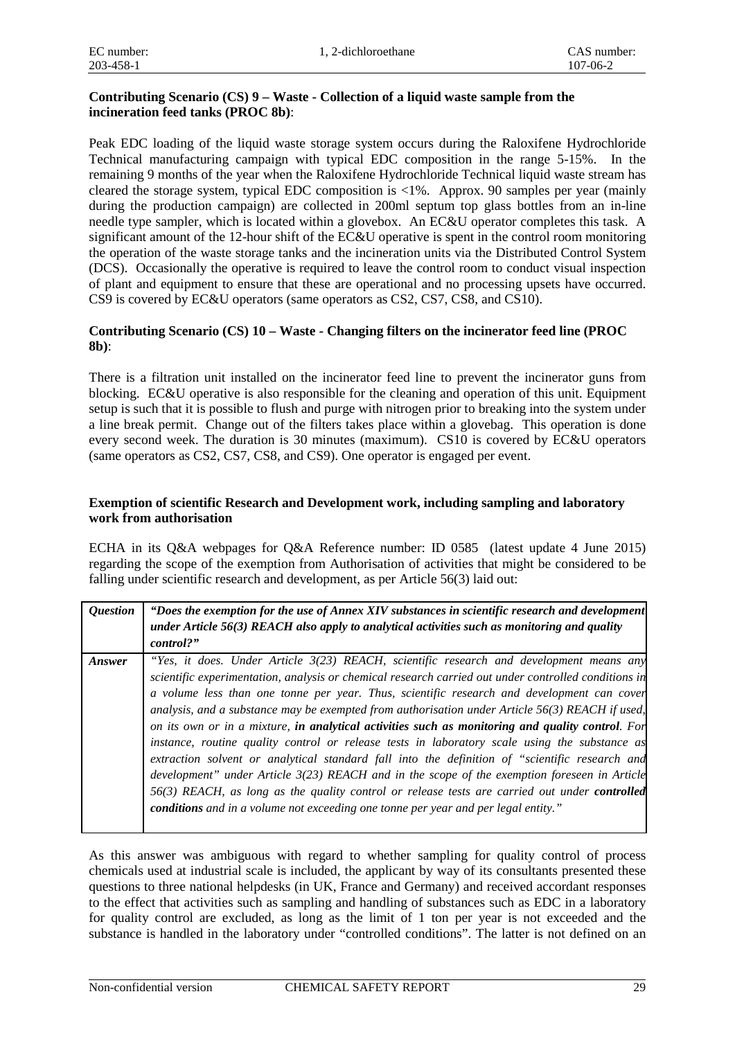**Contributing Scenario (CS) 9 – Waste - Collection of a liquid waste sample from the incineration feed tanks (PROC 8b)**:

Peak EDC loading of the liquid waste storage system occurs during the Raloxifene Hydrochloride Technical manufacturing campaign with typical EDC composition in the range 5-15%. In the remaining 9 months of the year when the Raloxifene Hydrochloride Technical liquid waste stream has cleared the storage system, typical EDC composition is <1%. Approx. 90 samples per year (mainly during the production campaign) are collected in 200ml septum top glass bottles from an in-line needle type sampler, which is located within a glovebox. An EC&U operator completes this task. A significant amount of the 12-hour shift of the EC&U operative is spent in the control room monitoring the operation of the waste storage tanks and the incineration units via the Distributed Control System (DCS). Occasionally the operative is required to leave the control room to conduct visual inspection of plant and equipment to ensure that these are operational and no processing upsets have occurred. CS9 is covered by EC&U operators (same operators as CS2, CS7, CS8, and CS10).

**Contributing Scenario (CS) 10 – Waste - Changing filters on the incinerator feed line (PROC 8b)**:

There is a filtration unit installed on the incinerator feed line to prevent the incinerator guns from blocking. EC&U operative is also responsible for the cleaning and operation of this unit. Equipment setup is such that it is possible to flush and purge with nitrogen prior to breaking into the system under a line break permit. Change out of the filters takes place within a glovebag. This operation is done every second week. The duration is 30 minutes (maximum). CS10 is covered by EC&U operators (same operators as CS2, CS7, CS8, and CS9). One operator is engaged per event.

**Exemption of scientific Research and Development work, including sampling and laboratory work from authorisation**

ECHA in its Q&A webpages for Q&A Reference number: ID 0585 (latest update 4 June 2015) regarding the scope of the exemption from Authorisation of activities that might be considered to be falling under scientific research and development, as per Article 56(3) laid out:

| | |
|---|---|
| ***Question*** | ***"Does the exemption for the use of Annex XIV substances in scientific research and development under Article 56(3) REACH also apply to analytical activities such as monitoring and quality control?"*** |
| ***Answer*** | *"Yes, it does. Under Article 3(23) REACH, scientific research and development means any scientific experimentation, analysis or chemical research carried out under controlled conditions in a volume less than one tonne per year. Thus, scientific research and development can cover analysis, and a substance may be exempted from authorisation under Article 56(3) REACH if used, on its own or in a mixture,* ***in analytical activities such as monitoring and quality control****. For instance, routine quality control or release tests in laboratory scale using the substance as extraction solvent or analytical standard fall into the definition of "scientific research and development" under Article 3(23) REACH and in the scope of the exemption foreseen in Article 56(3) REACH, as long as the quality control or release tests are carried out under* ***controlled conditions*** *and in a volume not exceeding one tonne per year and per legal entity."* |

As this answer was ambiguous with regard to whether sampling for quality control of process chemicals used at industrial scale is included, the applicant by way of its consultants presented these questions to three national helpdesks (in UK, France and Germany) and received accordant responses to the effect that activities such as sampling and handling of substances such as EDC in a laboratory for quality control are excluded, as long as the limit of 1 ton per year is not exceeded and the substance is handled in the laboratory under "controlled conditions". The latter is not defined on an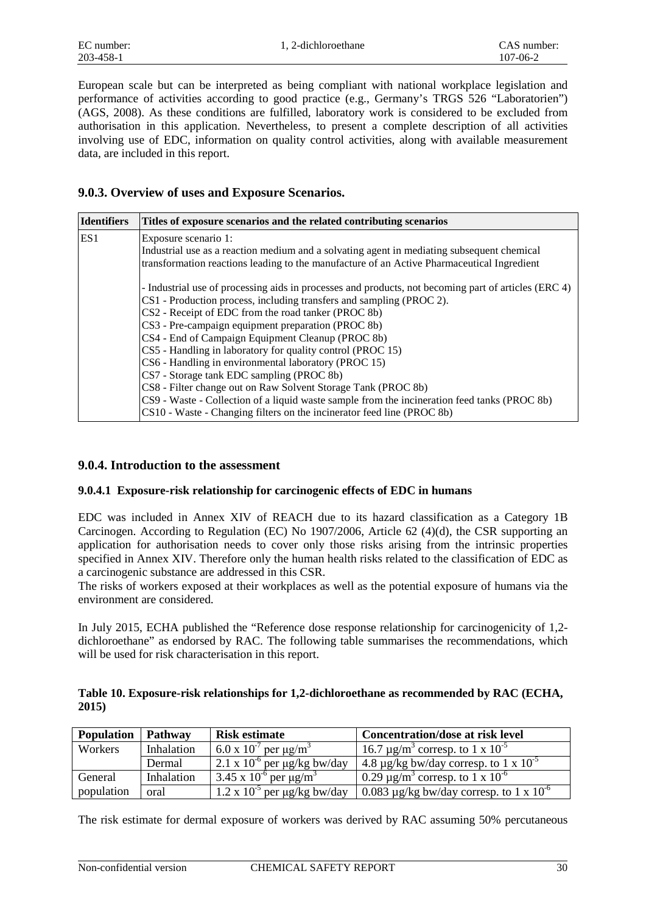European scale but can be interpreted as being compliant with national workplace legislation and performance of activities according to good practice (e.g., Germany's TRGS 526 "Laboratorien") (AGS, 2008). As these conditions are fulfilled, laboratory work is considered to be excluded from authorisation in this application. Nevertheless, to present a complete description of all activities involving use of EDC, information on quality control activities, along with available measurement data, are included in this report.

### 9.0.3. Overview of uses and Exposure Scenarios.

| Identifiers | Titles of exposure scenarios and the related contributing scenarios |
|---|---|
| ES1 | Exposure scenario 1:<br>Industrial use as a reaction medium and a solvating agent in mediating subsequent chemical transformation reactions leading to the manufacture of an Active Pharmaceutical Ingredient<br><br>- Industrial use of processing aids in processes and products, not becoming part of articles (ERC 4)<br>CS1 - Production process, including transfers and sampling (PROC 2).<br>CS2 - Receipt of EDC from the road tanker (PROC 8b)<br>CS3 - Pre-campaign equipment preparation (PROC 8b)<br>CS4 - End of Campaign Equipment Cleanup (PROC 8b)<br>CS5 - Handling in laboratory for quality control (PROC 15)<br>CS6 - Handling in environmental laboratory (PROC 15)<br>CS7 - Storage tank EDC sampling (PROC 8b)<br>CS8 - Filter change out on Raw Solvent Storage Tank (PROC 8b)<br>CS9 - Waste - Collection of a liquid waste sample from the incineration feed tanks (PROC 8b)<br>CS10 - Waste - Changing filters on the incinerator feed line (PROC 8b) |

### 9.0.4. Introduction to the assessment

#### 9.0.4.1 Exposure-risk relationship for carcinogenic effects of EDC in humans

EDC was included in Annex XIV of REACH due to its hazard classification as a Category 1B Carcinogen. According to Regulation (EC) No 1907/2006, Article 62 (4)(d), the CSR supporting an application for authorisation needs to cover only those risks arising from the intrinsic properties specified in Annex XIV. Therefore only the human health risks related to the classification of EDC as a carcinogenic substance are addressed in this CSR.
The risks of workers exposed at their workplaces as well as the potential exposure of humans via the environment are considered.

In July 2015, ECHA published the "Reference dose response relationship for carcinogenicity of 1,2-dichloroethane" as endorsed by RAC. The following table summarises the recommendations, which will be used for risk characterisation in this report.

**Table 10. Exposure-risk relationships for 1,2-dichloroethane as recommended by RAC (ECHA, 2015)**

| Population | Pathway | Risk estimate | Concentration/dose at risk level |
|---|---|---|---|
| Workers | Inhalation | $6.0 \times 10^{-7}$ per µg/m$^3$ | 16.7 µg/m$^3$ corresp. to $1 \times 10^{-5}$ |
| | Dermal | $2.1 \times 10^{-6}$ per µg/kg bw/day | 4.8 µg/kg bw/day corresp. to $1 \times 10^{-5}$ |
| General population | Inhalation | $3.45 \times 10^{-6}$ per µg/m$^3$ | 0.29 µg/m$^3$ corresp. to $1 \times 10^{-6}$ |
| | oral | $1.2 \times 10^{-5}$ per µg/kg bw/day | 0.083 µg/kg bw/day corresp. to $1 \times 10^{-6}$ |

The risk estimate for dermal exposure of workers was derived by RAC assuming 50% percutaneous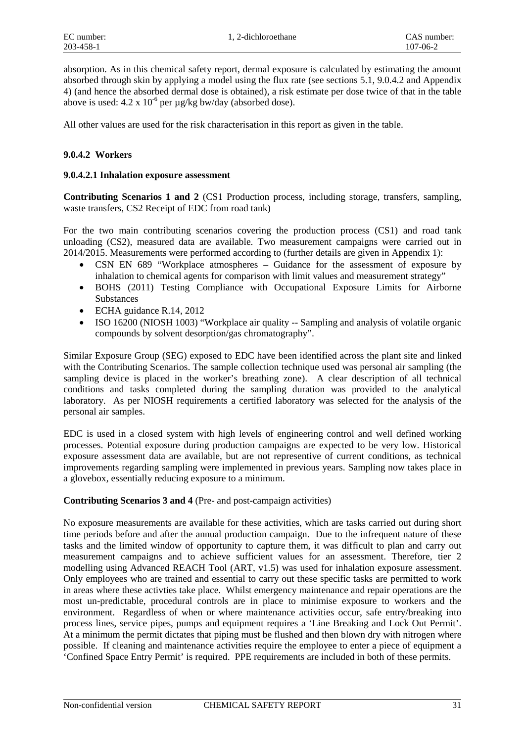absorption. As in this chemical safety report, dermal exposure is calculated by estimating the amount absorbed through skin by applying a model using the flux rate (see sections 5.1, 9.0.4.2 and Appendix 4) (and hence the absorbed dermal dose is obtained), a risk estimate per dose twice of that in the table above is used: $4.2 \times 10^{-6}$ per µg/kg bw/day (absorbed dose).

All other values are used for the risk characterisation in this report as given in the table.

#### 9.0.4.2 Workers

##### 9.0.4.2.1 Inhalation exposure assessment

**Contributing Scenarios 1 and 2** (CS1 Production process, including storage, transfers, sampling, waste transfers, CS2 Receipt of EDC from road tank)

For the two main contributing scenarios covering the production process (CS1) and road tank unloading (CS2), measured data are available. Two measurement campaigns were carried out in 2014/2015. Measurements were performed according to (further details are given in Appendix 1):

- CSN EN 689 "Workplace atmospheres – Guidance for the assessment of exposure by inhalation to chemical agents for comparison with limit values and measurement strategy"
- BOHS (2011) Testing Compliance with Occupational Exposure Limits for Airborne Substances
- ECHA guidance R.14, 2012
- ISO 16200 (NIOSH 1003) "Workplace air quality -- Sampling and analysis of volatile organic compounds by solvent desorption/gas chromatography".

Similar Exposure Group (SEG) exposed to EDC have been identified across the plant site and linked with the Contributing Scenarios. The sample collection technique used was personal air sampling (the sampling device is placed in the worker's breathing zone). A clear description of all technical conditions and tasks completed during the sampling duration was provided to the analytical laboratory. As per NIOSH requirements a certified laboratory was selected for the analysis of the personal air samples.

EDC is used in a closed system with high levels of engineering control and well defined working processes. Potential exposure during production campaigns are expected to be very low. Historical exposure assessment data are available, but are not representive of current conditions, as technical improvements regarding sampling were implemented in previous years. Sampling now takes place in a glovebox, essentially reducing exposure to a minimum.

**Contributing Scenarios 3 and 4** (Pre- and post-campaign activities)

No exposure measurements are available for these activities, which are tasks carried out during short time periods before and after the annual production campaign. Due to the infrequent nature of these tasks and the limited window of opportunity to capture them, it was difficult to plan and carry out measurement campaigns and to achieve sufficient values for an assessment. Therefore, tier 2 modelling using Advanced REACH Tool (ART, v1.5) was used for inhalation exposure assessment. Only employees who are trained and essential to carry out these specific tasks are permitted to work in areas where these activties take place. Whilst emergency maintenance and repair operations are the most un-predictable, procedural controls are in place to minimise exposure to workers and the environment. Regardless of when or where maintenance activities occur, safe entry/breaking into process lines, service pipes, pumps and equipment requires a 'Line Breaking and Lock Out Permit'. At a minimum the permit dictates that piping must be flushed and then blown dry with nitrogen where possible. If cleaning and maintenance activities require the employee to enter a piece of equipment a 'Confined Space Entry Permit' is required. PPE requirements are included in both of these permits.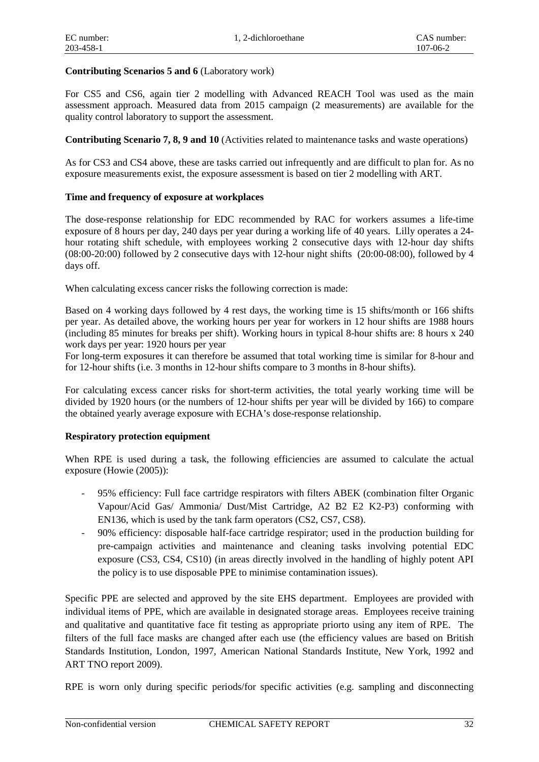**Contributing Scenarios 5 and 6** (Laboratory work)

For CS5 and CS6, again tier 2 modelling with Advanced REACH Tool was used as the main assessment approach. Measured data from 2015 campaign (2 measurements) are available for the quality control laboratory to support the assessment.

**Contributing Scenario 7, 8, 9 and 10** (Activities related to maintenance tasks and waste operations)

As for CS3 and CS4 above, these are tasks carried out infrequently and are difficult to plan for. As no exposure measurements exist, the exposure assessment is based on tier 2 modelling with ART.

**Time and frequency of exposure at workplaces**

The dose-response relationship for EDC recommended by RAC for workers assumes a life-time exposure of 8 hours per day, 240 days per year during a working life of 40 years. Lilly operates a 24-hour rotating shift schedule, with employees working 2 consecutive days with 12-hour day shifts (08:00-20:00) followed by 2 consecutive days with 12-hour night shifts (20:00-08:00), followed by 4 days off.

When calculating excess cancer risks the following correction is made:

Based on 4 working days followed by 4 rest days, the working time is 15 shifts/month or 166 shifts per year. As detailed above, the working hours per year for workers in 12 hour shifts are 1988 hours (including 85 minutes for breaks per shift). Working hours in typical 8-hour shifts are: 8 hours x 240 work days per year: 1920 hours per year

For long-term exposures it can therefore be assumed that total working time is similar for 8-hour and for 12-hour shifts (i.e. 3 months in 12-hour shifts compare to 3 months in 8-hour shifts).

For calculating excess cancer risks for short-term activities, the total yearly working time will be divided by 1920 hours (or the numbers of 12-hour shifts per year will be divided by 166) to compare the obtained yearly average exposure with ECHA's dose-response relationship.

**Respiratory protection equipment**

When RPE is used during a task, the following efficiencies are assumed to calculate the actual exposure (Howie (2005)):

- 95% efficiency: Full face cartridge respirators with filters ABEK (combination filter Organic Vapour/Acid Gas/ Ammonia/ Dust/Mist Cartridge, A2 B2 E2 K2-P3) conforming with EN136, which is used by the tank farm operators (CS2, CS7, CS8).
- 90% efficiency: disposable half-face cartridge respirator; used in the production building for pre-campaign activities and maintenance and cleaning tasks involving potential EDC exposure (CS3, CS4, CS10) (in areas directly involved in the handling of highly potent API the policy is to use disposable PPE to minimise contamination issues).

Specific PPE are selected and approved by the site EHS department. Employees are provided with individual items of PPE, which are available in designated storage areas. Employees receive training and qualitative and quantitative face fit testing as appropriate priorto using any item of RPE. The filters of the full face masks are changed after each use (the efficiency values are based on British Standards Institution, London, 1997, American National Standards Institute, New York, 1992 and ART TNO report 2009).

RPE is worn only during specific periods/for specific activities (e.g. sampling and disconnecting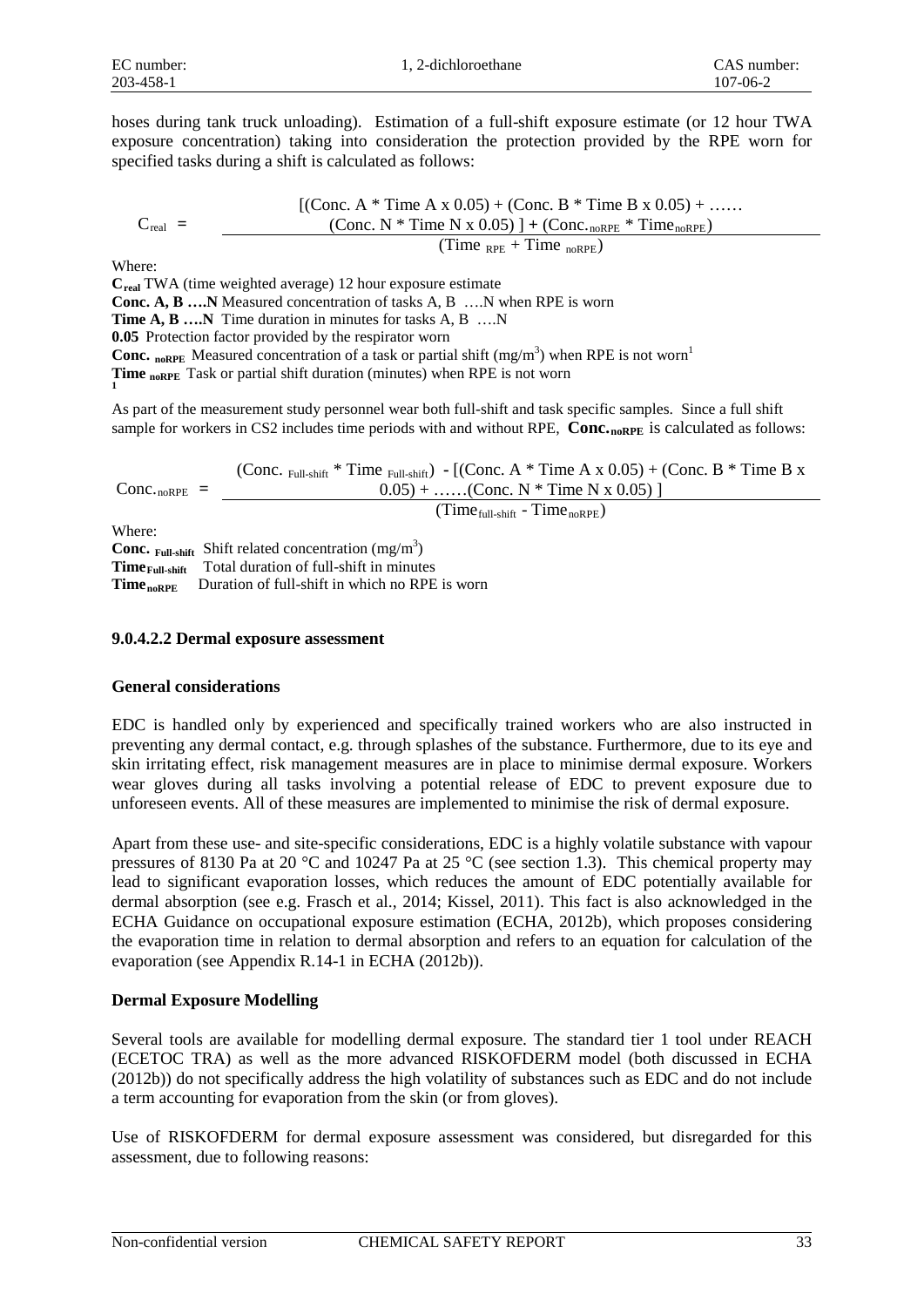hoses during tank truck unloading). Estimation of a full-shift exposure estimate (or 12 hour TWA exposure concentration) taking into consideration the protection provided by the RPE worn for specified tasks during a shift is calculated as follows:

$$C_{real} = \frac{[(\text{Conc. A} * \text{Time A x } 0.05) + (\text{Conc. B} * \text{Time B x } 0.05) + \ldots\ldots (\text{Conc. N} * \text{Time N x } 0.05)] + (\text{Conc.}_{noRPE} * \text{Time}_{noRPE})}{(\text{Time}_{RPE} + \text{Time}_{noRPE})}$$

Where:

**$C_{real}$** TWA (time weighted average) 12 hour exposure estimate
**Conc. A, B ….N** Measured concentration of tasks A, B ….N when RPE is worn
**Time A, B ….N** Time duration in minutes for tasks A, B ….N
**0.05** Protection factor provided by the respirator worn
**$\text{Conc.}_{noRPE}$** Measured concentration of a task or partial shift ($mg/m^3$) when RPE is not worn[1]
**$\text{Time}_{noRPE}$** Task or partial shift duration (minutes) when RPE is not worn
[1]

As part of the measurement study personnel wear both full-shift and task specific samples. Since a full shift sample for workers in CS2 includes time periods with and without RPE, **$\text{Conc.}_{noRPE}$** is calculated as follows:

$$\text{Conc.}_{noRPE} = \frac{(\text{Conc.}_{\text{Full-shift}} * \text{Time}_{\text{Full-shift}}) - [(\text{Conc. A} * \text{Time A x } 0.05) + (\text{Conc. B} * \text{Time B x } 0.05) + \ldots\ldots (\text{Conc. N} * \text{Time N x } 0.05)]}{(\text{Time}_{\text{full-shift}} - \text{Time}_{noRPE})}$$

Where:

**$\text{Conc.}_{\text{Full-shift}}$** Shift related concentration ($mg/m^3$)
**$\text{Time}_{\text{Full-shift}}$** Total duration of full-shift in minutes
**$\text{Time}_{noRPE}$** Duration of full-shift in which no RPE is worn

#### 9.0.4.2.2 Dermal exposure assessment

**General considerations**

EDC is handled only by experienced and specifically trained workers who are also instructed in preventing any dermal contact, e.g. through splashes of the substance. Furthermore, due to its eye and skin irritating effect, risk management measures are in place to minimise dermal exposure. Workers wear gloves during all tasks involving a potential release of EDC to prevent exposure due to unforeseen events. All of these measures are implemented to minimise the risk of dermal exposure.

Apart from these use- and site-specific considerations, EDC is a highly volatile substance with vapour pressures of 8130 Pa at 20 °C and 10247 Pa at 25 °C (see section 1.3). This chemical property may lead to significant evaporation losses, which reduces the amount of EDC potentially available for dermal absorption (see e.g. Frasch et al., 2014; Kissel, 2011). This fact is also acknowledged in the ECHA Guidance on occupational exposure estimation (ECHA, 2012b), which proposes considering the evaporation time in relation to dermal absorption and refers to an equation for calculation of the evaporation (see Appendix R.14-1 in ECHA (2012b)).

**Dermal Exposure Modelling**

Several tools are available for modelling dermal exposure. The standard tier 1 tool under REACH (ECETOC TRA) as well as the more advanced RISKOFDERM model (both discussed in ECHA (2012b)) do not specifically address the high volatility of substances such as EDC and do not include a term accounting for evaporation from the skin (or from gloves).

Use of RISKOFDERM for dermal exposure assessment was considered, but disregarded for this assessment, due to following reasons: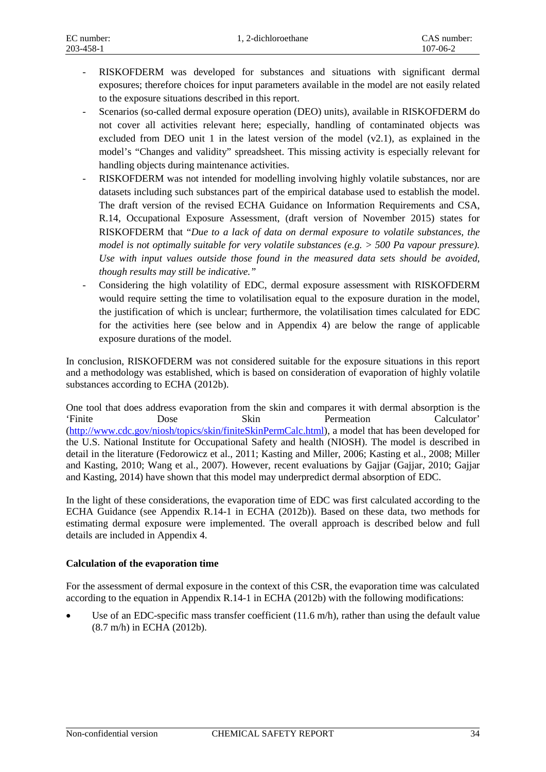- RISKOFDERM was developed for substances and situations with significant dermal exposures; therefore choices for input parameters available in the model are not easily related to the exposure situations described in this report.
- Scenarios (so-called dermal exposure operation (DEO) units), available in RISKOFDERM do not cover all activities relevant here; especially, handling of contaminated objects was excluded from DEO unit 1 in the latest version of the model (v2.1), as explained in the model's "Changes and validity" spreadsheet. This missing activity is especially relevant for handling objects during maintenance activities.
- RISKOFDERM was not intended for modelling involving highly volatile substances, nor are datasets including such substances part of the empirical database used to establish the model. The draft version of the revised ECHA Guidance on Information Requirements and CSA, R.14, Occupational Exposure Assessment, (draft version of November 2015) states for RISKOFDERM that "*Due to a lack of data on dermal exposure to volatile substances, the model is not optimally suitable for very volatile substances (e.g. > 500 Pa vapour pressure). Use with input values outside those found in the measured data sets should be avoided, though results may still be indicative.*"
- Considering the high volatility of EDC, dermal exposure assessment with RISKOFDERM would require setting the time to volatilisation equal to the exposure duration in the model, the justification of which is unclear; furthermore, the volatilisation times calculated for EDC for the activities here (see below and in Appendix 4) are below the range of applicable exposure durations of the model.

In conclusion, RISKOFDERM was not considered suitable for the exposure situations in this report and a methodology was established, which is based on consideration of evaporation of highly volatile substances according to ECHA (2012b).

One tool that does address evaporation from the skin and compares it with dermal absorption is the 'Finite Dose Skin Permeation Calculator' (http://www.cdc.gov/niosh/topics/skin/finiteSkinPermCalc.html), a model that has been developed for the U.S. National Institute for Occupational Safety and health (NIOSH). The model is described in detail in the literature (Fedorowicz et al., 2011; Kasting and Miller, 2006; Kasting et al., 2008; Miller and Kasting, 2010; Wang et al., 2007). However, recent evaluations by Gajjar (Gajjar, 2010; Gajjar and Kasting, 2014) have shown that this model may underpredict dermal absorption of EDC.

In the light of these considerations, the evaporation time of EDC was first calculated according to the ECHA Guidance (see Appendix R.14-1 in ECHA (2012b)). Based on these data, two methods for estimating dermal exposure were implemented. The overall approach is described below and full details are included in Appendix 4.

**Calculation of the evaporation time**

For the assessment of dermal exposure in the context of this CSR, the evaporation time was calculated according to the equation in Appendix R.14-1 in ECHA (2012b) with the following modifications:

- Use of an EDC-specific mass transfer coefficient (11.6 m/h), rather than using the default value (8.7 m/h) in ECHA (2012b).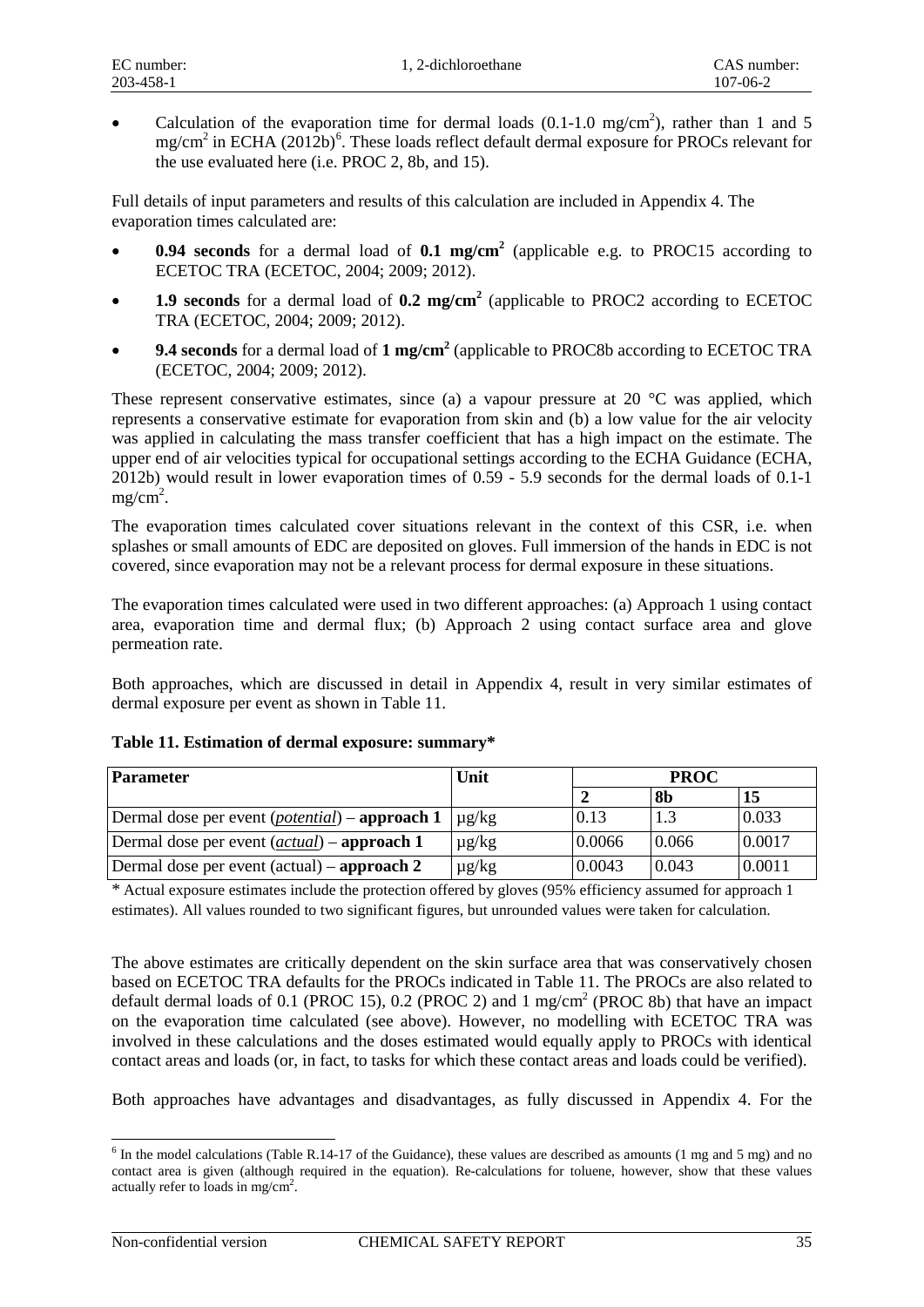- Calculation of the evaporation time for dermal loads (0.1-1.0 mg/cm$^2$), rather than 1 and 5 mg/cm$^2$ in ECHA (2012b)[6]. These loads reflect default dermal exposure for PROCs relevant for the use evaluated here (i.e. PROC 2, 8b, and 15).

Full details of input parameters and results of this calculation are included in Appendix 4. The evaporation times calculated are:

- **0.94 seconds** for a dermal load of **0.1 mg/cm$^2$** (applicable e.g. to PROC15 according to ECETOC TRA (ECETOC, 2004; 2009; 2012).
- **1.9 seconds** for a dermal load of **0.2 mg/cm$^2$** (applicable to PROC2 according to ECETOC TRA (ECETOC, 2004; 2009; 2012).
- **9.4 seconds** for a dermal load of **1 mg/cm$^2$** (applicable to PROC8b according to ECETOC TRA (ECETOC, 2004; 2009; 2012).

These represent conservative estimates, since (a) a vapour pressure at 20 °C was applied, which represents a conservative estimate for evaporation from skin and (b) a low value for the air velocity was applied in calculating the mass transfer coefficient that has a high impact on the estimate. The upper end of air velocities typical for occupational settings according to the ECHA Guidance (ECHA, 2012b) would result in lower evaporation times of 0.59 - 5.9 seconds for the dermal loads of 0.1-1 mg/cm$^2$.

The evaporation times calculated cover situations relevant in the context of this CSR, i.e. when splashes or small amounts of EDC are deposited on gloves. Full immersion of the hands in EDC is not covered, since evaporation may not be a relevant process for dermal exposure in these situations.

The evaporation times calculated were used in two different approaches: (a) Approach 1 using contact area, evaporation time and dermal flux; (b) Approach 2 using contact surface area and glove permeation rate.

Both approaches, which are discussed in detail in Appendix 4, result in very similar estimates of dermal exposure per event as shown in Table 11.

**Table 11. Estimation of dermal exposure: summary***

| Parameter | Unit | PROC | | |
|---|---|---|---|---|
| | | **2** | **8b** | **15** |
| Dermal dose per event (*potential*) – **approach 1** | µg/kg | 0.13 | 1.3 | 0.033 |
| Dermal dose per event (*actual*) – **approach 1** | µg/kg | 0.0066 | 0.066 | 0.0017 |
| Dermal dose per event (actual) – **approach 2** | µg/kg | 0.0043 | 0.043 | 0.0011 |

\* Actual exposure estimates include the protection offered by gloves (95% efficiency assumed for approach 1 estimates). All values rounded to two significant figures, but unrounded values were taken for calculation.

The above estimates are critically dependent on the skin surface area that was conservatively chosen based on ECETOC TRA defaults for the PROCs indicated in Table 11. The PROCs are also related to default dermal loads of 0.1 (PROC 15), 0.2 (PROC 2) and 1 mg/cm$^2$ (PROC 8b) that have an impact on the evaporation time calculated (see above). However, no modelling with ECETOC TRA was involved in these calculations and the doses estimated would equally apply to PROCs with identical contact areas and loads (or, in fact, to tasks for which these contact areas and loads could be verified).

Both approaches have advantages and disadvantages, as fully discussed in Appendix 4. For the

[6] In the model calculations (Table R.14-17 of the Guidance), these values are described as amounts (1 mg and 5 mg) and no contact area is given (although required in the equation). Re-calculations for toluene, however, show that these values actually refer to loads in mg/cm$^2$.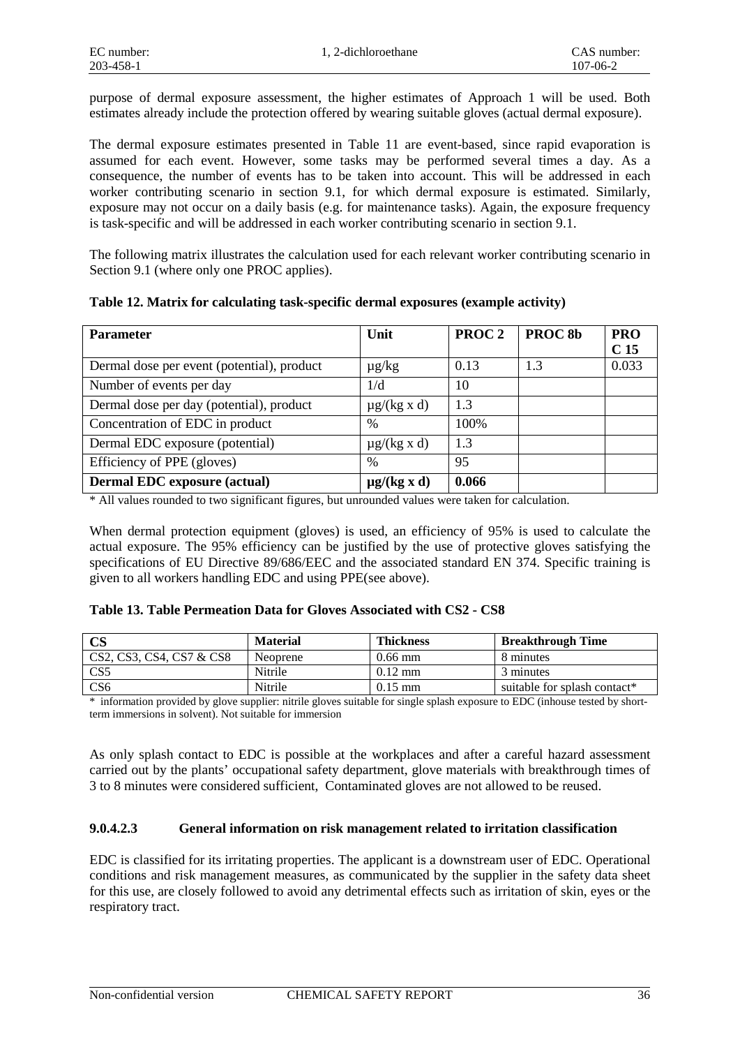purpose of dermal exposure assessment, the higher estimates of Approach 1 will be used. Both estimates already include the protection offered by wearing suitable gloves (actual dermal exposure).

The dermal exposure estimates presented in Table 11 are event-based, since rapid evaporation is assumed for each event. However, some tasks may be performed several times a day. As a consequence, the number of events has to be taken into account. This will be addressed in each worker contributing scenario in section 9.1, for which dermal exposure is estimated. Similarly, exposure may not occur on a daily basis (e.g. for maintenance tasks). Again, the exposure frequency is task-specific and will be addressed in each worker contributing scenario in section 9.1.

The following matrix illustrates the calculation used for each relevant worker contributing scenario in Section 9.1 (where only one PROC applies).

**Table 12. Matrix for calculating task-specific dermal exposures (example activity)**

| Parameter | Unit | PROC 2 | PROC 8b | PROC 15 |
|---|---|---|---|---|
| Dermal dose per event (potential), product | µg/kg | 0.13 | 1.3 | 0.033 |
| Number of events per day | 1/d | 10 | | |
| Dermal dose per day (potential), product | µg/(kg x d) | 1.3 | | |
| Concentration of EDC in product | % | 100% | | |
| Dermal EDC exposure (potential) | µg/(kg x d) | 1.3 | | |
| Efficiency of PPE (gloves) | % | 95 | | |
| **Dermal EDC exposure (actual)** | **µg/(kg x d)** | **0.066** | | |

* All values rounded to two significant figures, but unrounded values were taken for calculation.

When dermal protection equipment (gloves) is used, an efficiency of 95% is used to calculate the actual exposure. The 95% efficiency can be justified by the use of protective gloves satisfying the specifications of EU Directive 89/686/EEC and the associated standard EN 374. Specific training is given to all workers handling EDC and using PPE(see above).

**Table 13. Table Permeation Data for Gloves Associated with CS2 - CS8**

| CS | Material | Thickness | Breakthrough Time |
|---|---|---|---|
| CS2, CS3, CS4, CS7 & CS8 | Neoprene | 0.66 mm | 8 minutes |
| CS5 | Nitrile | 0.12 mm | 3 minutes |
| CS6 | Nitrile | 0.15 mm | suitable for splash contact* |

* information provided by glove supplier: nitrile gloves suitable for single splash exposure to EDC (inhouse tested by short-term immersions in solvent). Not suitable for immersion

As only splash contact to EDC is possible at the workplaces and after a careful hazard assessment carried out by the plants' occupational safety department, glove materials with breakthrough times of 3 to 8 minutes were considered sufficient, Contaminated gloves are not allowed to be reused.

#### 9.0.4.2.3 General information on risk management related to irritation classification

EDC is classified for its irritating properties. The applicant is a downstream user of EDC. Operational conditions and risk management measures, as communicated by the supplier in the safety data sheet for this use, are closely followed to avoid any detrimental effects such as irritation of skin, eyes or the respiratory tract.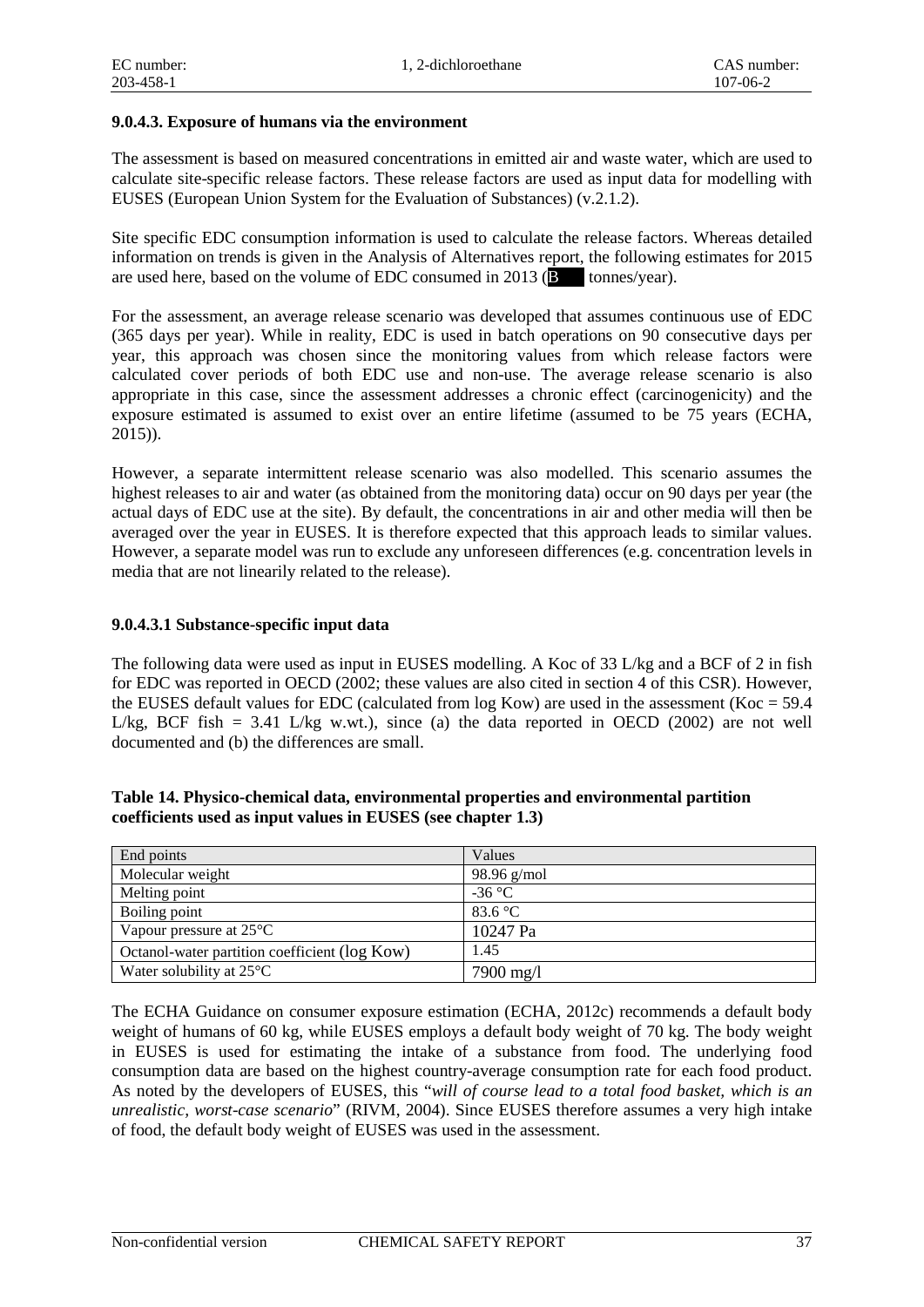### 9.0.4.3. Exposure of humans via the environment

The assessment is based on measured concentrations in emitted air and waste water, which are used to calculate site-specific release factors. These release factors are used as input data for modelling with EUSES (European Union System for the Evaluation of Substances) (v.2.1.2).

Site specific EDC consumption information is used to calculate the release factors. Whereas detailed information on trends is given in the Analysis of Alternatives report, the following estimates for 2015 are used here, based on the volume of EDC consumed in 2013 (B tonnes/year).

For the assessment, an average release scenario was developed that assumes continuous use of EDC (365 days per year). While in reality, EDC is used in batch operations on 90 consecutive days per year, this approach was chosen since the monitoring values from which release factors were calculated cover periods of both EDC use and non-use. The average release scenario is also appropriate in this case, since the assessment addresses a chronic effect (carcinogenicity) and the exposure estimated is assumed to exist over an entire lifetime (assumed to be 75 years (ECHA, 2015)).

However, a separate intermittent release scenario was also modelled. This scenario assumes the highest releases to air and water (as obtained from the monitoring data) occur on 90 days per year (the actual days of EDC use at the site). By default, the concentrations in air and other media will then be averaged over the year in EUSES. It is therefore expected that this approach leads to similar values. However, a separate model was run to exclude any unforeseen differences (e.g. concentration levels in media that are not linearily related to the release).

#### 9.0.4.3.1 Substance-specific input data

The following data were used as input in EUSES modelling. A Koc of 33 L/kg and a BCF of 2 in fish for EDC was reported in OECD (2002; these values are also cited in section 4 of this CSR). However, the EUSES default values for EDC (calculated from log Kow) are used in the assessment (Koc = 59.4 L/kg, BCF fish = 3.41 L/kg w.wt.), since (a) the data reported in OECD (2002) are not well documented and (b) the differences are small.

**Table 14. Physico-chemical data, environmental properties and environmental partition coefficients used as input values in EUSES (see chapter 1.3)**

| End points | Values |
|---|---|
| Molecular weight | 98.96 g/mol |
| Melting point | -36 °C |
| Boiling point | 83.6 °C |
| Vapour pressure at 25°C | 10247 Pa |
| Octanol-water partition coefficient (log Kow) | 1.45 |
| Water solubility at 25°C | 7900 mg/l |

The ECHA Guidance on consumer exposure estimation (ECHA, 2012c) recommends a default body weight of humans of 60 kg, while EUSES employs a default body weight of 70 kg. The body weight in EUSES is used for estimating the intake of a substance from food. The underlying food consumption data are based on the highest country-average consumption rate for each food product. As noted by the developers of EUSES, this "*will of course lead to a total food basket, which is an unrealistic, worst-case scenario*" (RIVM, 2004). Since EUSES therefore assumes a very high intake of food, the default body weight of EUSES was used in the assessment.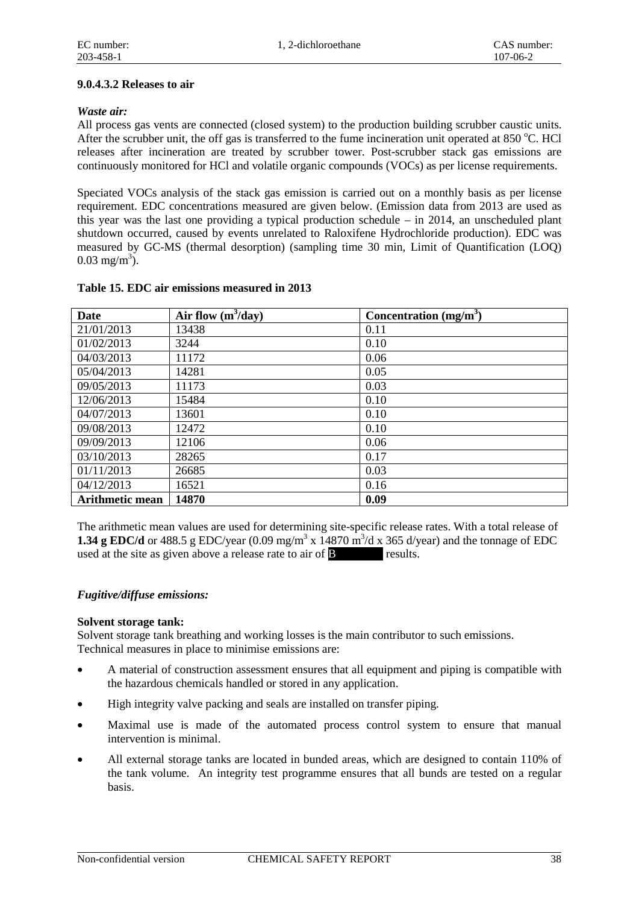#### 9.0.4.3.2 Releases to air

***Waste air:***

All process gas vents are connected (closed system) to the production building scrubber caustic units. After the scrubber unit, the off gas is transferred to the fume incineration unit operated at 850 °C. HCl releases after incineration are treated by scrubber tower. Post-scrubber stack gas emissions are continuously monitored for HCl and volatile organic compounds (VOCs) as per license requirements.

Speciated VOCs analysis of the stack gas emission is carried out on a monthly basis as per license requirement. EDC concentrations measured are given below. (Emission data from 2013 are used as this year was the last one providing a typical production schedule – in 2014, an unscheduled plant shutdown occurred, caused by events unrelated to Raloxifene Hydrochloride production). EDC was measured by GC-MS (thermal desorption) (sampling time 30 min, Limit of Quantification (LOQ) 0.03 mg/m$^3$).

**Table 15. EDC air emissions measured in 2013**

| Date | Air flow (m$^3$/day) | Concentration (mg/m$^3$) |
|---|---|---|
| 21/01/2013 | 13438 | 0.11 |
| 01/02/2013 | 3244 | 0.10 |
| 04/03/2013 | 11172 | 0.06 |
| 05/04/2013 | 14281 | 0.05 |
| 09/05/2013 | 11173 | 0.03 |
| 12/06/2013 | 15484 | 0.10 |
| 04/07/2013 | 13601 | 0.10 |
| 09/08/2013 | 12472 | 0.10 |
| 09/09/2013 | 12106 | 0.06 |
| 03/10/2013 | 28265 | 0.17 |
| 01/11/2013 | 26685 | 0.03 |
| 04/12/2013 | 16521 | 0.16 |
| **Arithmetic mean** | **14870** | **0.09** |

The arithmetic mean values are used for determining site-specific release rates. With a total release of **1.34 g EDC/d** or 488.5 g EDC/year (0.09 mg/m$^3$ x 14870 m$^3$/d x 365 d/year) and the tonnage of EDC used at the site as given above a release rate to air of B results.

***Fugitive/diffuse emissions:***

**Solvent storage tank:**

Solvent storage tank breathing and working losses is the main contributor to such emissions. Technical measures in place to minimise emissions are:

- A material of construction assessment ensures that all equipment and piping is compatible with the hazardous chemicals handled or stored in any application.
- High integrity valve packing and seals are installed on transfer piping.
- Maximal use is made of the automated process control system to ensure that manual intervention is minimal.
- All external storage tanks are located in bunded areas, which are designed to contain 110% of the tank volume. An integrity test programme ensures that all bunds are tested on a regular basis.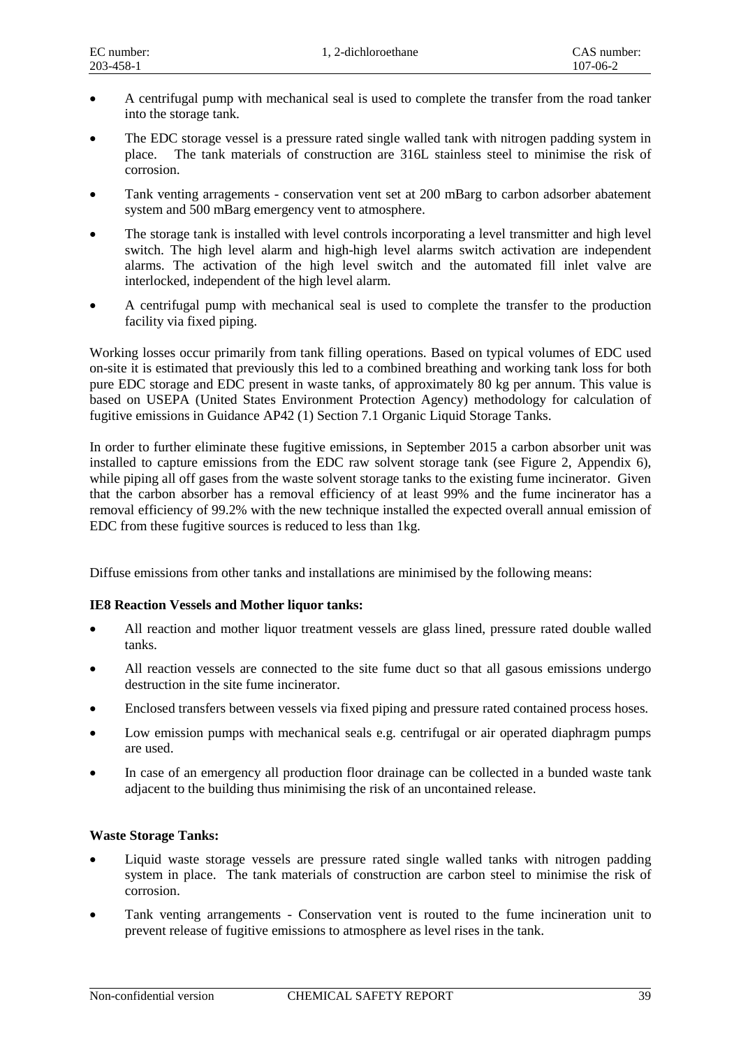- A centrifugal pump with mechanical seal is used to complete the transfer from the road tanker into the storage tank.
- The EDC storage vessel is a pressure rated single walled tank with nitrogen padding system in place. The tank materials of construction are 316L stainless steel to minimise the risk of corrosion.
- Tank venting arragements - conservation vent set at 200 mBarg to carbon adsorber abatement system and 500 mBarg emergency vent to atmosphere.
- The storage tank is installed with level controls incorporating a level transmitter and high level switch. The high level alarm and high-high level alarms switch activation are independent alarms. The activation of the high level switch and the automated fill inlet valve are interlocked, independent of the high level alarm.
- A centrifugal pump with mechanical seal is used to complete the transfer to the production facility via fixed piping.

Working losses occur primarily from tank filling operations. Based on typical volumes of EDC used on-site it is estimated that previously this led to a combined breathing and working tank loss for both pure EDC storage and EDC present in waste tanks, of approximately 80 kg per annum. This value is based on USEPA (United States Environment Protection Agency) methodology for calculation of fugitive emissions in Guidance AP42 (1) Section 7.1 Organic Liquid Storage Tanks.

In order to further eliminate these fugitive emissions, in September 2015 a carbon absorber unit was installed to capture emissions from the EDC raw solvent storage tank (see Figure 2, Appendix 6), while piping all off gases from the waste solvent storage tanks to the existing fume incinerator. Given that the carbon absorber has a removal efficiency of at least 99% and the fume incinerator has a removal efficiency of 99.2% with the new technique installed the expected overall annual emission of EDC from these fugitive sources is reduced to less than 1kg.

Diffuse emissions from other tanks and installations are minimised by the following means:

**IE8 Reaction Vessels and Mother liquor tanks:**

- All reaction and mother liquor treatment vessels are glass lined, pressure rated double walled tanks.
- All reaction vessels are connected to the site fume duct so that all gasous emissions undergo destruction in the site fume incinerator.
- Enclosed transfers between vessels via fixed piping and pressure rated contained process hoses.
- Low emission pumps with mechanical seals e.g. centrifugal or air operated diaphragm pumps are used.
- In case of an emergency all production floor drainage can be collected in a bunded waste tank adjacent to the building thus minimising the risk of an uncontained release.

**Waste Storage Tanks:**

- Liquid waste storage vessels are pressure rated single walled tanks with nitrogen padding system in place. The tank materials of construction are carbon steel to minimise the risk of corrosion.
- Tank venting arrangements - Conservation vent is routed to the fume incineration unit to prevent release of fugitive emissions to atmosphere as level rises in the tank.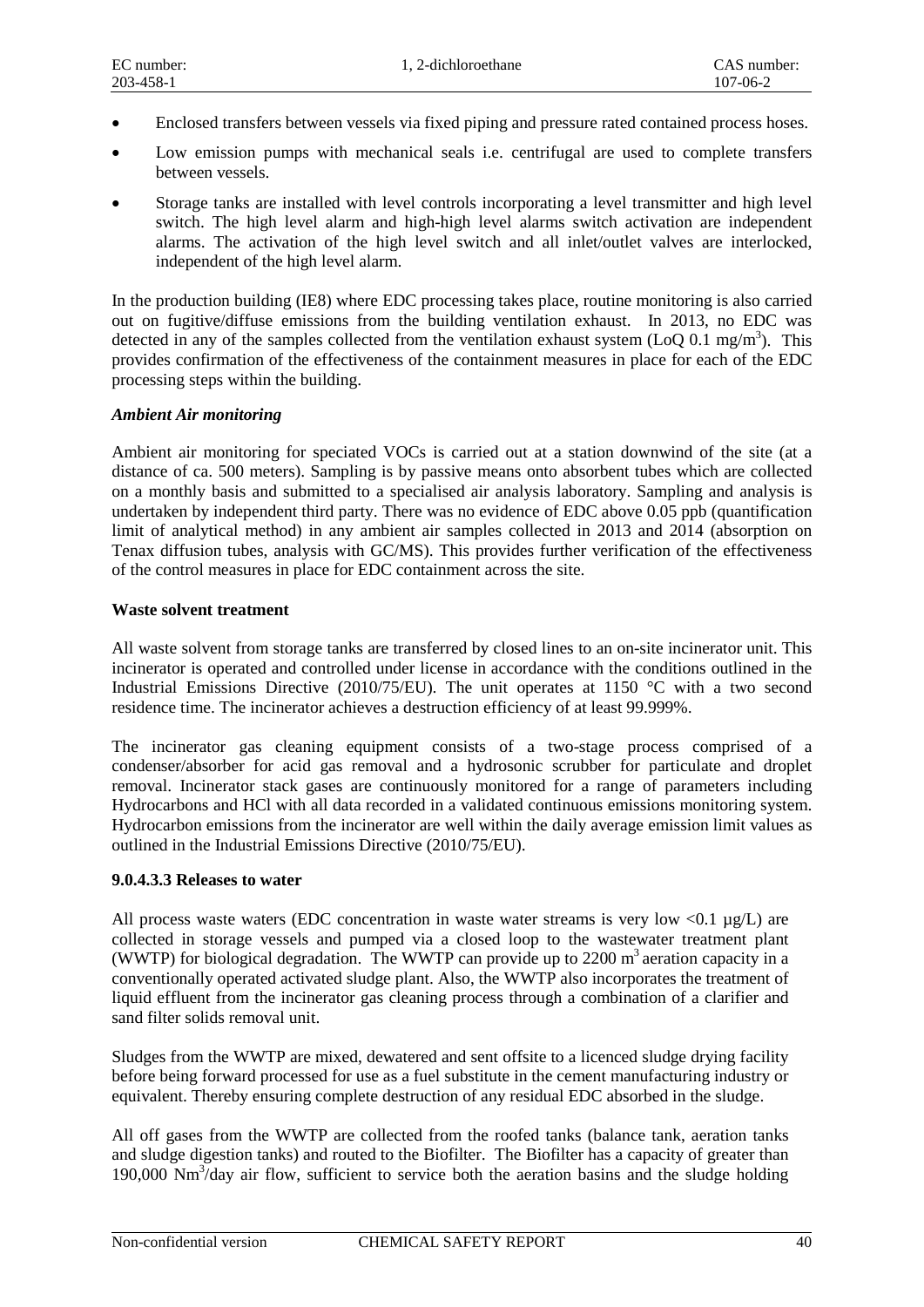- Enclosed transfers between vessels via fixed piping and pressure rated contained process hoses.
- Low emission pumps with mechanical seals i.e. centrifugal are used to complete transfers between vessels.
- Storage tanks are installed with level controls incorporating a level transmitter and high level switch. The high level alarm and high-high level alarms switch activation are independent alarms. The activation of the high level switch and all inlet/outlet valves are interlocked, independent of the high level alarm.

In the production building (IE8) where EDC processing takes place, routine monitoring is also carried out on fugitive/diffuse emissions from the building ventilation exhaust. In 2013, no EDC was detected in any of the samples collected from the ventilation exhaust system (LoQ 0.1 mg/m$^3$). This provides confirmation of the effectiveness of the containment measures in place for each of the EDC processing steps within the building.

***Ambient Air monitoring***

Ambient air monitoring for speciated VOCs is carried out at a station downwind of the site (at a distance of ca. 500 meters). Sampling is by passive means onto absorbent tubes which are collected on a monthly basis and submitted to a specialised air analysis laboratory. Sampling and analysis is undertaken by independent third party. There was no evidence of EDC above 0.05 ppb (quantification limit of analytical method) in any ambient air samples collected in 2013 and 2014 (absorption on Tenax diffusion tubes, analysis with GC/MS). This provides further verification of the effectiveness of the control measures in place for EDC containment across the site.

**Waste solvent treatment**

All waste solvent from storage tanks are transferred by closed lines to an on-site incinerator unit. This incinerator is operated and controlled under license in accordance with the conditions outlined in the Industrial Emissions Directive (2010/75/EU). The unit operates at 1150 °C with a two second residence time. The incinerator achieves a destruction efficiency of at least 99.999%.

The incinerator gas cleaning equipment consists of a two-stage process comprised of a condenser/absorber for acid gas removal and a hydrosonic scrubber for particulate and droplet removal. Incinerator stack gases are continuously monitored for a range of parameters including Hydrocarbons and HCl with all data recorded in a validated continuous emissions monitoring system. Hydrocarbon emissions from the incinerator are well within the daily average emission limit values as outlined in the Industrial Emissions Directive (2010/75/EU).

**9.0.4.3.3 Releases to water**

All process waste waters (EDC concentration in waste water streams is very low <0.1 µg/L) are collected in storage vessels and pumped via a closed loop to the wastewater treatment plant (WWTP) for biological degradation. The WWTP can provide up to 2200 m$^3$ aeration capacity in a conventionally operated activated sludge plant. Also, the WWTP also incorporates the treatment of liquid effluent from the incinerator gas cleaning process through a combination of a clarifier and sand filter solids removal unit.

Sludges from the WWTP are mixed, dewatered and sent offsite to a licenced sludge drying facility before being forward processed for use as a fuel substitute in the cement manufacturing industry or equivalent. Thereby ensuring complete destruction of any residual EDC absorbed in the sludge.

All off gases from the WWTP are collected from the roofed tanks (balance tank, aeration tanks and sludge digestion tanks) and routed to the Biofilter. The Biofilter has a capacity of greater than 190,000 Nm$^3$/day air flow, sufficient to service both the aeration basins and the sludge holding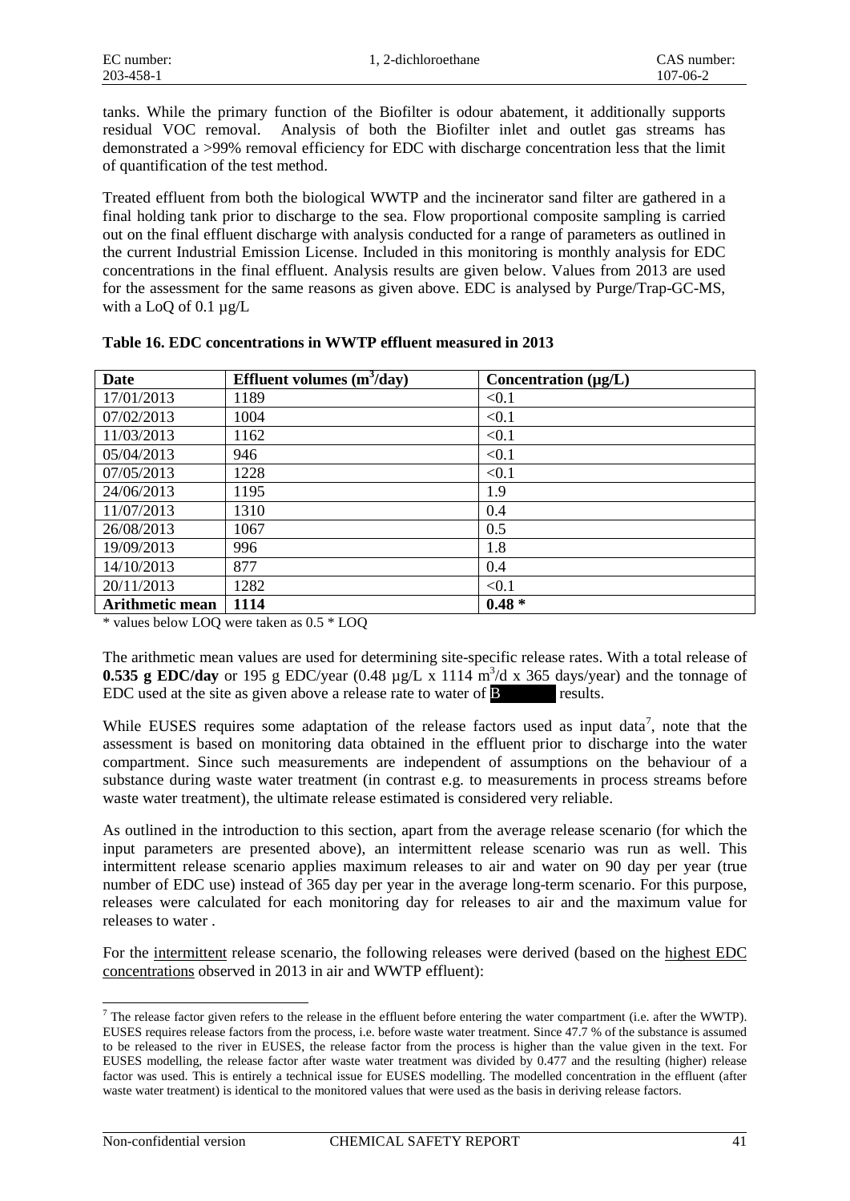tanks. While the primary function of the Biofilter is odour abatement, it additionally supports residual VOC removal. Analysis of both the Biofilter inlet and outlet gas streams has demonstrated a >99% removal efficiency for EDC with discharge concentration less that the limit of quantification of the test method.

Treated effluent from both the biological WWTP and the incinerator sand filter are gathered in a final holding tank prior to discharge to the sea. Flow proportional composite sampling is carried out on the final effluent discharge with analysis conducted for a range of parameters as outlined in the current Industrial Emission License. Included in this monitoring is monthly analysis for EDC concentrations in the final effluent. Analysis results are given below. Values from 2013 are used for the assessment for the same reasons as given above. EDC is analysed by Purge/Trap-GC-MS, with a LoQ of 0.1 µg/L

**Table 16. EDC concentrations in WWTP effluent measured in 2013**

| Date | Effluent volumes ($m^3$/day) | Concentration (µg/L) |
|---|---|---|
| 17/01/2013 | 1189 | <0.1 |
| 07/02/2013 | 1004 | <0.1 |
| 11/03/2013 | 1162 | <0.1 |
| 05/04/2013 | 946 | <0.1 |
| 07/05/2013 | 1228 | <0.1 |
| 24/06/2013 | 1195 | 1.9 |
| 11/07/2013 | 1310 | 0.4 |
| 26/08/2013 | 1067 | 0.5 |
| 19/09/2013 | 996 | 1.8 |
| 14/10/2013 | 877 | 0.4 |
| 20/11/2013 | 1282 | <0.1 |
| **Arithmetic mean** | **1114** | **0.48 *** |

* values below LOQ were taken as 0.5 * LOQ

The arithmetic mean values are used for determining site-specific release rates. With a total release of **0.535 g EDC/day** or 195 g EDC/year (0.48 µg/L x 1114 $m^3$/d x 365 days/year) and the tonnage of EDC used at the site as given above a release rate to water of B results.

While EUSES requires some adaptation of the release factors used as input data[7], note that the assessment is based on monitoring data obtained in the effluent prior to discharge into the water compartment. Since such measurements are independent of assumptions on the behaviour of a substance during waste water treatment (in contrast e.g. to measurements in process streams before waste water treatment), the ultimate release estimated is considered very reliable.

As outlined in the introduction to this section, apart from the average release scenario (for which the input parameters are presented above), an intermittent release scenario was run as well. This intermittent release scenario applies maximum releases to air and water on 90 day per year (true number of EDC use) instead of 365 day per year in the average long-term scenario. For this purpose, releases were calculated for each monitoring day for releases to air and the maximum value for releases to water .

For the intermittent release scenario, the following releases were derived (based on the highest EDC concentrations observed in 2013 in air and WWTP effluent):

[7] The release factor given refers to the release in the effluent before entering the water compartment (i.e. after the WWTP). EUSES requires release factors from the process, i.e. before waste water treatment. Since 47.7 % of the substance is assumed to be released to the river in EUSES, the release factor from the process is higher than the value given in the text. For EUSES modelling, the release factor after waste water treatment was divided by 0.477 and the resulting (higher) release factor was used. This is entirely a technical issue for EUSES modelling. The modelled concentration in the effluent (after waste water treatment) is identical to the monitored values that were used as the basis in deriving release factors.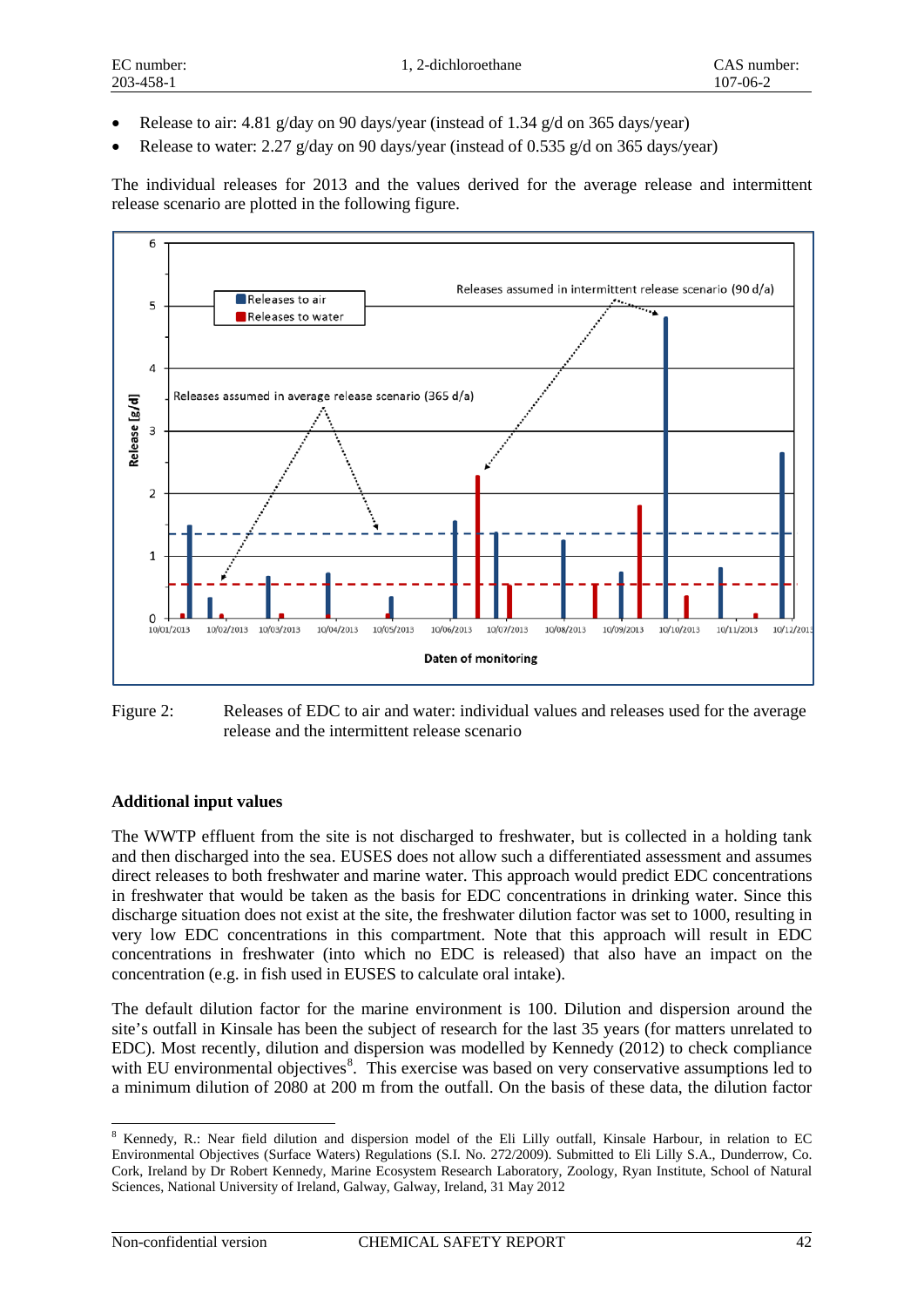- Release to air: 4.81 g/day on 90 days/year (instead of 1.34 g/d on 365 days/year)
- Release to water: 2.27 g/day on 90 days/year (instead of 0.535 g/d on 365 days/year)

The individual releases for 2013 and the values derived for the average release and intermittent release scenario are plotted in the following figure.

Figure 2: Releases of EDC to air and water: individual values and releases used for the average release and the intermittent release scenario

**Additional input values**

The WWTP effluent from the site is not discharged to freshwater, but is collected in a holding tank and then discharged into the sea. EUSES does not allow such a differentiated assessment and assumes direct releases to both freshwater and marine water. This approach would predict EDC concentrations in freshwater that would be taken as the basis for EDC concentrations in drinking water. Since this discharge situation does not exist at the site, the freshwater dilution factor was set to 1000, resulting in very low EDC concentrations in this compartment. Note that this approach will result in EDC concentrations in freshwater (into which no EDC is released) that also have an impact on the concentration (e.g. in fish used in EUSES to calculate oral intake).

The default dilution factor for the marine environment is 100. Dilution and dispersion around the site's outfall in Kinsale has been the subject of research for the last 35 years (for matters unrelated to EDC). Most recently, dilution and dispersion was modelled by Kennedy (2012) to check compliance with EU environmental objectives[8]. This exercise was based on very conservative assumptions led to a minimum dilution of 2080 at 200 m from the outfall. On the basis of these data, the dilution factor

[8] Kennedy, R.: Near field dilution and dispersion model of the Eli Lilly outfall, Kinsale Harbour, in relation to EC Environmental Objectives (Surface Waters) Regulations (S.I. No. 272/2009). Submitted to Eli Lilly S.A., Dunderrow, Co. Cork, Ireland by Dr Robert Kennedy, Marine Ecosystem Research Laboratory, Zoology, Ryan Institute, School of Natural Sciences, National University of Ireland, Galway, Galway, Ireland, 31 May 2012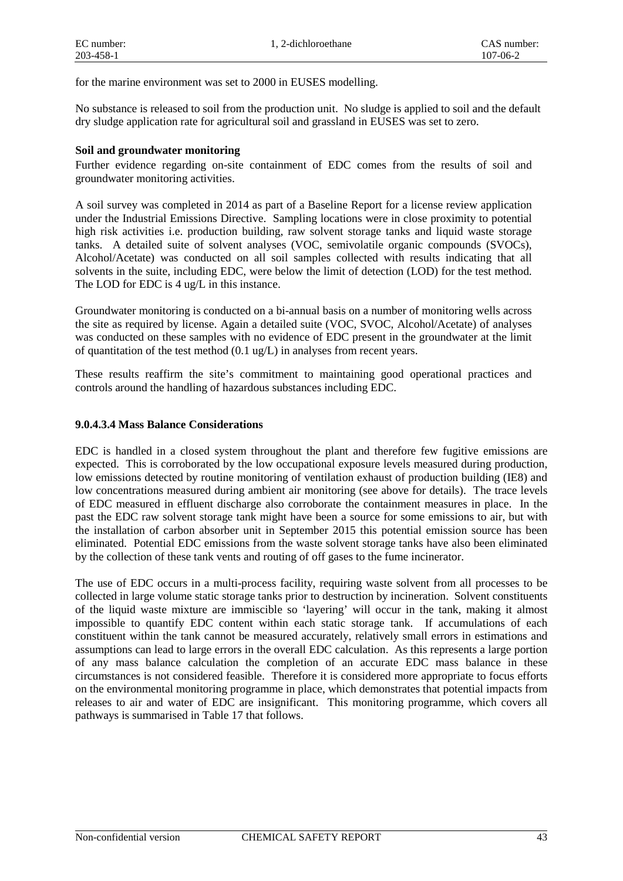for the marine environment was set to 2000 in EUSES modelling.

No substance is released to soil from the production unit. No sludge is applied to soil and the default dry sludge application rate for agricultural soil and grassland in EUSES was set to zero.

**Soil and groundwater monitoring**

Further evidence regarding on-site containment of EDC comes from the results of soil and groundwater monitoring activities.

A soil survey was completed in 2014 as part of a Baseline Report for a license review application under the Industrial Emissions Directive. Sampling locations were in close proximity to potential high risk activities i.e. production building, raw solvent storage tanks and liquid waste storage tanks. A detailed suite of solvent analyses (VOC, semivolatile organic compounds (SVOCs), Alcohol/Acetate) was conducted on all soil samples collected with results indicating that all solvents in the suite, including EDC, were below the limit of detection (LOD) for the test method. The LOD for EDC is 4 ug/L in this instance.

Groundwater monitoring is conducted on a bi-annual basis on a number of monitoring wells across the site as required by license. Again a detailed suite (VOC, SVOC, Alcohol/Acetate) of analyses was conducted on these samples with no evidence of EDC present in the groundwater at the limit of quantitation of the test method (0.1 ug/L) in analyses from recent years.

These results reaffirm the site's commitment to maintaining good operational practices and controls around the handling of hazardous substances including EDC.

#### 9.0.4.3.4 Mass Balance Considerations

EDC is handled in a closed system throughout the plant and therefore few fugitive emissions are expected. This is corroborated by the low occupational exposure levels measured during production, low emissions detected by routine monitoring of ventilation exhaust of production building (IE8) and low concentrations measured during ambient air monitoring (see above for details). The trace levels of EDC measured in effluent discharge also corroborate the containment measures in place. In the past the EDC raw solvent storage tank might have been a source for some emissions to air, but with the installation of carbon absorber unit in September 2015 this potential emission source has been eliminated. Potential EDC emissions from the waste solvent storage tanks have also been eliminated by the collection of these tank vents and routing of off gases to the fume incinerator.

The use of EDC occurs in a multi-process facility, requiring waste solvent from all processes to be collected in large volume static storage tanks prior to destruction by incineration. Solvent constituents of the liquid waste mixture are immiscible so 'layering' will occur in the tank, making it almost impossible to quantify EDC content within each static storage tank. If accumulations of each constituent within the tank cannot be measured accurately, relatively small errors in estimations and assumptions can lead to large errors in the overall EDC calculation. As this represents a large portion of any mass balance calculation the completion of an accurate EDC mass balance in these circumstances is not considered feasible. Therefore it is considered more appropriate to focus efforts on the environmental monitoring programme in place, which demonstrates that potential impacts from releases to air and water of EDC are insignificant. This monitoring programme, which covers all pathways is summarised in Table 17 that follows.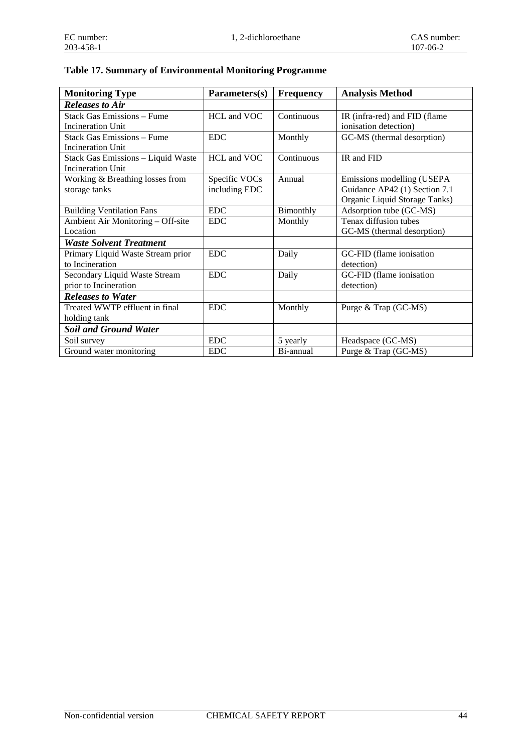**Table 17. Summary of Environmental Monitoring Programme**

| Monitoring Type | Parameters(s) | Frequency | Analysis Method |
| --- | --- | --- | --- |
| ***Releases to Air*** | | | |
| Stack Gas Emissions – Fume Incineration Unit | HCL and VOC | Continuous | IR (infra-red) and FID (flame ionisation detection) |
| Stack Gas Emissions – Fume Incineration Unit | EDC | Monthly | GC-MS (thermal desorption) |
| Stack Gas Emissions – Liquid Waste Incineration Unit | HCL and VOC | Continuous | IR and FID |
| Working & Breathing losses from storage tanks | Specific VOCs including EDC | Annual | Emissions modelling (USEPA Guidance AP42 (1) Section 7.1 Organic Liquid Storage Tanks) |
| Building Ventilation Fans | EDC | Bimonthly | Adsorption tube (GC-MS) |
| Ambient Air Monitoring – Off-site Location | EDC | Monthly | Tenax diffusion tubes GC-MS (thermal desorption) |
| ***Waste Solvent Treatment*** | | | |
| Primary Liquid Waste Stream prior to Incineration | EDC | Daily | GC-FID (flame ionisation detection) |
| Secondary Liquid Waste Stream prior to Incineration | EDC | Daily | GC-FID (flame ionisation detection) |
| ***Releases to Water*** | | | |
| Treated WWTP effluent in final holding tank | EDC | Monthly | Purge & Trap (GC-MS) |
| ***Soil and Ground Water*** | | | |
| Soil survey | EDC | 5 yearly | Headspace (GC-MS) |
| Ground water monitoring | EDC | Bi-annual | Purge & Trap (GC-MS) |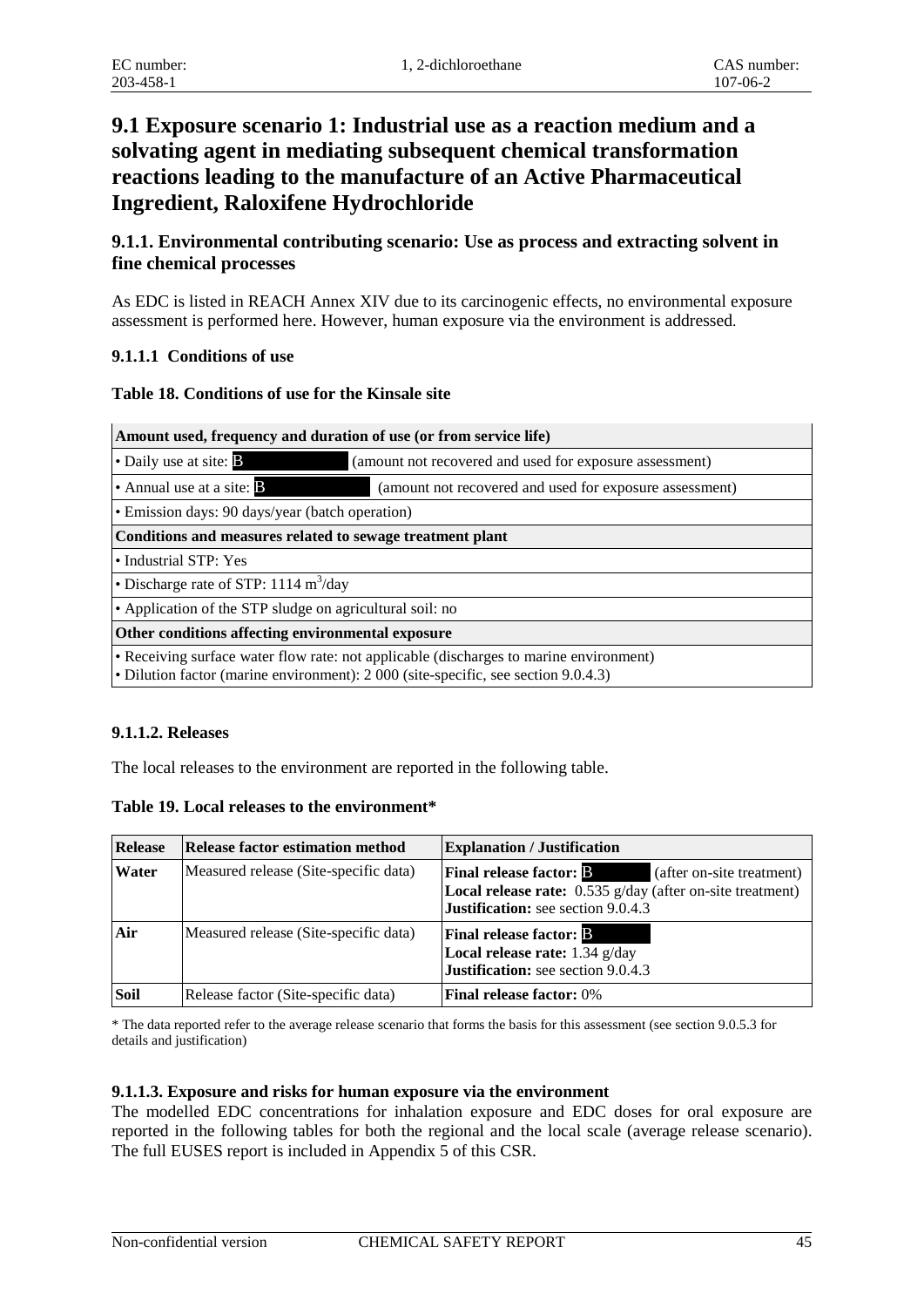# 9.1 Exposure scenario 1: Industrial use as a reaction medium and a solvating agent in mediating subsequent chemical transformation reactions leading to the manufacture of an Active Pharmaceutical Ingredient, Raloxifene Hydrochloride

## 9.1.1. Environmental contributing scenario: Use as process and extracting solvent in fine chemical processes

As EDC is listed in REACH Annex XIV due to its carcinogenic effects, no environmental exposure assessment is performed here. However, human exposure via the environment is addressed.

### 9.1.1.1 Conditions of use

**Table 18. Conditions of use for the Kinsale site**

| **Amount used, frequency and duration of use (or from service life)** |
|---|
| • Daily use at site: B (amount not recovered and used for exposure assessment) |
| • Annual use at a site: B (amount not recovered and used for exposure assessment) |
| • Emission days: 90 days/year (batch operation) |
| **Conditions and measures related to sewage treatment plant** |
| • Industrial STP: Yes |
| • Discharge rate of STP: 1114 $m^3$/day |
| • Application of the STP sludge on agricultural soil: no |
| **Other conditions affecting environmental exposure** |
| • Receiving surface water flow rate: not applicable (discharges to marine environment)<br>• Dilution factor (marine environment): 2 000 (site-specific, see section 9.0.4.3) |

### 9.1.1.2. Releases

The local releases to the environment are reported in the following table.

**Table 19. Local releases to the environment***

| Release | Release factor estimation method | Explanation / Justification |
|---|---|---|
| **Water** | Measured release (Site-specific data) | **Final release factor:** B (after on-site treatment)<br>**Local release rate:** 0.535 g/day (after on-site treatment)<br>**Justification:** see section 9.0.4.3 |
| **Air** | Measured release (Site-specific data) | **Final release factor:** B<br>**Local release rate:** 1.34 g/day<br>**Justification:** see section 9.0.4.3 |
| **Soil** | Release factor (Site-specific data) | **Final release factor:** 0% |

\* The data reported refer to the average release scenario that forms the basis for this assessment (see section 9.0.5.3 for details and justification)

### 9.1.1.3. Exposure and risks for human exposure via the environment

The modelled EDC concentrations for inhalation exposure and EDC doses for oral exposure are reported in the following tables for both the regional and the local scale (average release scenario). The full EUSES report is included in Appendix 5 of this CSR.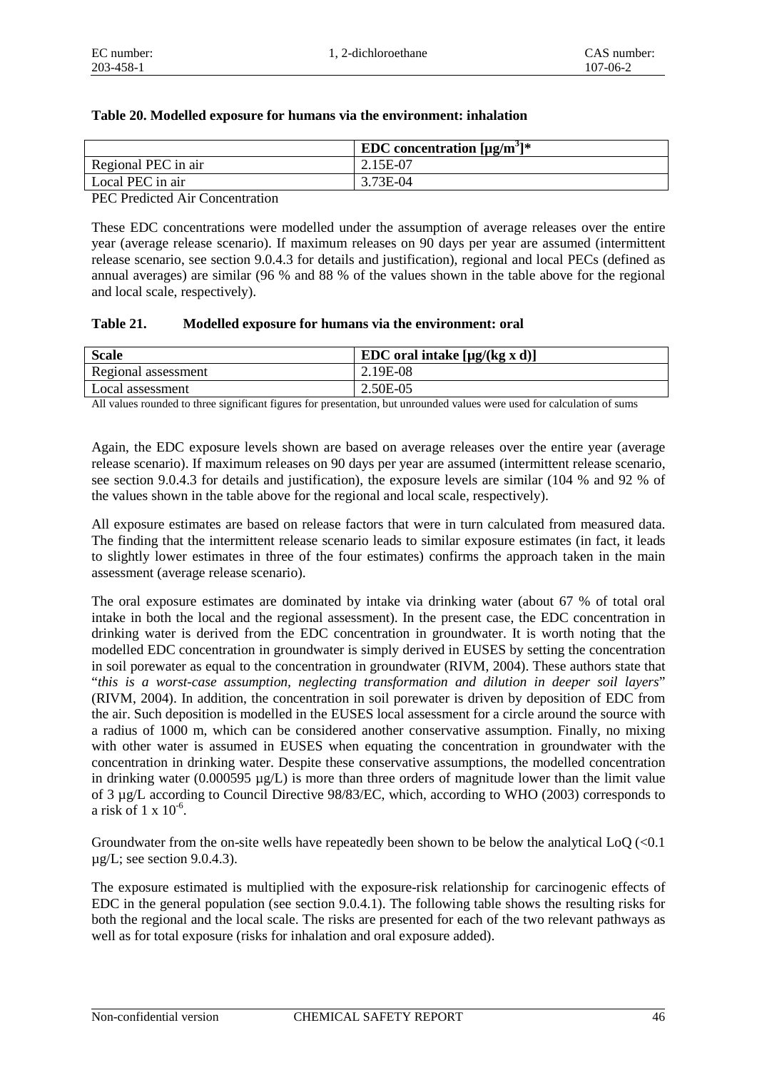**Table 20. Modelled exposure for humans via the environment: inhalation**

| | EDC concentration [µg/m$^3$]* |
|---|---|
| Regional PEC in air | 2.15E-07 |
| Local PEC in air | 3.73E-04 |

PEC Predicted Air Concentration

These EDC concentrations were modelled under the assumption of average releases over the entire year (average release scenario). If maximum releases on 90 days per year are assumed (intermittent release scenario, see section 9.0.4.3 for details and justification), regional and local PECs (defined as annual averages) are similar (96 % and 88 % of the values shown in the table above for the regional and local scale, respectively).

**Table 21. Modelled exposure for humans via the environment: oral**

| Scale | EDC oral intake [µg/(kg x d)] |
|---|---|
| Regional assessment | 2.19E-08 |
| Local assessment | 2.50E-05 |

All values rounded to three significant figures for presentation, but unrounded values were used for calculation of sums

Again, the EDC exposure levels shown are based on average releases over the entire year (average release scenario). If maximum releases on 90 days per year are assumed (intermittent release scenario, see section 9.0.4.3 for details and justification), the exposure levels are similar (104 % and 92 % of the values shown in the table above for the regional and local scale, respectively).

All exposure estimates are based on release factors that were in turn calculated from measured data. The finding that the intermittent release scenario leads to similar exposure estimates (in fact, it leads to slightly lower estimates in three of the four estimates) confirms the approach taken in the main assessment (average release scenario).

The oral exposure estimates are dominated by intake via drinking water (about 67 % of total oral intake in both the local and the regional assessment). In the present case, the EDC concentration in drinking water is derived from the EDC concentration in groundwater. It is worth noting that the modelled EDC concentration in groundwater is simply derived in EUSES by setting the concentration in soil porewater as equal to the concentration in groundwater (RIVM, 2004). These authors state that "*this is a worst-case assumption, neglecting transformation and dilution in deeper soil layers*" (RIVM, 2004). In addition, the concentration in soil porewater is driven by deposition of EDC from the air. Such deposition is modelled in the EUSES local assessment for a circle around the source with a radius of 1000 m, which can be considered another conservative assumption. Finally, no mixing with other water is assumed in EUSES when equating the concentration in groundwater with the concentration in drinking water. Despite these conservative assumptions, the modelled concentration in drinking water (0.000595 µg/L) is more than three orders of magnitude lower than the limit value of 3 µg/L according to Council Directive 98/83/EC, which, according to WHO (2003) corresponds to a risk of $1 \times 10^{-6}$.

Groundwater from the on-site wells have repeatedly been shown to be below the analytical LoQ (<0.1 µg/L; see section 9.0.4.3).

The exposure estimated is multiplied with the exposure-risk relationship for carcinogenic effects of EDC in the general population (see section 9.0.4.1). The following table shows the resulting risks for both the regional and the local scale. The risks are presented for each of the two relevant pathways as well as for total exposure (risks for inhalation and oral exposure added).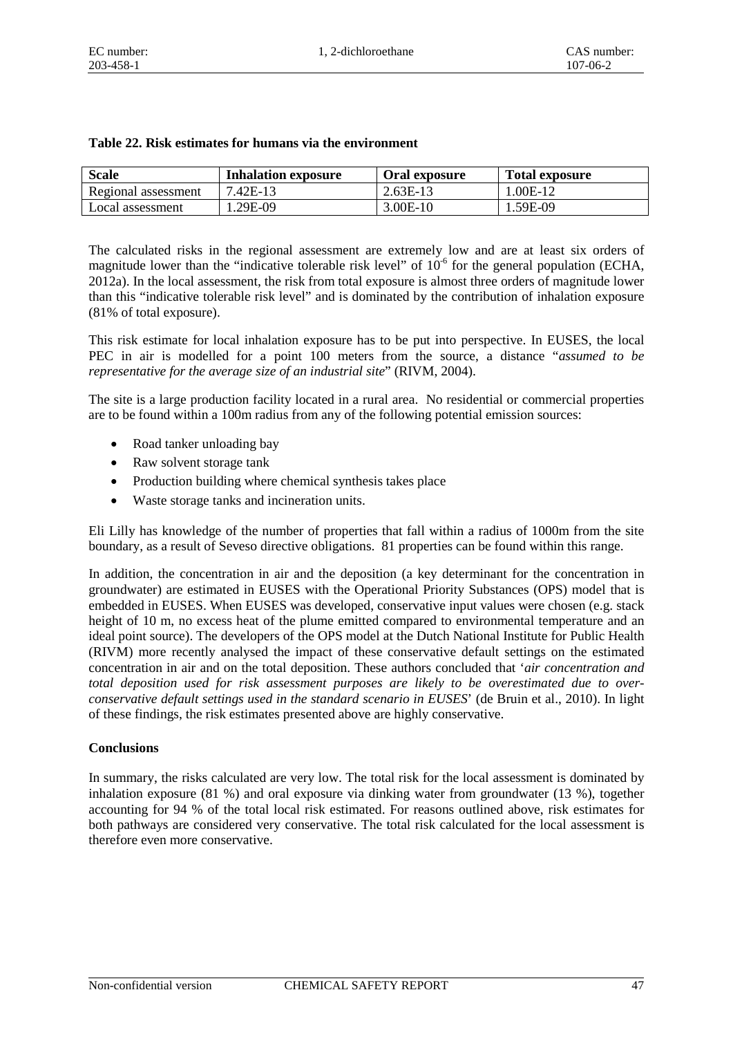**Table 22. Risk estimates for humans via the environment**

| Scale | Inhalation exposure | Oral exposure | Total exposure |
|---|---|---|---|
| Regional assessment | 7.42E-13 | 2.63E-13 | 1.00E-12 |
| Local assessment | 1.29E-09 | 3.00E-10 | 1.59E-09 |

The calculated risks in the regional assessment are extremely low and are at least six orders of magnitude lower than the "indicative tolerable risk level" of $10^{-6}$ for the general population (ECHA, 2012a). In the local assessment, the risk from total exposure is almost three orders of magnitude lower than this "indicative tolerable risk level" and is dominated by the contribution of inhalation exposure (81% of total exposure).

This risk estimate for local inhalation exposure has to be put into perspective. In EUSES, the local PEC in air is modelled for a point 100 meters from the source, a distance "*assumed to be representative for the average size of an industrial site*" (RIVM, 2004).

The site is a large production facility located in a rural area. No residential or commercial properties are to be found within a 100m radius from any of the following potential emission sources:

- Road tanker unloading bay
- Raw solvent storage tank
- Production building where chemical synthesis takes place
- Waste storage tanks and incineration units.

Eli Lilly has knowledge of the number of properties that fall within a radius of 1000m from the site boundary, as a result of Seveso directive obligations. 81 properties can be found within this range.

In addition, the concentration in air and the deposition (a key determinant for the concentration in groundwater) are estimated in EUSES with the Operational Priority Substances (OPS) model that is embedded in EUSES. When EUSES was developed, conservative input values were chosen (e.g. stack height of 10 m, no excess heat of the plume emitted compared to environmental temperature and an ideal point source). The developers of the OPS model at the Dutch National Institute for Public Health (RIVM) more recently analysed the impact of these conservative default settings on the estimated concentration in air and on the total deposition. These authors concluded that '*air concentration and total deposition used for risk assessment purposes are likely to be overestimated due to over-conservative default settings used in the standard scenario in EUSES*' (de Bruin et al., 2010). In light of these findings, the risk estimates presented above are highly conservative.

**Conclusions**

In summary, the risks calculated are very low. The total risk for the local assessment is dominated by inhalation exposure (81 %) and oral exposure via dinking water from groundwater (13 %), together accounting for 94 % of the total local risk estimated. For reasons outlined above, risk estimates for both pathways are considered very conservative. The total risk calculated for the local assessment is therefore even more conservative.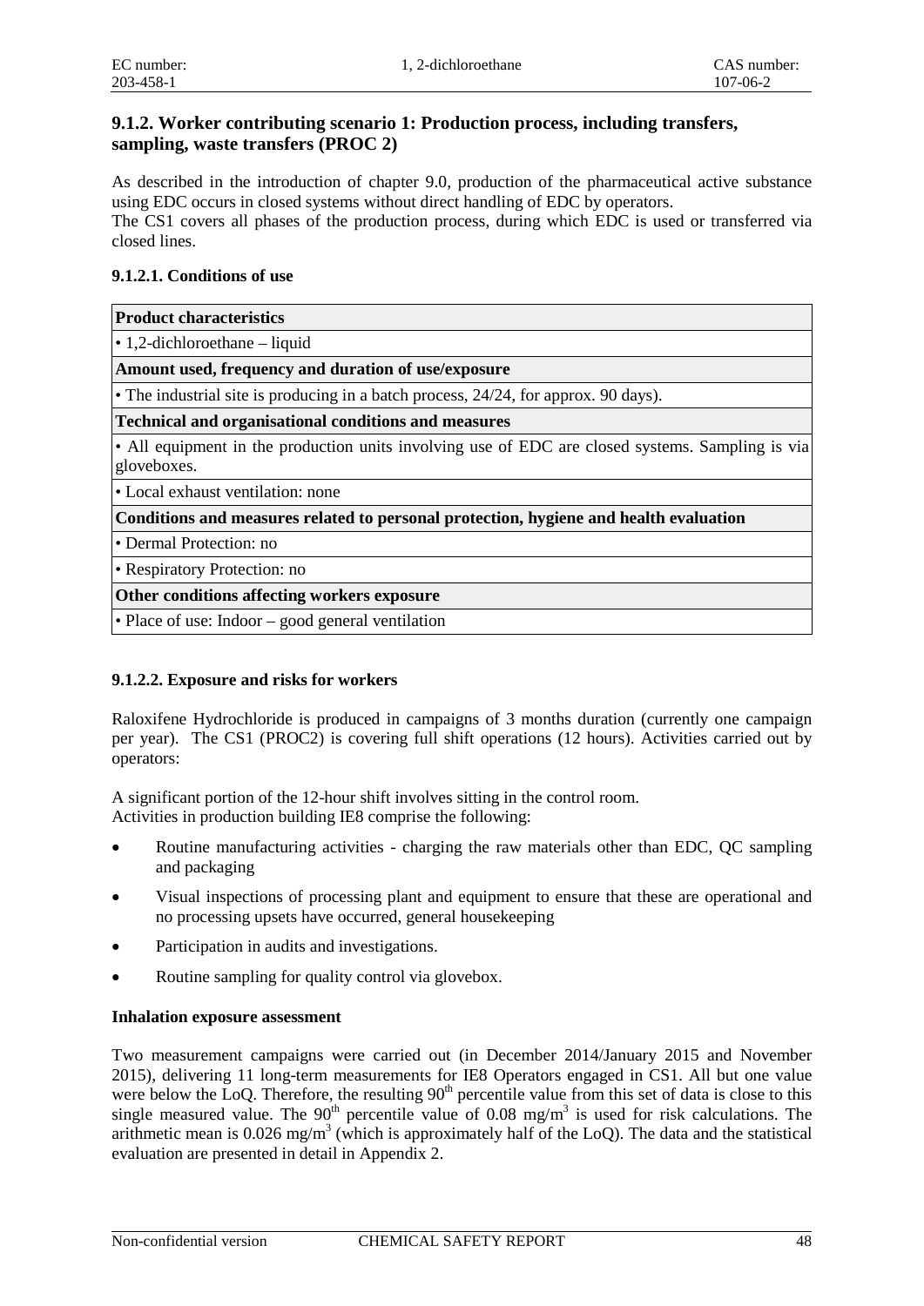### 9.1.2. Worker contributing scenario 1: Production process, including transfers, sampling, waste transfers (PROC 2)

As described in the introduction of chapter 9.0, production of the pharmaceutical active substance using EDC occurs in closed systems without direct handling of EDC by operators.
The CS1 covers all phases of the production process, during which EDC is used or transferred via closed lines.

#### 9.1.2.1. Conditions of use

| **Product characteristics** |
|---|
| • 1,2-dichloroethane – liquid |
| **Amount used, frequency and duration of use/exposure** |
| • The industrial site is producing in a batch process, 24/24, for approx. 90 days). |
| **Technical and organisational conditions and measures** |
| • All equipment in the production units involving use of EDC are closed systems. Sampling is via gloveboxes. |
| • Local exhaust ventilation: none |
| **Conditions and measures related to personal protection, hygiene and health evaluation** |
| • Dermal Protection: no |
| • Respiratory Protection: no |
| **Other conditions affecting workers exposure** |
| • Place of use: Indoor – good general ventilation |

#### 9.1.2.2. Exposure and risks for workers

Raloxifene Hydrochloride is produced in campaigns of 3 months duration (currently one campaign per year). The CS1 (PROC2) is covering full shift operations (12 hours). Activities carried out by operators:

A significant portion of the 12-hour shift involves sitting in the control room.
Activities in production building IE8 comprise the following:

- Routine manufacturing activities - charging the raw materials other than EDC, QC sampling and packaging
- Visual inspections of processing plant and equipment to ensure that these are operational and no processing upsets have occurred, general housekeeping
- Participation in audits and investigations.
- Routine sampling for quality control via glovebox.

**Inhalation exposure assessment**

Two measurement campaigns were carried out (in December 2014/January 2015 and November 2015), delivering 11 long-term measurements for IE8 Operators engaged in CS1. All but one value were below the LoQ. Therefore, the resulting 90$^{th}$ percentile value from this set of data is close to this single measured value. The 90$^{th}$ percentile value of 0.08 mg/m$^3$ is used for risk calculations. The arithmetic mean is 0.026 mg/m$^3$ (which is approximately half of the LoQ). The data and the statistical evaluation are presented in detail in Appendix 2.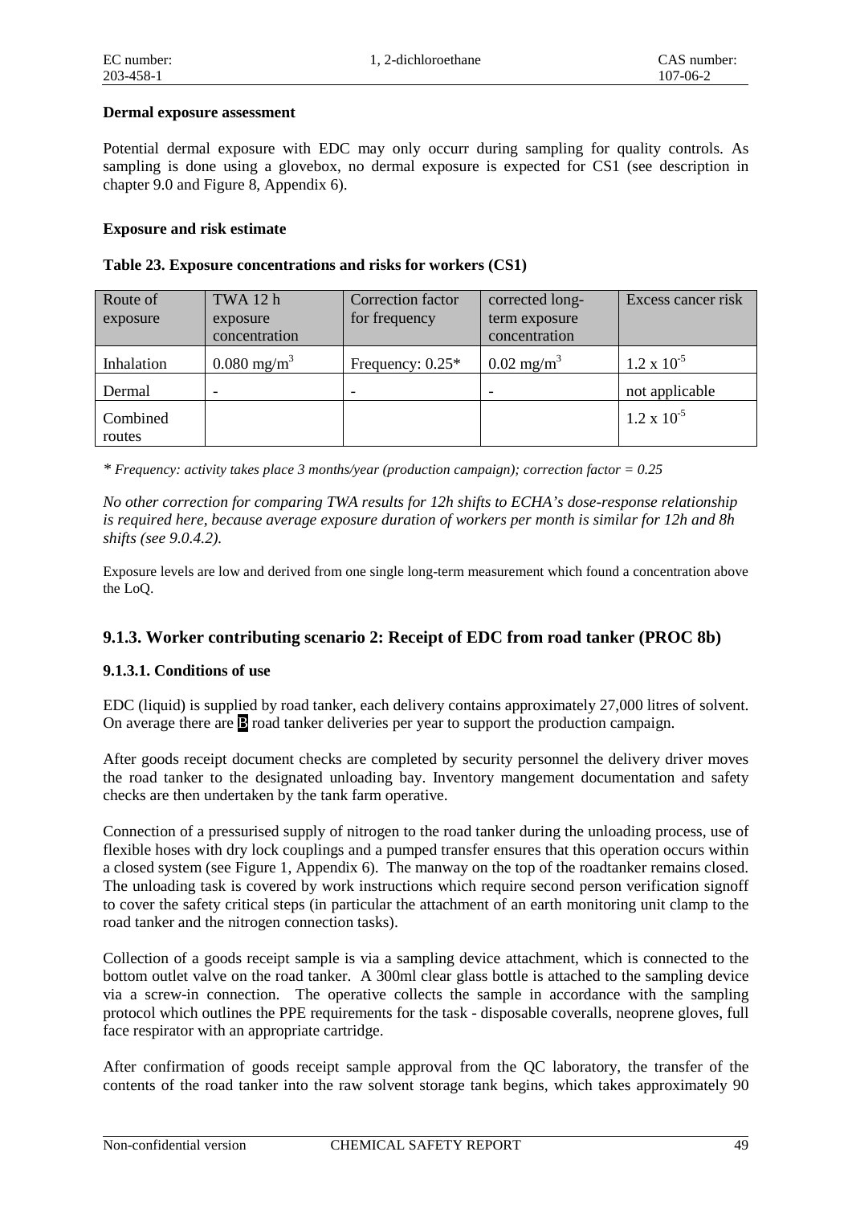**Dermal exposure assessment**

Potential dermal exposure with EDC may only occurr during sampling for quality controls. As sampling is done using a glovebox, no dermal exposure is expected for CS1 (see description in chapter 9.0 and Figure 8, Appendix 6).

**Exposure and risk estimate**

**Table 23. Exposure concentrations and risks for workers (CS1)**

| Route of exposure | TWA 12 h exposure concentration | Correction factor for frequency | corrected long-term exposure concentration | Excess cancer risk |
|---|---|---|---|---|
| Inhalation | 0.080 mg/m$^3$ | Frequency: 0.25* | 0.02 mg/m$^3$ | $1.2 \times 10^{-5}$ |
| Dermal | - | - | - | not applicable |
| Combined routes | | | | $1.2 \times 10^{-5}$ |

*\* Frequency: activity takes place 3 months/year (production campaign); correction factor = 0.25*

*No other correction for comparing TWA results for 12h shifts to ECHA's dose-response relationship is required here, because average exposure duration of workers per month is similar for 12h and 8h shifts (see 9.0.4.2).*

Exposure levels are low and derived from one single long-term measurement which found a concentration above the LoQ.

### 9.1.3. Worker contributing scenario 2: Receipt of EDC from road tanker (PROC 8b)

#### 9.1.3.1. Conditions of use

EDC (liquid) is supplied by road tanker, each delivery contains approximately 27,000 litres of solvent. On average there are B road tanker deliveries per year to support the production campaign.

After goods receipt document checks are completed by security personnel the delivery driver moves the road tanker to the designated unloading bay. Inventory mangement documentation and safety checks are then undertaken by the tank farm operative.

Connection of a pressurised supply of nitrogen to the road tanker during the unloading process, use of flexible hoses with dry lock couplings and a pumped transfer ensures that this operation occurs within a closed system (see Figure 1, Appendix 6). The manway on the top of the roadtanker remains closed. The unloading task is covered by work instructions which require second person verification signoff to cover the safety critical steps (in particular the attachment of an earth monitoring unit clamp to the road tanker and the nitrogen connection tasks).

Collection of a goods receipt sample is via a sampling device attachment, which is connected to the bottom outlet valve on the road tanker. A 300ml clear glass bottle is attached to the sampling device via a screw-in connection. The operative collects the sample in accordance with the sampling protocol which outlines the PPE requirements for the task - disposable coveralls, neoprene gloves, full face respirator with an appropriate cartridge.

After confirmation of goods receipt sample approval from the QC laboratory, the transfer of the contents of the road tanker into the raw solvent storage tank begins, which takes approximately 90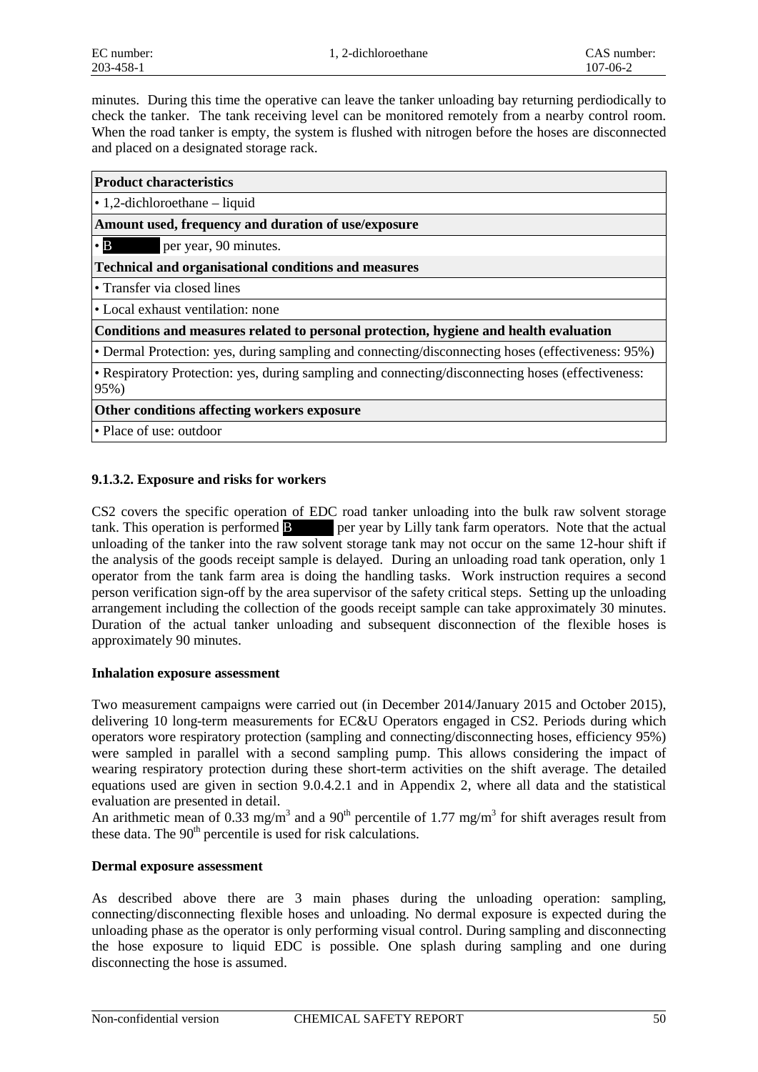minutes. During this time the operative can leave the tanker unloading bay returning perdiodically to check the tanker. The tank receiving level can be monitored remotely from a nearby control room. When the road tanker is empty, the system is flushed with nitrogen before the hoses are disconnected and placed on a designated storage rack.

| **Product characteristics** |
|---|
| • 1,2-dichloroethane – liquid |
| **Amount used, frequency and duration of use/exposure** |
| • B per year, 90 minutes. |
| **Technical and organisational conditions and measures** |
| • Transfer via closed lines |
| • Local exhaust ventilation: none |
| **Conditions and measures related to personal protection, hygiene and health evaluation** |
| • Dermal Protection: yes, during sampling and connecting/disconnecting hoses (effectiveness: 95%) |
| • Respiratory Protection: yes, during sampling and connecting/disconnecting hoses (effectiveness: 95%) |
| **Other conditions affecting workers exposure** |
| • Place of use: outdoor |

### 9.1.3.2. Exposure and risks for workers

CS2 covers the specific operation of EDC road tanker unloading into the bulk raw solvent storage tank. This operation is performed B per year by Lilly tank farm operators. Note that the actual unloading of the tanker into the raw solvent storage tank may not occur on the same 12-hour shift if the analysis of the goods receipt sample is delayed. During an unloading road tank operation, only 1 operator from the tank farm area is doing the handling tasks. Work instruction requires a second person verification sign-off by the area supervisor of the safety critical steps. Setting up the unloading arrangement including the collection of the goods receipt sample can take approximately 30 minutes. Duration of the actual tanker unloading and subsequent disconnection of the flexible hoses is approximately 90 minutes.

**Inhalation exposure assessment**

Two measurement campaigns were carried out (in December 2014/January 2015 and October 2015), delivering 10 long-term measurements for EC&U Operators engaged in CS2. Periods during which operators wore respiratory protection (sampling and connecting/disconnecting hoses, efficiency 95%) were sampled in parallel with a second sampling pump. This allows considering the impact of wearing respiratory protection during these short-term activities on the shift average. The detailed equations used are given in section 9.0.4.2.1 and in Appendix 2, where all data and the statistical evaluation are presented in detail.
An arithmetic mean of 0.33 mg/m$^3$ and a 90$^{th}$ percentile of 1.77 mg/m$^3$ for shift averages result from these data. The 90$^{th}$ percentile is used for risk calculations.

**Dermal exposure assessment**

As described above there are 3 main phases during the unloading operation: sampling, connecting/disconnecting flexible hoses and unloading. No dermal exposure is expected during the unloading phase as the operator is only performing visual control. During sampling and disconnecting the hose exposure to liquid EDC is possible. One splash during sampling and one during disconnecting the hose is assumed.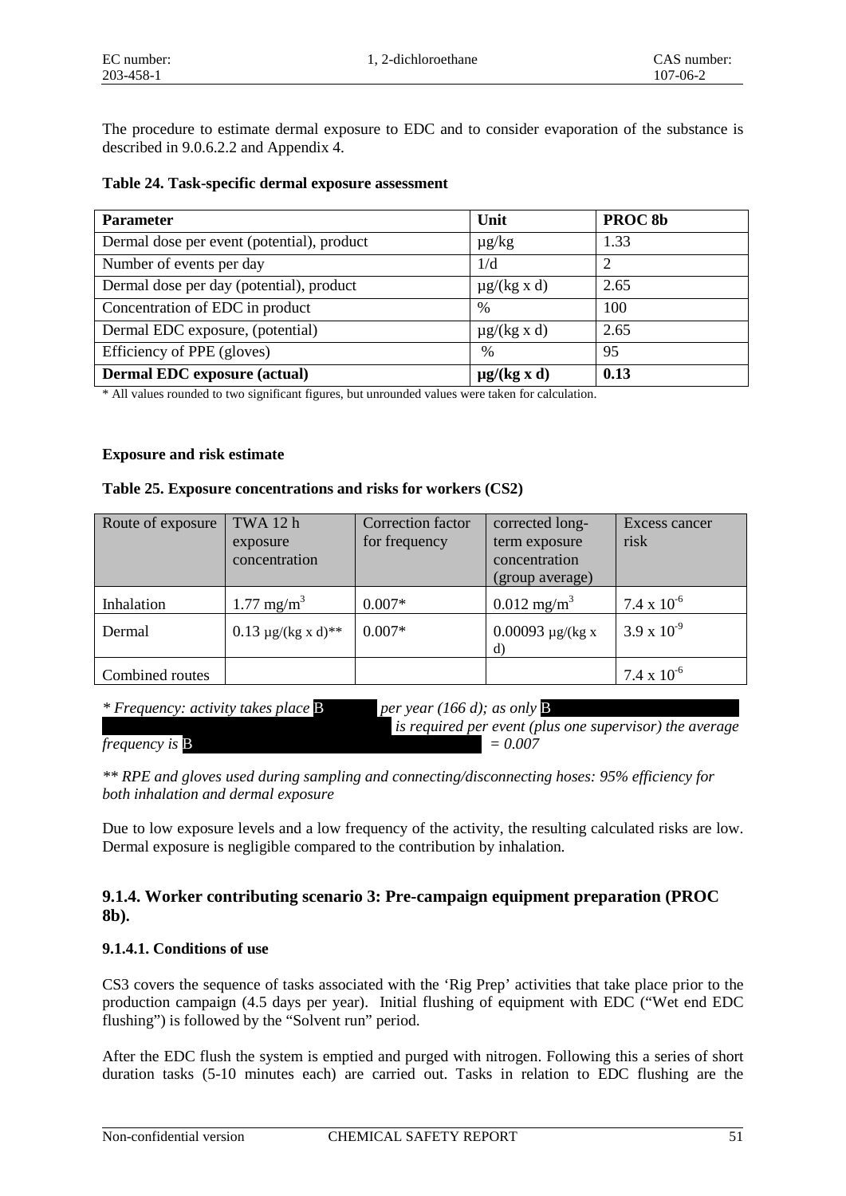The procedure to estimate dermal exposure to EDC and to consider evaporation of the substance is described in 9.0.6.2.2 and Appendix 4.

**Table 24. Task-specific dermal exposure assessment**

| **Parameter** | **Unit** | **PROC 8b** |
|---|---|---|
| Dermal dose per event (potential), product | µg/kg | 1.33 |
| Number of events per day | 1/d | 2 |
| Dermal dose per day (potential), product | µg/(kg x d) | 2.65 |
| Concentration of EDC in product | % | 100 |
| Dermal EDC exposure, (potential) | µg/(kg x d) | 2.65 |
| Efficiency of PPE (gloves) | % | 95 |
| **Dermal EDC exposure (actual)** | **µg/(kg x d)** | **0.13** |

\* All values rounded to two significant figures, but unrounded values were taken for calculation.

**Exposure and risk estimate**

**Table 25. Exposure concentrations and risks for workers (CS2)**

| Route of exposure | TWA 12 h exposure concentration | Correction factor for frequency | corrected long-term exposure concentration (group average) | Excess cancer risk |
|---|---|---|---|---|
| Inhalation | 1.77 $mg/m^3$ | 0.007* | 0.012 $mg/m^3$ | $7.4 \times 10^{-6}$ |
| Dermal | 0.13 µg/(kg x d)** | 0.007* | 0.00093 µg/(kg x d) | $3.9 \times 10^{-9}$ |
| Combined routes | | | | $7.4 \times 10^{-6}$ |

*\* Frequency: activity takes place B per year (166 d); as only B is required per event (plus one supervisor) the average frequency is B = 0.007*

*\*\* RPE and gloves used during sampling and connecting/disconnecting hoses: 95% efficiency for both inhalation and dermal exposure*

Due to low exposure levels and a low frequency of the activity, the resulting calculated risks are low. Dermal exposure is negligible compared to the contribution by inhalation.

## 9.1.4. Worker contributing scenario 3: Pre-campaign equipment preparation (PROC 8b).

### 9.1.4.1. Conditions of use

CS3 covers the sequence of tasks associated with the 'Rig Prep' activities that take place prior to the production campaign (4.5 days per year). Initial flushing of equipment with EDC ("Wet end EDC flushing") is followed by the "Solvent run" period.

After the EDC flush the system is emptied and purged with nitrogen. Following this a series of short duration tasks (5-10 minutes each) are carried out. Tasks in relation to EDC flushing are the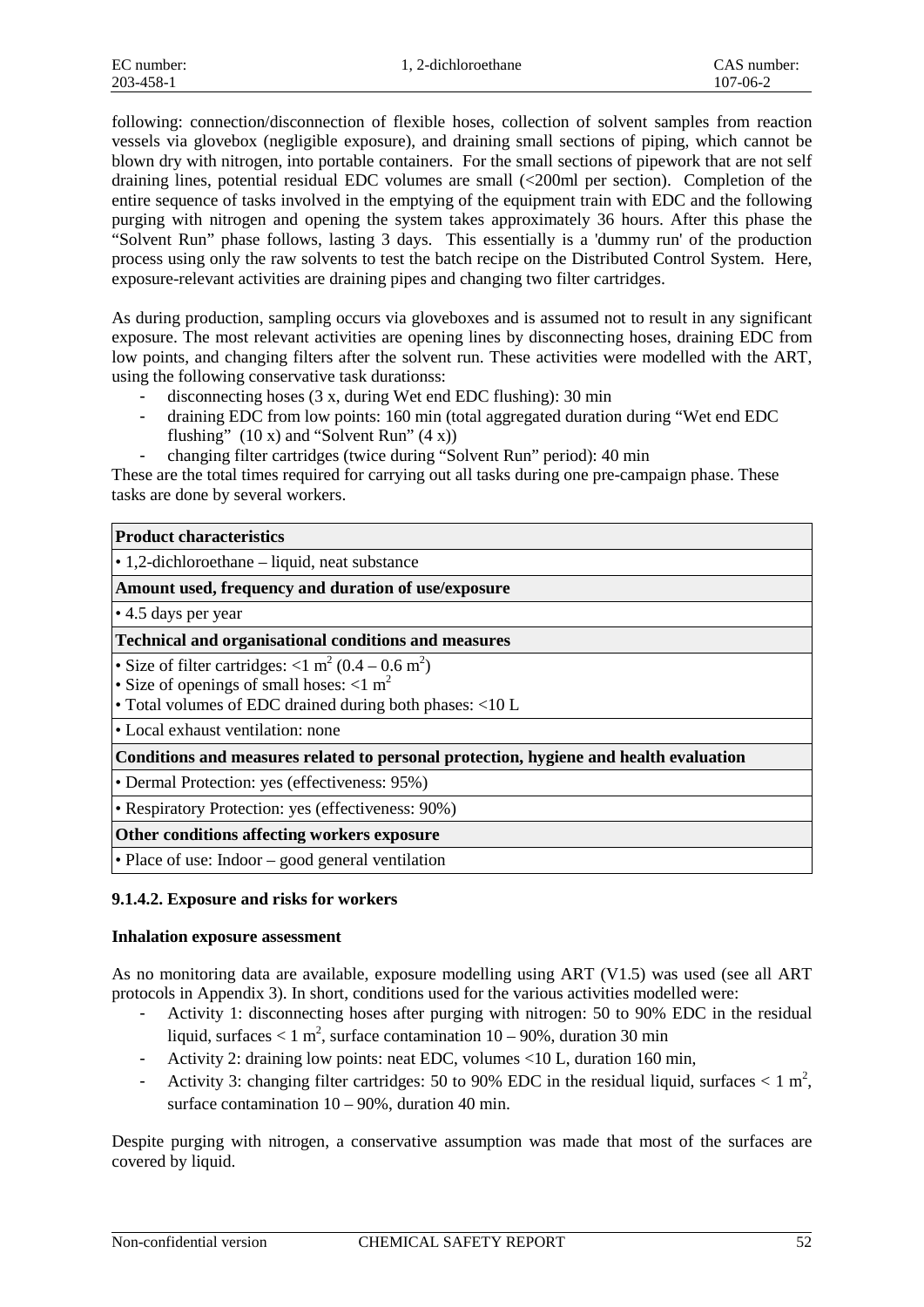following: connection/disconnection of flexible hoses, collection of solvent samples from reaction vessels via glovebox (negligible exposure), and draining small sections of piping, which cannot be blown dry with nitrogen, into portable containers. For the small sections of pipework that are not self draining lines, potential residual EDC volumes are small (<200ml per section). Completion of the entire sequence of tasks involved in the emptying of the equipment train with EDC and the following purging with nitrogen and opening the system takes approximately 36 hours. After this phase the "Solvent Run" phase follows, lasting 3 days. This essentially is a 'dummy run' of the production process using only the raw solvents to test the batch recipe on the Distributed Control System. Here, exposure-relevant activities are draining pipes and changing two filter cartridges.

As during production, sampling occurs via gloveboxes and is assumed not to result in any significant exposure. The most relevant activities are opening lines by disconnecting hoses, draining EDC from low points, and changing filters after the solvent run. These activities were modelled with the ART, using the following conservative task durationss:

- disconnecting hoses (3 x, during Wet end EDC flushing): 30 min
- draining EDC from low points: 160 min (total aggregated duration during "Wet end EDC flushing" (10 x) and "Solvent Run" (4 x))
- changing filter cartridges (twice during "Solvent Run" period): 40 min

These are the total times required for carrying out all tasks during one pre-campaign phase. These tasks are done by several workers.

| **Product characteristics** |
|---|
| • 1,2-dichloroethane – liquid, neat substance |
| **Amount used, frequency and duration of use/exposure** |
| • 4.5 days per year |
| **Technical and organisational conditions and measures** |
| • Size of filter cartridges: <1 $m^2$ (0.4 – 0.6 $m^2$)<br>• Size of openings of small hoses: <1 $m^2$<br>• Total volumes of EDC drained during both phases: <10 L |
| • Local exhaust ventilation: none |
| **Conditions and measures related to personal protection, hygiene and health evaluation** |
| • Dermal Protection: yes (effectiveness: 95%) |
| • Respiratory Protection: yes (effectiveness: 90%) |
| **Other conditions affecting workers exposure** |
| • Place of use: Indoor – good general ventilation |

#### 9.1.4.2. Exposure and risks for workers

**Inhalation exposure assessment**

As no monitoring data are available, exposure modelling using ART (V1.5) was used (see all ART protocols in Appendix 3). In short, conditions used for the various activities modelled were:

- Activity 1: disconnecting hoses after purging with nitrogen: 50 to 90% EDC in the residual liquid, surfaces < 1 $m^2$, surface contamination 10 – 90%, duration 30 min
- Activity 2: draining low points: neat EDC, volumes <10 L, duration 160 min,
- Activity 3: changing filter cartridges: 50 to 90% EDC in the residual liquid, surfaces < 1 $m^2$, surface contamination 10 – 90%, duration 40 min.

Despite purging with nitrogen, a conservative assumption was made that most of the surfaces are covered by liquid.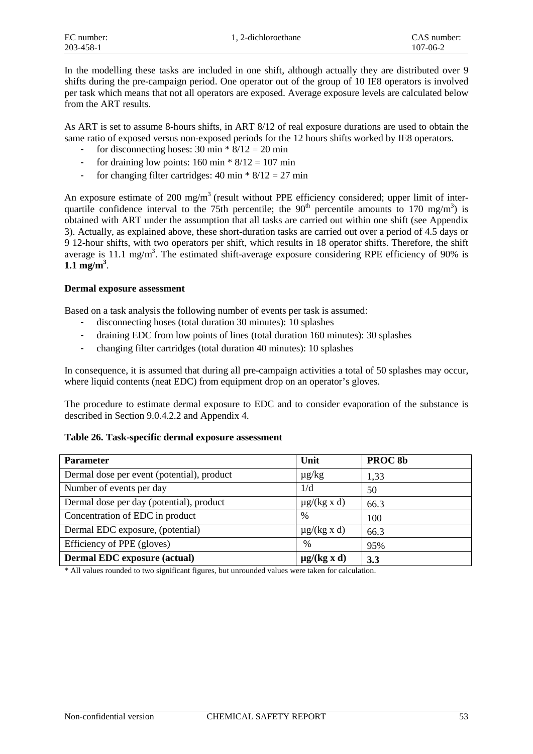In the modelling these tasks are included in one shift, although actually they are distributed over 9 shifts during the pre-campaign period. One operator out of the group of 10 IE8 operators is involved per task which means that not all operators are exposed. Average exposure levels are calculated below from the ART results.

As ART is set to assume 8-hours shifts, in ART 8/12 of real exposure durations are used to obtain the same ratio of exposed versus non-exposed periods for the 12 hours shifts worked by IE8 operators.

- for disconnecting hoses: 30 min * 8/12 = 20 min
- for draining low points: 160 min * 8/12 = 107 min
- for changing filter cartridges: 40 min * 8/12 = 27 min

An exposure estimate of 200 mg/m$^3$ (result without PPE efficiency considered; upper limit of inter-quartile confidence interval to the 75th percentile; the 90$^{th}$ percentile amounts to 170 mg/m$^3$) is obtained with ART under the assumption that all tasks are carried out within one shift (see Appendix 3). Actually, as explained above, these short-duration tasks are carried out over a period of 4.5 days or 9 12-hour shifts, with two operators per shift, which results in 18 operator shifts. Therefore, the shift average is 11.1 mg/m$^3$. The estimated shift-average exposure considering RPE efficiency of 90% is **1.1 mg/m$^3$**.

**Dermal exposure assessment**

Based on a task analysis the following number of events per task is assumed:

- disconnecting hoses (total duration 30 minutes): 10 splashes
- draining EDC from low points of lines (total duration 160 minutes): 30 splashes
- changing filter cartridges (total duration 40 minutes): 10 splashes

In consequence, it is assumed that during all pre-campaign activities a total of 50 splashes may occur, where liquid contents (neat EDC) from equipment drop on an operator's gloves.

The procedure to estimate dermal exposure to EDC and to consider evaporation of the substance is described in Section 9.0.4.2.2 and Appendix 4.

**Table 26. Task-specific dermal exposure assessment**

| Parameter | Unit | PROC 8b |
|---|---|---|
| Dermal dose per event (potential), product | µg/kg | 1,33 |
| Number of events per day | 1/d | 50 |
| Dermal dose per day (potential), product | µg/(kg x d) | 66.3 |
| Concentration of EDC in product | % | 100 |
| Dermal EDC exposure, (potential) | µg/(kg x d) | 66.3 |
| Efficiency of PPE (gloves) | % | 95% |
| **Dermal EDC exposure (actual)** | **µg/(kg x d)** | **3.3** |

\* All values rounded to two significant figures, but unrounded values were taken for calculation.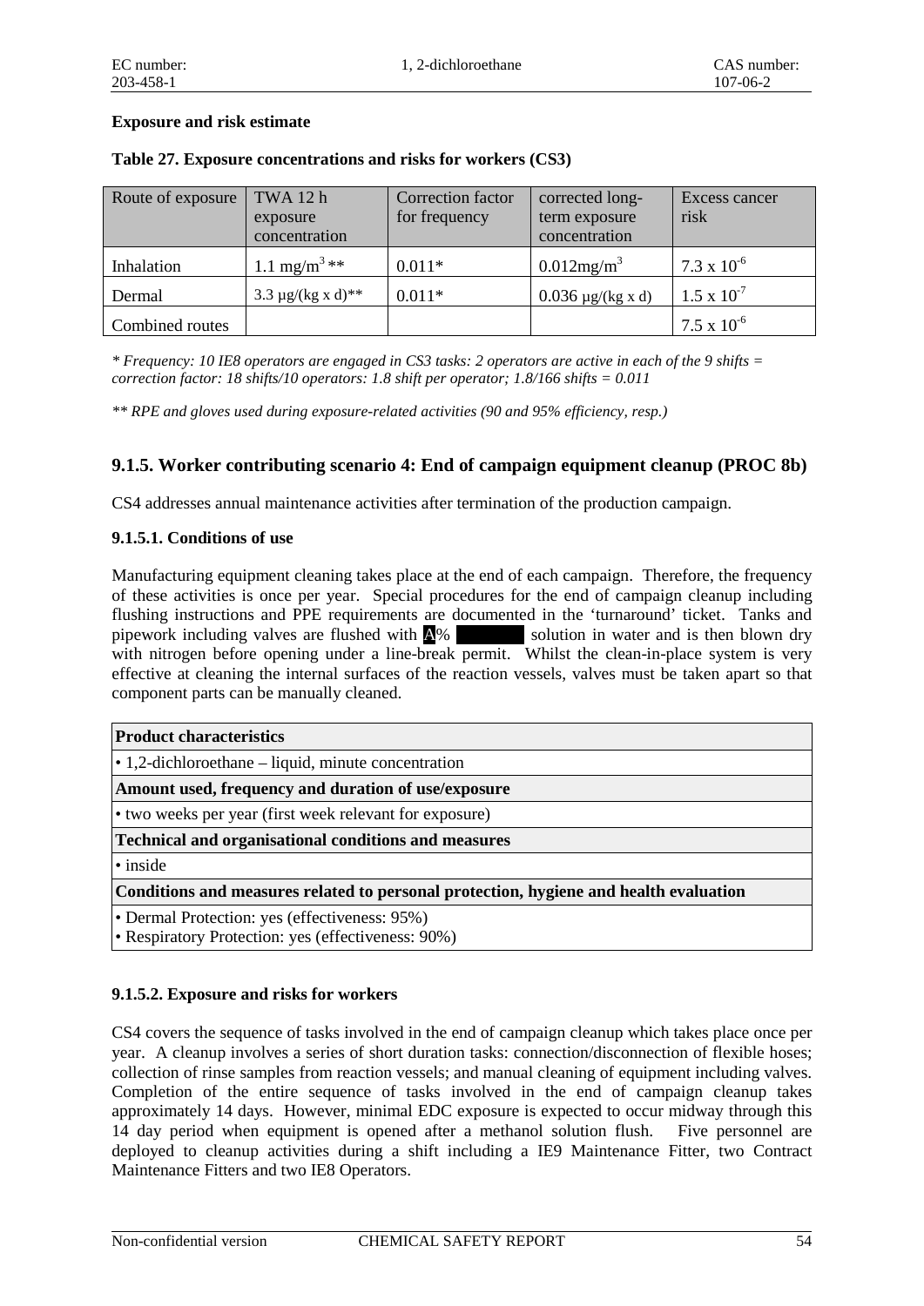**Exposure and risk estimate**

**Table 27. Exposure concentrations and risks for workers (CS3)**

| Route of exposure | TWA 12 h exposure concentration | Correction factor for frequency | corrected long-term exposure concentration | Excess cancer risk |
|---|---|---|---|---|
| Inhalation | 1.1 $mg/m^3$ ** | 0.011* | 0.012$mg/m^3$ | $7.3 \times 10^{-6}$ |
| Dermal | 3.3 µg/(kg x d)** | 0.011* | 0.036 µg/(kg x d) | $1.5 \times 10^{-7}$ |
| Combined routes | | | | $7.5 \times 10^{-6}$ |

*\* Frequency: 10 IE8 operators are engaged in CS3 tasks: 2 operators are active in each of the 9 shifts = correction factor: 18 shifts/10 operators: 1.8 shift per operator; 1.8/166 shifts = 0.011*

*\*\* RPE and gloves used during exposure-related activities (90 and 95% efficiency, resp.)*

## 9.1.5. Worker contributing scenario 4: End of campaign equipment cleanup (PROC 8b)

CS4 addresses annual maintenance activities after termination of the production campaign.

### 9.1.5.1. Conditions of use

Manufacturing equipment cleaning takes place at the end of each campaign. Therefore, the frequency of these activities is once per year. Special procedures for the end of campaign cleanup including flushing instructions and PPE requirements are documented in the 'turnaround' ticket. Tanks and pipework including valves are flushed with A% ████ solution in water and is then blown dry with nitrogen before opening under a line-break permit. Whilst the clean-in-place system is very effective at cleaning the internal surfaces of the reaction vessels, valves must be taken apart so that component parts can be manually cleaned.

| **Product characteristics** |
|---|
| • 1,2-dichloroethane – liquid, minute concentration |
| **Amount used, frequency and duration of use/exposure** |
| • two weeks per year (first week relevant for exposure) |
| **Technical and organisational conditions and measures** |
| • inside |
| **Conditions and measures related to personal protection, hygiene and health evaluation** |
| • Dermal Protection: yes (effectiveness: 95%)<br>• Respiratory Protection: yes (effectiveness: 90%) |

### 9.1.5.2. Exposure and risks for workers

CS4 covers the sequence of tasks involved in the end of campaign cleanup which takes place once per year. A cleanup involves a series of short duration tasks: connection/disconnection of flexible hoses; collection of rinse samples from reaction vessels; and manual cleaning of equipment including valves. Completion of the entire sequence of tasks involved in the end of campaign cleanup takes approximately 14 days. However, minimal EDC exposure is expected to occur midway through this 14 day period when equipment is opened after a methanol solution flush. Five personnel are deployed to cleanup activities during a shift including a IE9 Maintenance Fitter, two Contract Maintenance Fitters and two IE8 Operators.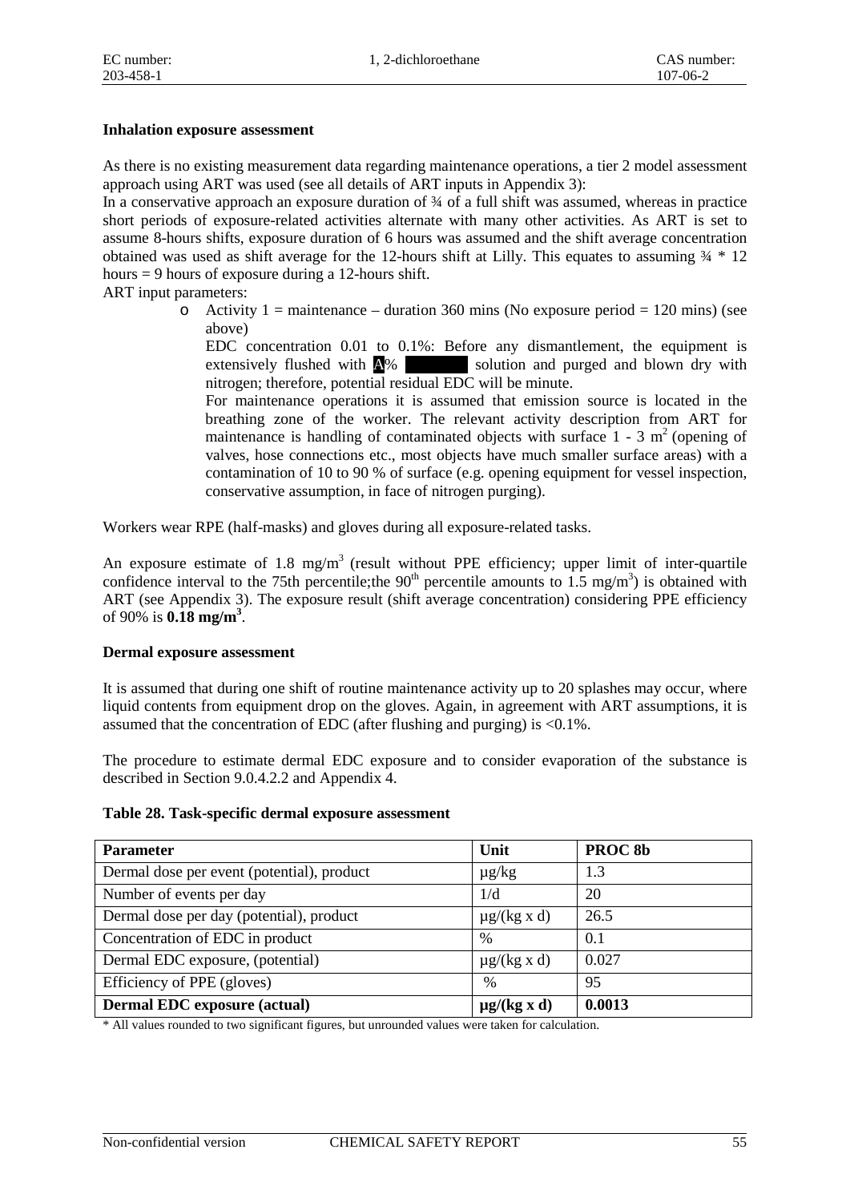**Inhalation exposure assessment**

As there is no existing measurement data regarding maintenance operations, a tier 2 model assessment approach using ART was used (see all details of ART inputs in Appendix 3):
In a conservative approach an exposure duration of ¾ of a full shift was assumed, whereas in practice short periods of exposure-related activities alternate with many other activities. As ART is set to assume 8-hours shifts, exposure duration of 6 hours was assumed and the shift average concentration obtained was used as shift average for the 12-hours shift at Lilly. This equates to assuming ¾ * 12 hours = 9 hours of exposure during a 12-hours shift.
ART input parameters:

- Activity 1 = maintenance – duration 360 mins (No exposure period = 120 mins) (see above)

  EDC concentration 0.01 to 0.1%: Before any dismantlement, the equipment is extensively flushed with A% ██████ solution and purged and blown dry with nitrogen; therefore, potential residual EDC will be minute.

  For maintenance operations it is assumed that emission source is located in the breathing zone of the worker. The relevant activity description from ART for maintenance is handling of contaminated objects with surface 1 - 3 $m^2$ (opening of valves, hose connections etc., most objects have much smaller surface areas) with a contamination of 10 to 90 % of surface (e.g. opening equipment for vessel inspection, conservative assumption, in face of nitrogen purging).

Workers wear RPE (half-masks) and gloves during all exposure-related tasks.

An exposure estimate of 1.8 mg/m$^3$ (result without PPE efficiency; upper limit of inter-quartile confidence interval to the 75th percentile;the 90$^{th}$ percentile amounts to 1.5 mg/m$^3$) is obtained with ART (see Appendix 3). The exposure result (shift average concentration) considering PPE efficiency of 90% is **0.18 mg/m$^3$**.

**Dermal exposure assessment**

It is assumed that during one shift of routine maintenance activity up to 20 splashes may occur, where liquid contents from equipment drop on the gloves. Again, in agreement with ART assumptions, it is assumed that the concentration of EDC (after flushing and purging) is <0.1%.

The procedure to estimate dermal EDC exposure and to consider evaporation of the substance is described in Section 9.0.4.2.2 and Appendix 4.

**Table 28. Task-specific dermal exposure assessment**

| **Parameter** | **Unit** | **PROC 8b** |
|---|---|---|
| Dermal dose per event (potential), product | µg/kg | 1.3 |
| Number of events per day | 1/d | 20 |
| Dermal dose per day (potential), product | µg/(kg x d) | 26.5 |
| Concentration of EDC in product | % | 0.1 |
| Dermal EDC exposure, (potential) | µg/(kg x d) | 0.027 |
| Efficiency of PPE (gloves) | % | 95 |
| **Dermal EDC exposure (actual)** | **µg/(kg x d)** | **0.0013** |

\* All values rounded to two significant figures, but unrounded values were taken for calculation.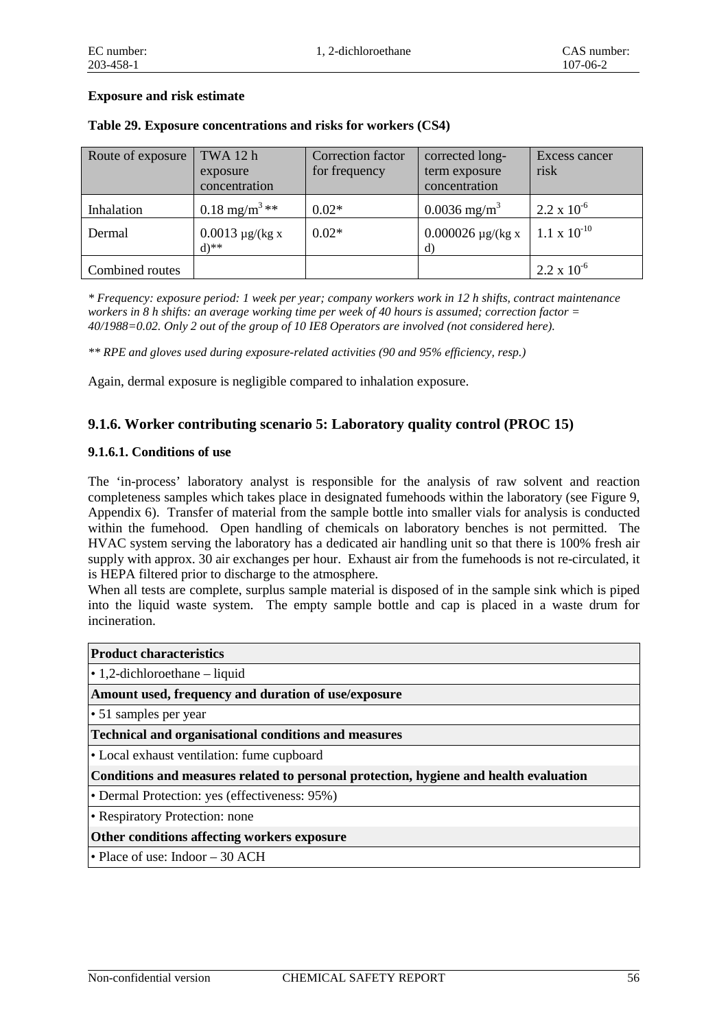**Exposure and risk estimate**

**Table 29. Exposure concentrations and risks for workers (CS4)**

| Route of exposure | TWA 12 h exposure concentration | Correction factor for frequency | corrected long-term exposure concentration | Excess cancer risk |
|---|---|---|---|---|
| Inhalation | 0.18 $mg/m^3$ ** | 0.02* | 0.0036 $mg/m^3$ | $2.2 \times 10^{-6}$ |
| Dermal | 0.0013 µg/(kg x d)** | 0.02* | 0.000026 µg/(kg x d) | $1.1 \times 10^{-10}$ |
| Combined routes | | | | $2.2 \times 10^{-6}$ |

*\* Frequency: exposure period: 1 week per year; company workers work in 12 h shifts, contract maintenance workers in 8 h shifts: an average working time per week of 40 hours is assumed; correction factor = 40/1988=0.02. Only 2 out of the group of 10 IE8 Operators are involved (not considered here).*

*\*\* RPE and gloves used during exposure-related activities (90 and 95% efficiency, resp.)*

Again, dermal exposure is negligible compared to inhalation exposure.

### 9.1.6. Worker contributing scenario 5: Laboratory quality control (PROC 15)

#### 9.1.6.1. Conditions of use

The 'in-process' laboratory analyst is responsible for the analysis of raw solvent and reaction completeness samples which takes place in designated fumehoods within the laboratory (see Figure 9, Appendix 6). Transfer of material from the sample bottle into smaller vials for analysis is conducted within the fumehood. Open handling of chemicals on laboratory benches is not permitted. The HVAC system serving the laboratory has a dedicated air handling unit so that there is 100% fresh air supply with approx. 30 air exchanges per hour. Exhaust air from the fumehoods is not re-circulated, it is HEPA filtered prior to discharge to the atmosphere.
When all tests are complete, surplus sample material is disposed of in the sample sink which is piped into the liquid waste system. The empty sample bottle and cap is placed in a waste drum for incineration.

| **Product characteristics** |
|---|
| • 1,2-dichloroethane – liquid |
| **Amount used, frequency and duration of use/exposure** |
| • 51 samples per year |
| **Technical and organisational conditions and measures** |
| • Local exhaust ventilation: fume cupboard |
| **Conditions and measures related to personal protection, hygiene and health evaluation** |
| • Dermal Protection: yes (effectiveness: 95%) |
| • Respiratory Protection: none |
| **Other conditions affecting workers exposure** |
| • Place of use: Indoor – 30 ACH |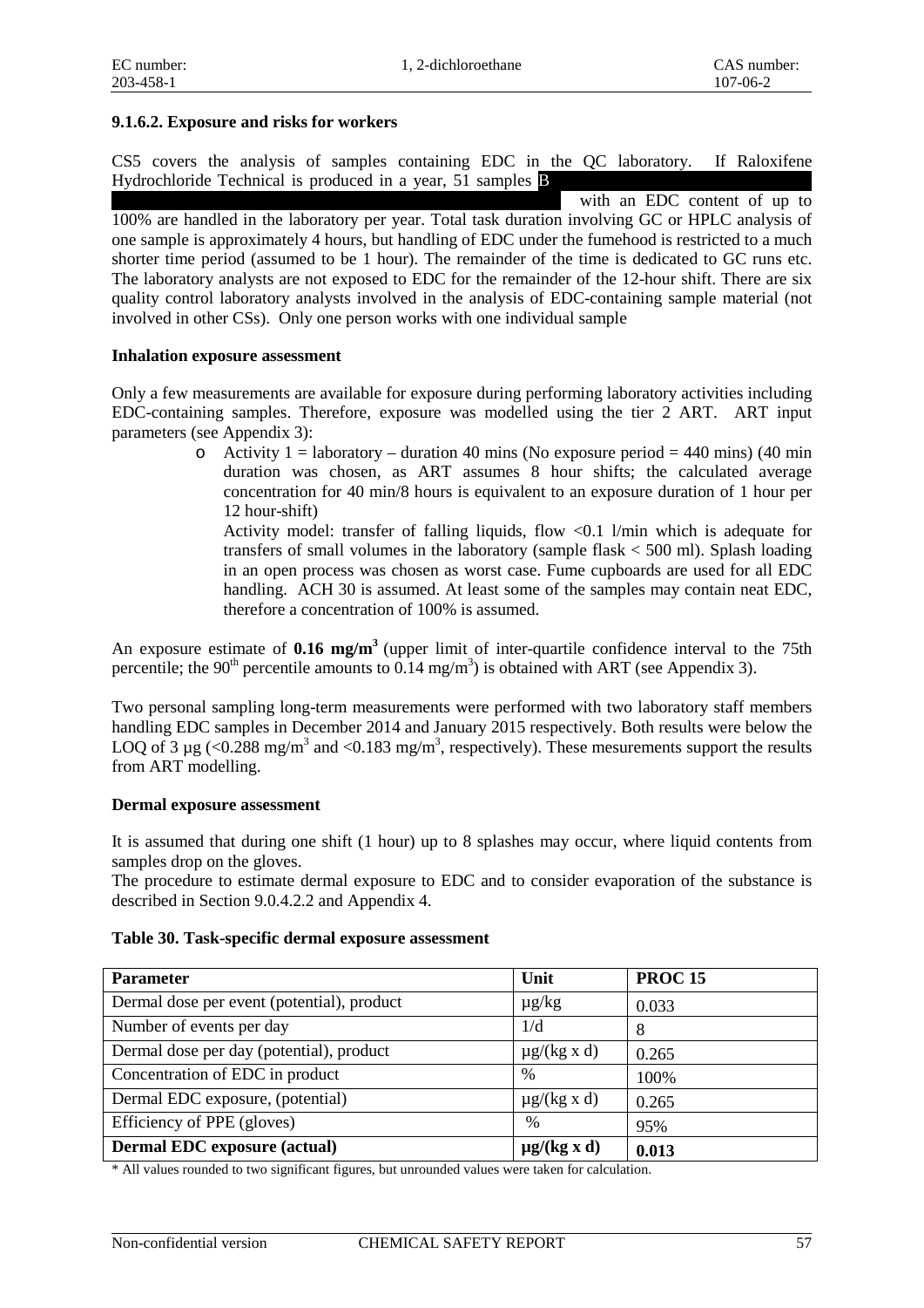### 9.1.6.2. Exposure and risks for workers

CS5 covers the analysis of samples containing EDC in the QC laboratory. If Raloxifene Hydrochloride Technical is produced in a year, 51 samples B with an EDC content of up to 100% are handled in the laboratory per year. Total task duration involving GC or HPLC analysis of one sample is approximately 4 hours, but handling of EDC under the fumehood is restricted to a much shorter time period (assumed to be 1 hour). The remainder of the time is dedicated to GC runs etc. The laboratory analysts are not exposed to EDC for the remainder of the 12-hour shift. There are six quality control laboratory analysts involved in the analysis of EDC-containing sample material (not involved in other CSs). Only one person works with one individual sample

**Inhalation exposure assessment**

Only a few measurements are available for exposure during performing laboratory activities including EDC-containing samples. Therefore, exposure was modelled using the tier 2 ART. ART input parameters (see Appendix 3):

- Activity 1 = laboratory – duration 40 mins (No exposure period = 440 mins) (40 min duration was chosen, as ART assumes 8 hour shifts; the calculated average concentration for 40 min/8 hours is equivalent to an exposure duration of 1 hour per 12 hour-shift)

  Activity model: transfer of falling liquids, flow <0.1 l/min which is adequate for transfers of small volumes in the laboratory (sample flask < 500 ml). Splash loading in an open process was chosen as worst case. Fume cupboards are used for all EDC handling. ACH 30 is assumed. At least some of the samples may contain neat EDC, therefore a concentration of 100% is assumed.

An exposure estimate of **0.16 mg/m³** (upper limit of inter-quartile confidence interval to the 75th percentile; the 90th percentile amounts to 0.14 mg/m³) is obtained with ART (see Appendix 3).

Two personal sampling long-term measurements were performed with two laboratory staff members handling EDC samples in December 2014 and January 2015 respectively. Both results were below the LOQ of 3 µg (<0.288 mg/m³ and <0.183 mg/m³, respectively). These mesurements support the results from ART modelling.

**Dermal exposure assessment**

It is assumed that during one shift (1 hour) up to 8 splashes may occur, where liquid contents from samples drop on the gloves.

The procedure to estimate dermal exposure to EDC and to consider evaporation of the substance is described in Section 9.0.4.2.2 and Appendix 4.

**Table 30. Task-specific dermal exposure assessment**

| **Parameter** | **Unit** | **PROC 15** |
|---|---|---|
| Dermal dose per event (potential), product | µg/kg | 0.033 |
| Number of events per day | 1/d | 8 |
| Dermal dose per day (potential), product | µg/(kg x d) | 0.265 |
| Concentration of EDC in product | % | 100% |
| Dermal EDC exposure, (potential) | µg/(kg x d) | 0.265 |
| Efficiency of PPE (gloves) | % | 95% |
| **Dermal EDC exposure (actual)** | **µg/(kg x d)** | **0.013** |

* All values rounded to two significant figures, but unrounded values were taken for calculation.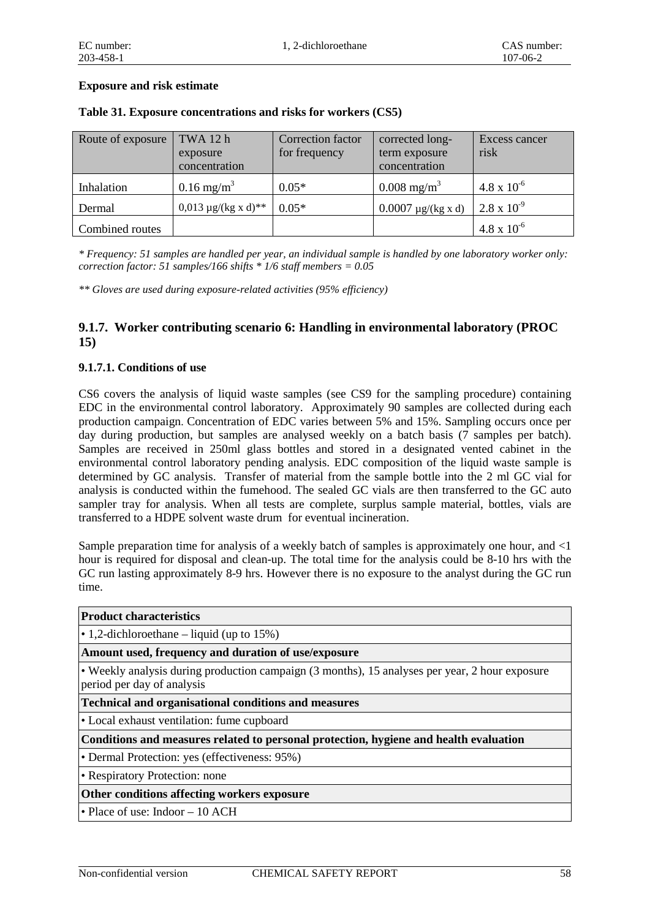**Exposure and risk estimate**

**Table 31. Exposure concentrations and risks for workers (CS5)**

| Route of exposure | TWA 12 h exposure concentration | Correction factor for frequency | corrected long-term exposure concentration | Excess cancer risk |
|---|---|---|---|---|
| Inhalation | 0.16 mg/m$^3$ | 0.05* | 0.008 mg/m$^3$ | 4.8 x $10^{-6}$ |
| Dermal | 0,013 µg/(kg x d)** | 0.05* | 0.0007 µg/(kg x d) | 2.8 x $10^{-9}$ |
| Combined routes | | | | 4.8 x $10^{-6}$ |

*\* Frequency: 51 samples are handled per year, an individual sample is handled by one laboratory worker only: correction factor: 51 samples/166 shifts \* 1/6 staff members = 0.05*

*\*\* Gloves are used during exposure-related activities (95% efficiency)*

## 9.1.7. Worker contributing scenario 6: Handling in environmental laboratory (PROC 15)

### 9.1.7.1. Conditions of use

CS6 covers the analysis of liquid waste samples (see CS9 for the sampling procedure) containing EDC in the environmental control laboratory. Approximately 90 samples are collected during each production campaign. Concentration of EDC varies between 5% and 15%. Sampling occurs once per day during production, but samples are analysed weekly on a batch basis (7 samples per batch). Samples are received in 250ml glass bottles and stored in a designated vented cabinet in the environmental control laboratory pending analysis. EDC composition of the liquid waste sample is determined by GC analysis. Transfer of material from the sample bottle into the 2 ml GC vial for analysis is conducted within the fumehood. The sealed GC vials are then transferred to the GC auto sampler tray for analysis. When all tests are complete, surplus sample material, bottles, vials are transferred to a HDPE solvent waste drum for eventual incineration.

Sample preparation time for analysis of a weekly batch of samples is approximately one hour, and <1 hour is required for disposal and clean-up. The total time for the analysis could be 8-10 hrs with the GC run lasting approximately 8-9 hrs. However there is no exposure to the analyst during the GC run time.

| **Product characteristics** |
|---|
| • 1,2-dichloroethane – liquid (up to 15%) |
| **Amount used, frequency and duration of use/exposure** |
| • Weekly analysis during production campaign (3 months), 15 analyses per year, 2 hour exposure period per day of analysis |
| **Technical and organisational conditions and measures** |
| • Local exhaust ventilation: fume cupboard |
| **Conditions and measures related to personal protection, hygiene and health evaluation** |
| • Dermal Protection: yes (effectiveness: 95%) |
| • Respiratory Protection: none |
| **Other conditions affecting workers exposure** |
| • Place of use: Indoor – 10 ACH |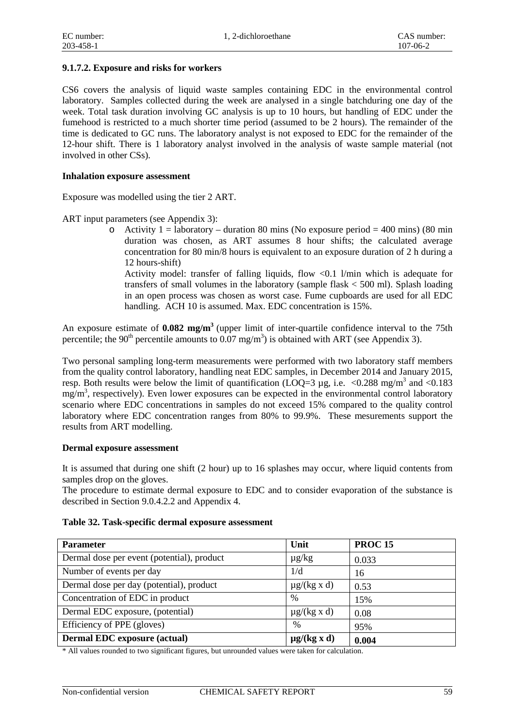### 9.1.7.2. Exposure and risks for workers

CS6 covers the analysis of liquid waste samples containing EDC in the environmental control laboratory. Samples collected during the week are analysed in a single batchduring one day of the week. Total task duration involving GC analysis is up to 10 hours, but handling of EDC under the fumehood is restricted to a much shorter time period (assumed to be 2 hours). The remainder of the time is dedicated to GC runs. The laboratory analyst is not exposed to EDC for the remainder of the 12-hour shift. There is 1 laboratory analyst involved in the analysis of waste sample material (not involved in other CSs).

**Inhalation exposure assessment**

Exposure was modelled using the tier 2 ART.

ART input parameters (see Appendix 3):

- Activity 1 = laboratory – duration 80 mins (No exposure period = 400 mins) (80 min duration was chosen, as ART assumes 8 hour shifts; the calculated average concentration for 80 min/8 hours is equivalent to an exposure duration of 2 h during a 12 hours-shift)

  Activity model: transfer of falling liquids, flow <0.1 l/min which is adequate for transfers of small volumes in the laboratory (sample flask < 500 ml). Splash loading in an open process was chosen as worst case. Fume cupboards are used for all EDC handling. ACH 10 is assumed. Max. EDC concentration is 15%.

An exposure estimate of **0.082 mg/m$^3$** (upper limit of inter-quartile confidence interval to the 75th percentile; the 90$^{th}$ percentile amounts to 0.07 mg/m$^3$) is obtained with ART (see Appendix 3).

Two personal sampling long-term measurements were performed with two laboratory staff members from the quality control laboratory, handling neat EDC samples, in December 2014 and January 2015, resp. Both results were below the limit of quantification (LOQ=3 µg, i.e. <0.288 mg/m$^3$ and <0.183 mg/m$^3$, respectively). Even lower exposures can be expected in the environmental control laboratory scenario where EDC concentrations in samples do not exceed 15% compared to the quality control laboratory where EDC concentration ranges from 80% to 99.9%. These mesurements support the results from ART modelling.

**Dermal exposure assessment**

It is assumed that during one shift (2 hour) up to 16 splashes may occur, where liquid contents from samples drop on the gloves.

The procedure to estimate dermal exposure to EDC and to consider evaporation of the substance is described in Section 9.0.4.2.2 and Appendix 4.

**Table 32. Task-specific dermal exposure assessment**

| Parameter | Unit | PROC 15 |
|---|---|---|
| Dermal dose per event (potential), product | µg/kg | 0.033 |
| Number of events per day | 1/d | 16 |
| Dermal dose per day (potential), product | µg/(kg x d) | 0.53 |
| Concentration of EDC in product | % | 15% |
| Dermal EDC exposure, (potential) | µg/(kg x d) | 0.08 |
| Efficiency of PPE (gloves) | % | 95% |
| **Dermal EDC exposure (actual)** | **µg/(kg x d)** | **0.004** |

\* All values rounded to two significant figures, but unrounded values were taken for calculation.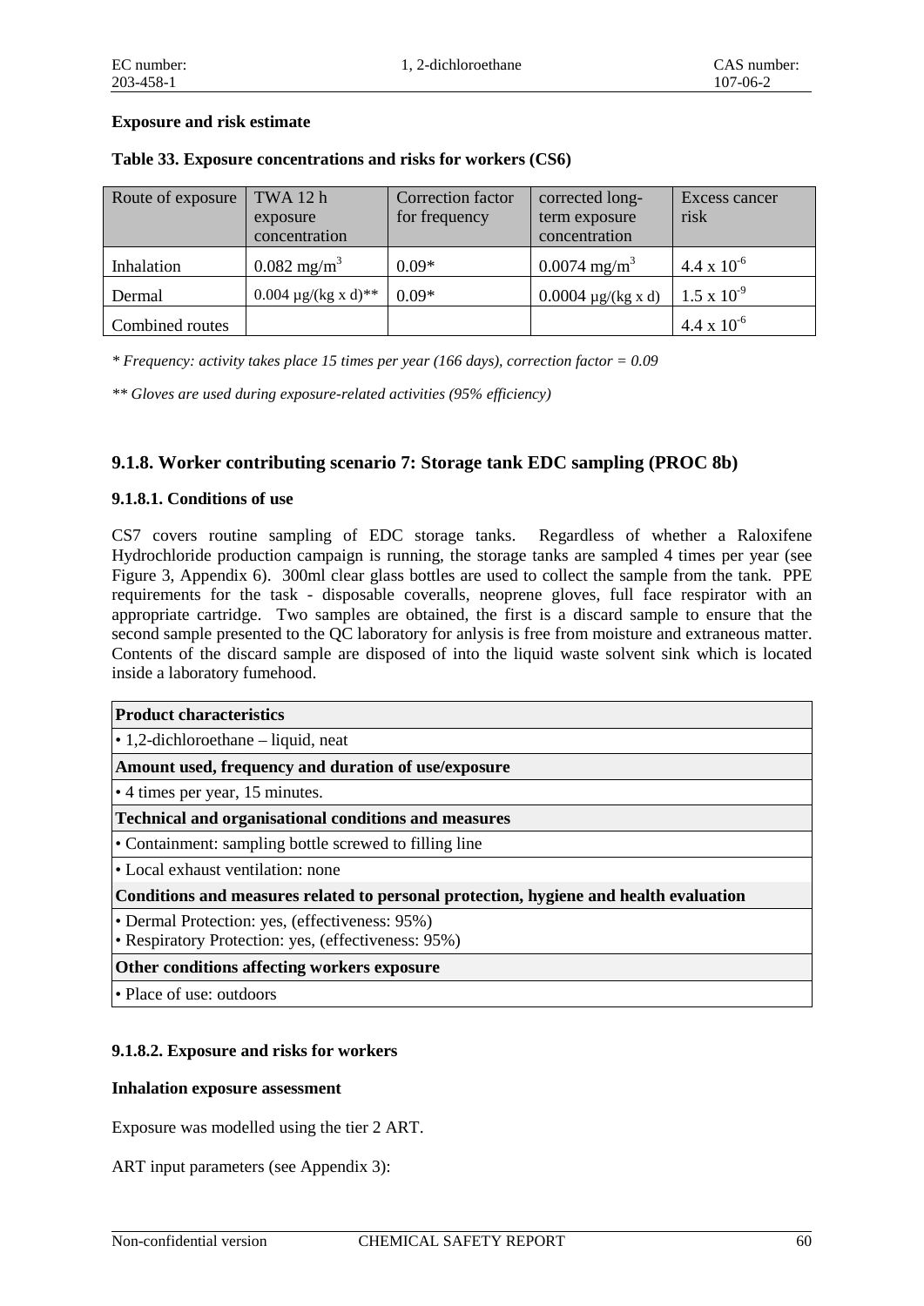**Exposure and risk estimate**

**Table 33. Exposure concentrations and risks for workers (CS6)**

| Route of exposure | TWA 12 h exposure concentration | Correction factor for frequency | corrected long-term exposure concentration | Excess cancer risk |
|---|---|---|---|---|
| Inhalation | 0.082 mg/m$^3$ | 0.09* | 0.0074 mg/m$^3$ | 4.4 x $10^{-6}$ |
| Dermal | 0.004 µg/(kg x d)** | 0.09* | 0.0004 µg/(kg x d) | 1.5 x $10^{-9}$ |
| Combined routes | | | | 4.4 x $10^{-6}$ |

*\* Frequency: activity takes place 15 times per year (166 days), correction factor = 0.09*

*\*\* Gloves are used during exposure-related activities (95% efficiency)*

## 9.1.8. Worker contributing scenario 7: Storage tank EDC sampling (PROC 8b)

### 9.1.8.1. Conditions of use

CS7 covers routine sampling of EDC storage tanks. Regardless of whether a Raloxifene Hydrochloride production campaign is running, the storage tanks are sampled 4 times per year (see Figure 3, Appendix 6). 300ml clear glass bottles are used to collect the sample from the tank. PPE requirements for the task - disposable coveralls, neoprene gloves, full face respirator with an appropriate cartridge. Two samples are obtained, the first is a discard sample to ensure that the second sample presented to the QC laboratory for anlysis is free from moisture and extraneous matter. Contents of the discard sample are disposed of into the liquid waste solvent sink which is located inside a laboratory fumehood.

| **Product characteristics** |
|---|
| • 1,2-dichloroethane – liquid, neat |
| **Amount used, frequency and duration of use/exposure** |
| • 4 times per year, 15 minutes. |
| **Technical and organisational conditions and measures** |
| • Containment: sampling bottle screwed to filling line |
| • Local exhaust ventilation: none |
| **Conditions and measures related to personal protection, hygiene and health evaluation** |
| • Dermal Protection: yes, (effectiveness: 95%) <br> • Respiratory Protection: yes, (effectiveness: 95%) |
| **Other conditions affecting workers exposure** |
| • Place of use: outdoors |

### 9.1.8.2. Exposure and risks for workers

**Inhalation exposure assessment**

Exposure was modelled using the tier 2 ART.

ART input parameters (see Appendix 3):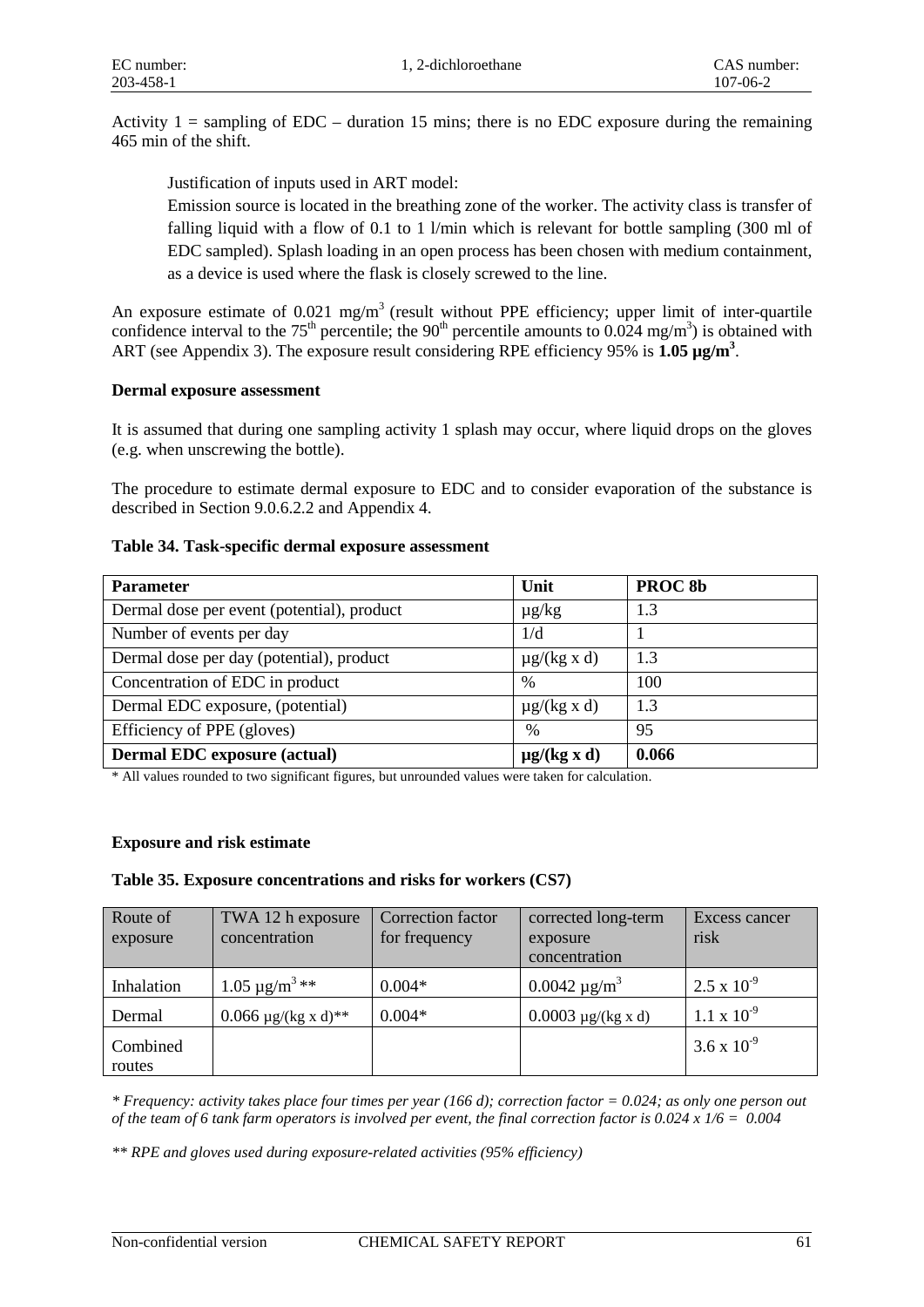Activity 1 = sampling of EDC – duration 15 mins; there is no EDC exposure during the remaining 465 min of the shift.

> Justification of inputs used in ART model:
>
> Emission source is located in the breathing zone of the worker. The activity class is transfer of falling liquid with a flow of 0.1 to 1 l/min which is relevant for bottle sampling (300 ml of EDC sampled). Splash loading in an open process has been chosen with medium containment, as a device is used where the flask is closely screwed to the line.

An exposure estimate of 0.021 mg/m$^3$ (result without PPE efficiency; upper limit of inter-quartile confidence interval to the 75$^{th}$ percentile; the 90$^{th}$ percentile amounts to 0.024 mg/m$^3$) is obtained with ART (see Appendix 3). The exposure result considering RPE efficiency 95% is **1.05 µg/m$^3$**.

**Dermal exposure assessment**

It is assumed that during one sampling activity 1 splash may occur, where liquid drops on the gloves (e.g. when unscrewing the bottle).

The procedure to estimate dermal exposure to EDC and to consider evaporation of the substance is described in Section 9.0.6.2.2 and Appendix 4.

**Table 34. Task-specific dermal exposure assessment**

| Parameter | Unit | PROC 8b |
|---|---|---|
| Dermal dose per event (potential), product | µg/kg | 1.3 |
| Number of events per day | 1/d | 1 |
| Dermal dose per day (potential), product | µg/(kg x d) | 1.3 |
| Concentration of EDC in product | % | 100 |
| Dermal EDC exposure, (potential) | µg/(kg x d) | 1.3 |
| Efficiency of PPE (gloves) | % | 95 |
| **Dermal EDC exposure (actual)** | **µg/(kg x d)** | **0.066** |

\* All values rounded to two significant figures, but unrounded values were taken for calculation.

**Exposure and risk estimate**

**Table 35. Exposure concentrations and risks for workers (CS7)**

| Route of exposure | TWA 12 h exposure concentration | Correction factor for frequency | corrected long-term exposure concentration | Excess cancer risk |
|---|---|---|---|---|
| Inhalation | 1.05 µg/m$^3$ ** | 0.004* | 0.0042 µg/m$^3$ | $2.5 \times 10^{-9}$ |
| Dermal | 0.066 µg/(kg x d)** | 0.004* | 0.0003 µg/(kg x d) | $1.1 \times 10^{-9}$ |
| Combined routes | | | | $3.6 \times 10^{-9}$ |

*\* Frequency: activity takes place four times per year (166 d); correction factor = 0.024; as only one person out of the team of 6 tank farm operators is involved per event, the final correction factor is 0.024 x 1/6 = 0.004*

*\*\* RPE and gloves used during exposure-related activities (95% efficiency)*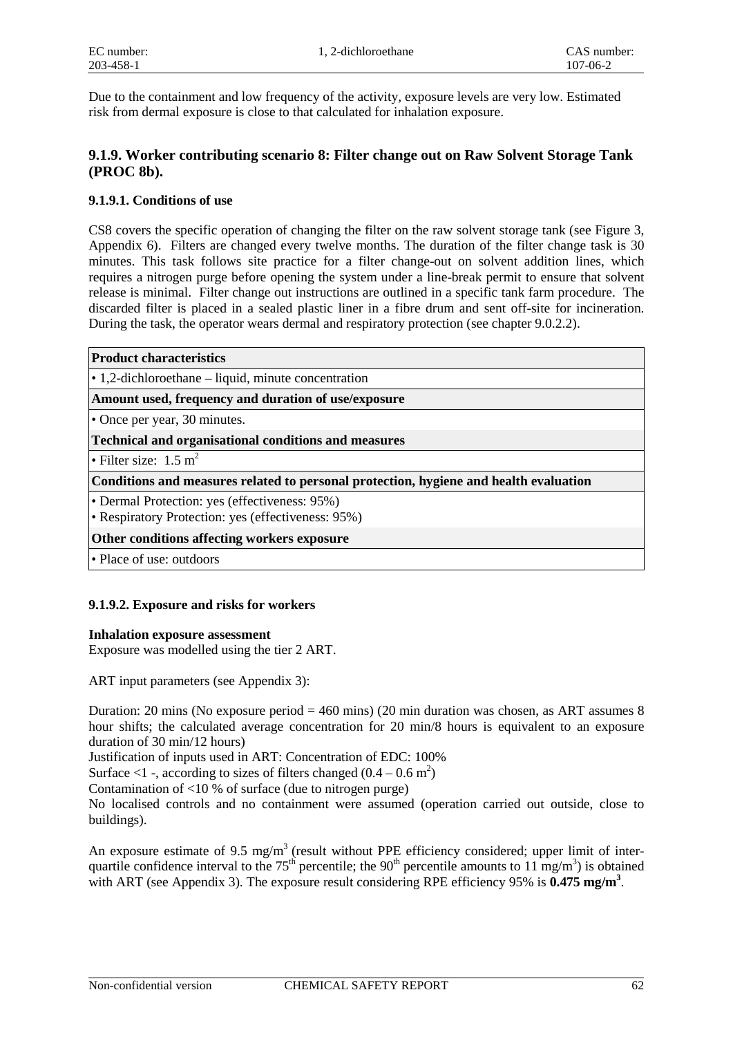Due to the containment and low frequency of the activity, exposure levels are very low. Estimated risk from dermal exposure is close to that calculated for inhalation exposure.

### 9.1.9. Worker contributing scenario 8: Filter change out on Raw Solvent Storage Tank (PROC 8b).

#### 9.1.9.1. Conditions of use

CS8 covers the specific operation of changing the filter on the raw solvent storage tank (see Figure 3, Appendix 6). Filters are changed every twelve months. The duration of the filter change task is 30 minutes. This task follows site practice for a filter change-out on solvent addition lines, which requires a nitrogen purge before opening the system under a line-break permit to ensure that solvent release is minimal. Filter change out instructions are outlined in a specific tank farm procedure. The discarded filter is placed in a sealed plastic liner in a fibre drum and sent off-site for incineration. During the task, the operator wears dermal and respiratory protection (see chapter 9.0.2.2).

| **Product characteristics** |
|---|
| • 1,2-dichloroethane – liquid, minute concentration |
| **Amount used, frequency and duration of use/exposure** |
| • Once per year, 30 minutes. |
| **Technical and organisational conditions and measures** |
| • Filter size: 1.5 $m^2$ |
| **Conditions and measures related to personal protection, hygiene and health evaluation** |
| • Dermal Protection: yes (effectiveness: 95%)<br>• Respiratory Protection: yes (effectiveness: 95%) |
| **Other conditions affecting workers exposure** |
| • Place of use: outdoors |

#### 9.1.9.2. Exposure and risks for workers

**Inhalation exposure assessment**
Exposure was modelled using the tier 2 ART.

ART input parameters (see Appendix 3):

Duration: 20 mins (No exposure period = 460 mins) (20 min duration was chosen, as ART assumes 8 hour shifts; the calculated average concentration for 20 min/8 hours is equivalent to an exposure duration of 30 min/12 hours)
Justification of inputs used in ART: Concentration of EDC: 100%
Surface <1 -, according to sizes of filters changed (0.4 – 0.6 $m^2$)
Contamination of <10 % of surface (due to nitrogen purge)
No localised controls and no containment were assumed (operation carried out outside, close to buildings).

An exposure estimate of 9.5 $mg/m^3$ (result without PPE efficiency considered; upper limit of inter-quartile confidence interval to the $75^{th}$ percentile; the $90^{th}$ percentile amounts to 11 $mg/m^3$) is obtained with ART (see Appendix 3). The exposure result considering RPE efficiency 95% is **0.475 $mg/m^3$**.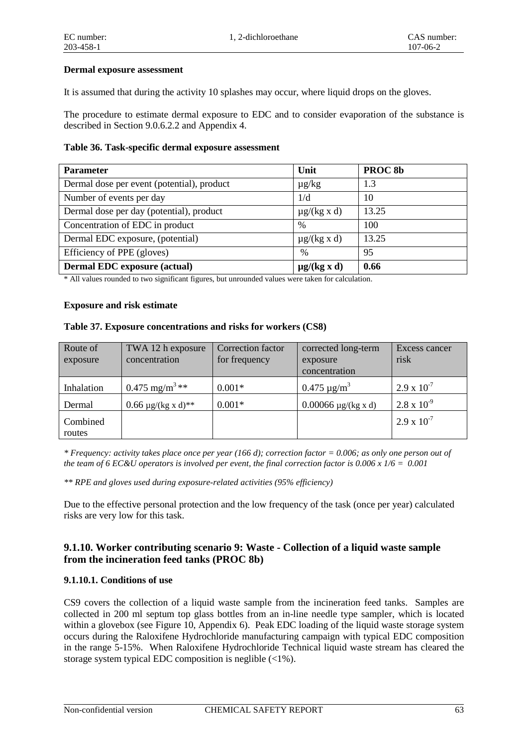**Dermal exposure assessment**

It is assumed that during the activity 10 splashes may occur, where liquid drops on the gloves.

The procedure to estimate dermal exposure to EDC and to consider evaporation of the substance is described in Section 9.0.6.2.2 and Appendix 4.

**Table 36. Task-specific dermal exposure assessment**

| Parameter | Unit | PROC 8b |
|---|---|---|
| Dermal dose per event (potential), product | µg/kg | 1.3 |
| Number of events per day | 1/d | 10 |
| Dermal dose per day (potential), product | µg/(kg x d) | 13.25 |
| Concentration of EDC in product | % | 100 |
| Dermal EDC exposure, (potential) | µg/(kg x d) | 13.25 |
| Efficiency of PPE (gloves) | % | 95 |
| **Dermal EDC exposure (actual)** | **µg/(kg x d)** | **0.66** |

* All values rounded to two significant figures, but unrounded values were taken for calculation.

**Exposure and risk estimate**

**Table 37. Exposure concentrations and risks for workers (CS8)**

| Route of exposure | TWA 12 h exposure concentration | Correction factor for frequency | corrected long-term exposure concentration | Excess cancer risk |
|---|---|---|---|---|
| Inhalation | 0.475 mg/m$^3$ ** | 0.001* | 0.475 µg/m$^3$ | $2.9 \times 10^{-7}$ |
| Dermal | 0.66 µg/(kg x d)** | 0.001* | 0.00066 µg/(kg x d) | $2.8 \times 10^{-9}$ |
| Combined routes | | | | $2.9 \times 10^{-7}$ |

*\* Frequency: activity takes place once per year (166 d); correction factor = 0.006; as only one person out of the team of 6 EC&U operators is involved per event, the final correction factor is 0.006 x 1/6 = 0.001*

*\*\* RPE and gloves used during exposure-related activities (95% efficiency)*

Due to the effective personal protection and the low frequency of the task (once per year) calculated risks are very low for this task.

## 9.1.10. Worker contributing scenario 9: Waste - Collection of a liquid waste sample from the incineration feed tanks (PROC 8b)

### 9.1.10.1. Conditions of use

CS9 covers the collection of a liquid waste sample from the incineration feed tanks. Samples are collected in 200 ml septum top glass bottles from an in-line needle type sampler, which is located within a glovebox (see Figure 10, Appendix 6). Peak EDC loading of the liquid waste storage system occurs during the Raloxifene Hydrochloride manufacturing campaign with typical EDC composition in the range 5-15%. When Raloxifene Hydrochloride Technical liquid waste stream has cleared the storage system typical EDC composition is neglible (<1%).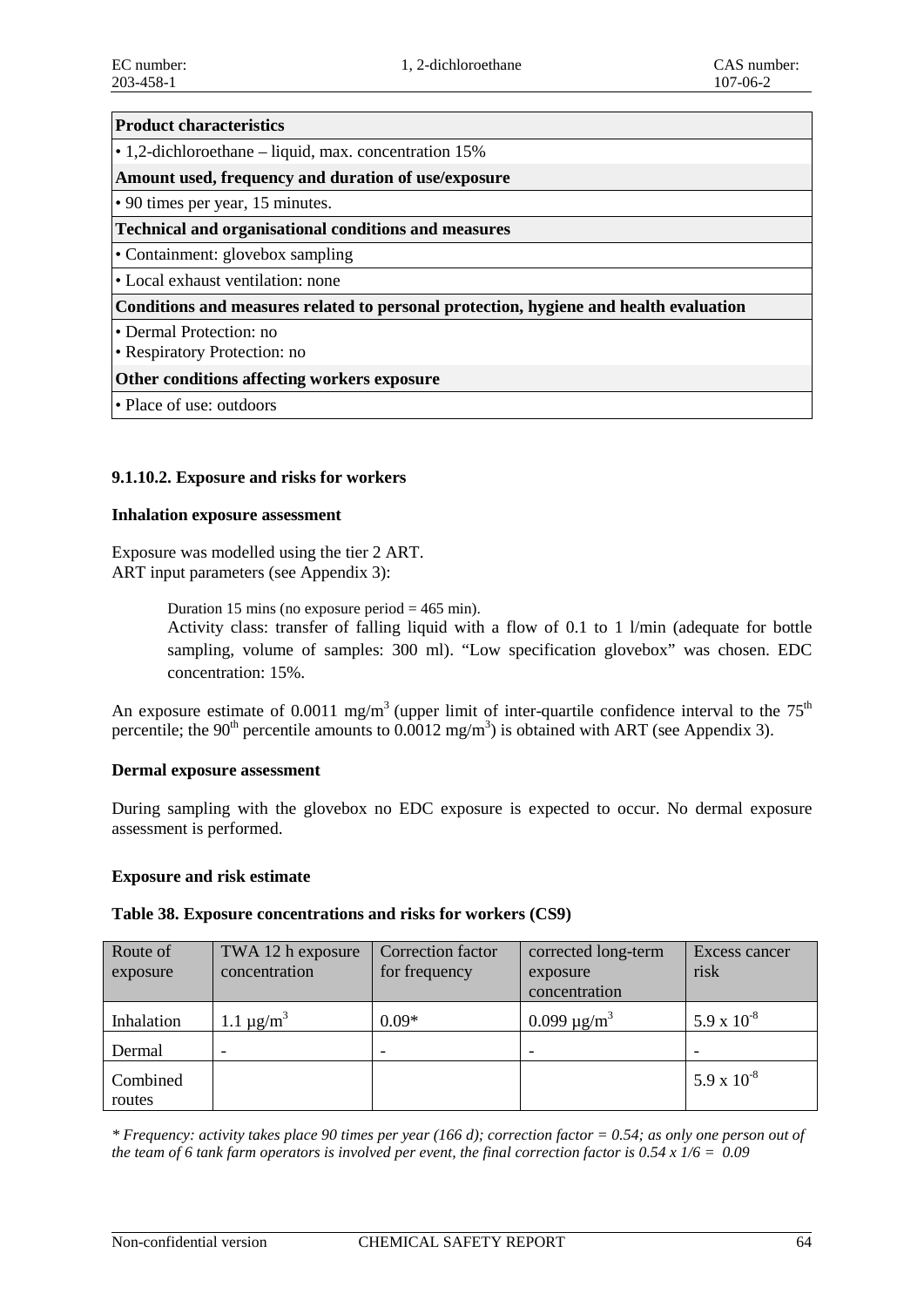| **Product characteristics** |
|---|
| • 1,2-dichloroethane – liquid, max. concentration 15% |
| **Amount used, frequency and duration of use/exposure** |
| • 90 times per year, 15 minutes. |
| **Technical and organisational conditions and measures** |
| • Containment: glovebox sampling |
| • Local exhaust ventilation: none |
| **Conditions and measures related to personal protection, hygiene and health evaluation** |
| • Dermal Protection: no<br>• Respiratory Protection: no |
| **Other conditions affecting workers exposure** |
| • Place of use: outdoors |

### 9.1.10.2. Exposure and risks for workers

**Inhalation exposure assessment**

Exposure was modelled using the tier 2 ART.
ART input parameters (see Appendix 3):

> Duration 15 mins (no exposure period = 465 min).
> Activity class: transfer of falling liquid with a flow of 0.1 to 1 l/min (adequate for bottle sampling, volume of samples: 300 ml). "Low specification glovebox" was chosen. EDC concentration: 15%.

An exposure estimate of 0.0011 mg/m$^3$ (upper limit of inter-quartile confidence interval to the 75$^{th}$ percentile; the 90$^{th}$ percentile amounts to 0.0012 mg/m$^3$) is obtained with ART (see Appendix 3).

**Dermal exposure assessment**

During sampling with the glovebox no EDC exposure is expected to occur. No dermal exposure assessment is performed.

**Exposure and risk estimate**

**Table 38. Exposure concentrations and risks for workers (CS9)**

| Route of exposure | TWA 12 h exposure concentration | Correction factor for frequency | corrected long-term exposure concentration | Excess cancer risk |
|---|---|---|---|---|
| Inhalation | 1.1 µg/m$^3$ | 0.09* | 0.099 µg/m$^3$ | $5.9 \times 10^{-8}$ |
| Dermal | - | - | - | - |
| Combined routes | | | | $5.9 \times 10^{-8}$ |

*\* Frequency: activity takes place 90 times per year (166 d); correction factor = 0.54; as only one person out of the team of 6 tank farm operators is involved per event, the final correction factor is 0.54 x 1/6 = 0.09*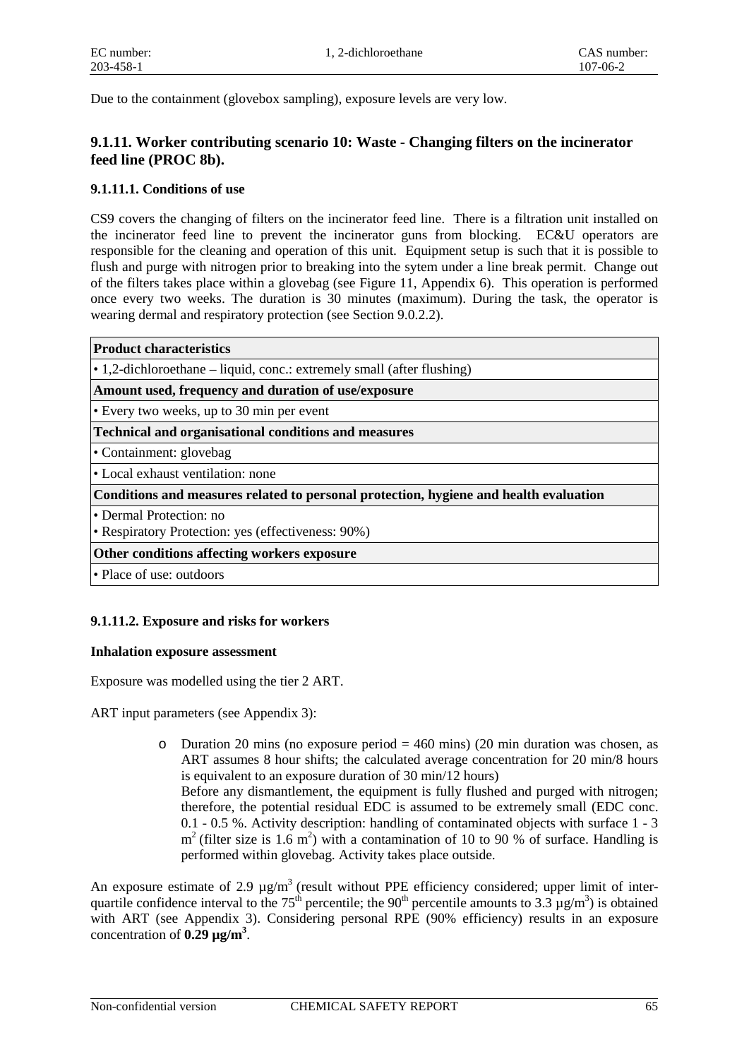Due to the containment (glovebox sampling), exposure levels are very low.

## 9.1.11. Worker contributing scenario 10: Waste - Changing filters on the incinerator feed line (PROC 8b).

### 9.1.11.1. Conditions of use

CS9 covers the changing of filters on the incinerator feed line. There is a filtration unit installed on the incinerator feed line to prevent the incinerator guns from blocking. EC&U operators are responsible for the cleaning and operation of this unit. Equipment setup is such that it is possible to flush and purge with nitrogen prior to breaking into the sytem under a line break permit. Change out of the filters takes place within a glovebag (see Figure 11, Appendix 6). This operation is performed once every two weeks. The duration is 30 minutes (maximum). During the task, the operator is wearing dermal and respiratory protection (see Section 9.0.2.2).

| **Product characteristics** |
|---|
| • 1,2-dichloroethane – liquid, conc.: extremely small (after flushing) |
| **Amount used, frequency and duration of use/exposure** |
| • Every two weeks, up to 30 min per event |
| **Technical and organisational conditions and measures** |
| • Containment: glovebag |
| • Local exhaust ventilation: none |
| **Conditions and measures related to personal protection, hygiene and health evaluation** |
| • Dermal Protection: no<br>• Respiratory Protection: yes (effectiveness: 90%) |
| **Other conditions affecting workers exposure** |
| • Place of use: outdoors |

### 9.1.11.2. Exposure and risks for workers

**Inhalation exposure assessment**

Exposure was modelled using the tier 2 ART.

ART input parameters (see Appendix 3):

- Duration 20 mins (no exposure period = 460 mins) (20 min duration was chosen, as ART assumes 8 hour shifts; the calculated average concentration for 20 min/8 hours is equivalent to an exposure duration of 30 min/12 hours)
  Before any dismantlement, the equipment is fully flushed and purged with nitrogen; therefore, the potential residual EDC is assumed to be extremely small (EDC conc. 0.1 - 0.5 %. Activity description: handling of contaminated objects with surface 1 - 3 $m^2$ (filter size is 1.6 $m^2$) with a contamination of 10 to 90 % of surface. Handling is performed within glovebag. Activity takes place outside.

An exposure estimate of 2.9 µg/m$^3$ (result without PPE efficiency considered; upper limit of inter-quartile confidence interval to the 75$^{th}$ percentile; the 90$^{th}$ percentile amounts to 3.3 µg/m$^3$) is obtained with ART (see Appendix 3). Considering personal RPE (90% efficiency) results in an exposure concentration of **0.29 µg/m$^3$**.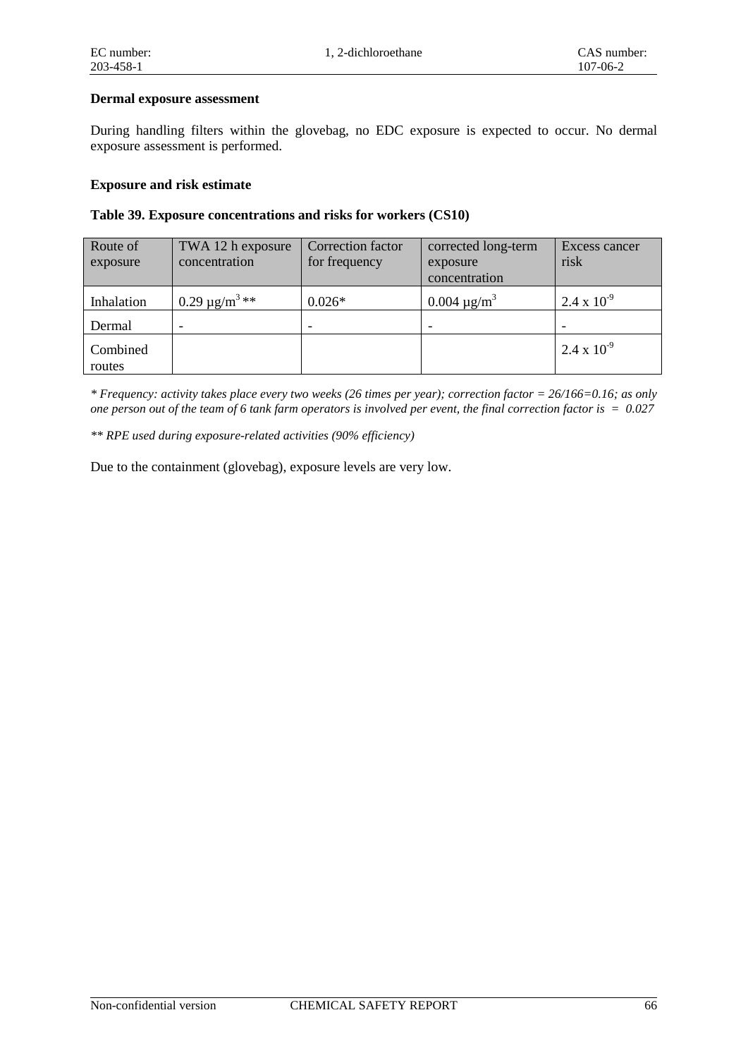**Dermal exposure assessment**

During handling filters within the glovebag, no EDC exposure is expected to occur. No dermal exposure assessment is performed.

**Exposure and risk estimate**

**Table 39. Exposure concentrations and risks for workers (CS10)**

| Route of exposure | TWA 12 h exposure concentration | Correction factor for frequency | corrected long-term exposure concentration | Excess cancer risk |
|---|---|---|---|---|
| Inhalation | 0.29 µg/m$^3$ ** | 0.026* | 0.004 µg/m$^3$ | $2.4 \times 10^{-9}$ |
| Dermal | - | - | - | - |
| Combined routes | | | | $2.4 \times 10^{-9}$ |

*\* Frequency: activity takes place every two weeks (26 times per year); correction factor = 26/166=0.16; as only one person out of the team of 6 tank farm operators is involved per event, the final correction factor is = 0.027*

*\*\* RPE used during exposure-related activities (90% efficiency)*

Due to the containment (glovebag), exposure levels are very low.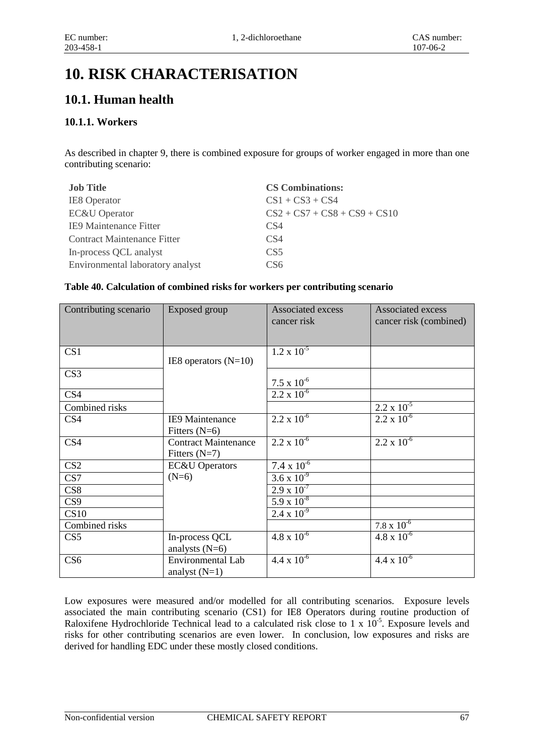# 10. RISK CHARACTERISATION

## 10.1. Human health

### 10.1.1. Workers

As described in chapter 9, there is combined exposure for groups of worker engaged in more than one contributing scenario:

| Job Title | CS Combinations: |
|---|---|
| IE8 Operator | CS1 + CS3 + CS4 |
| EC&U Operator | CS2 + CS7 + CS8 + CS9 + CS10 |
| IE9 Maintenance Fitter | CS4 |
| Contract Maintenance Fitter | CS4 |
| In-process QCL analyst | CS5 |
| Environmental laboratory analyst | CS6 |

**Table 40. Calculation of combined risks for workers per contributing scenario**

| Contributing scenario | Exposed group | Associated excess cancer risk | Associated excess cancer risk (combined) |
|---|---|---|---|
| CS1 | IE8 operators (N=10) | $1.2 \times 10^{-5}$ | |
| CS3 | | $7.5 \times 10^{-6}$ | |
| CS4 | | $2.2 \times 10^{-6}$ | |
| Combined risks | | | $2.2 \times 10^{-5}$ |
| CS4 | IE9 Maintenance Fitters (N=6) | $2.2 \times 10^{-6}$ | $2.2 \times 10^{-6}$ |
| CS4 | Contract Maintenance Fitters (N=7) | $2.2 \times 10^{-6}$ | $2.2 \times 10^{-6}$ |
| CS2 | EC&U Operators (N=6) | $7.4 \times 10^{-6}$ | |
| CS7 | | $3.6 \times 10^{-9}$ | |
| CS8 | | $2.9 \times 10^{-7}$ | |
| CS9 | | $5.9 \times 10^{-8}$ | |
| CS10 | | $2.4 \times 10^{-9}$ | |
| Combined risks | | | $7.8 \times 10^{-6}$ |
| CS5 | In-process QCL analysts (N=6) | $4.8 \times 10^{-6}$ | $4.8 \times 10^{-6}$ |
| CS6 | Environmental Lab analyst (N=1) | $4.4 \times 10^{-6}$ | $4.4 \times 10^{-6}$ |

Low exposures were measured and/or modelled for all contributing scenarios. Exposure levels associated the main contributing scenario (CS1) for IE8 Operators during routine production of Raloxifene Hydrochloride Technical lead to a calculated risk close to $1 \times 10^{-5}$. Exposure levels and risks for other contributing scenarios are even lower. In conclusion, low exposures and risks are derived for handling EDC under these mostly closed conditions.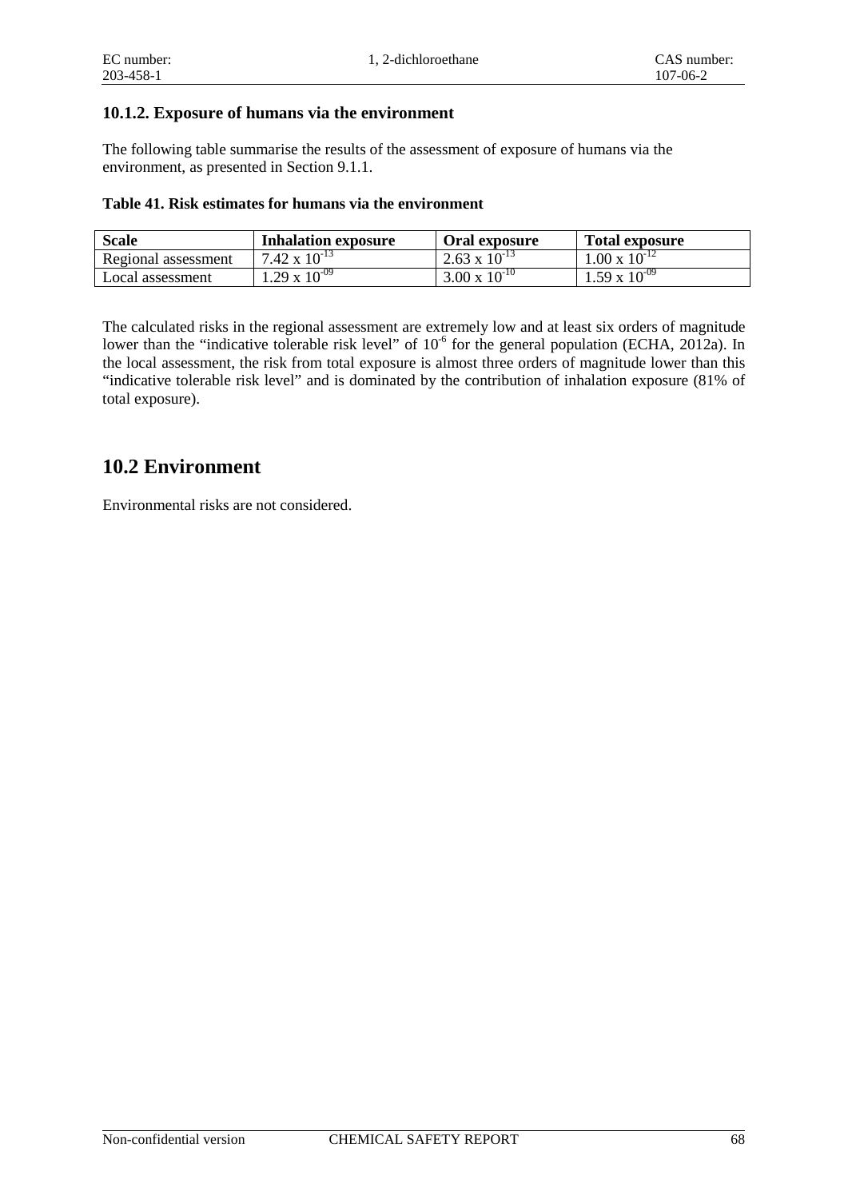### 10.1.2. Exposure of humans via the environment

The following table summarise the results of the assessment of exposure of humans via the environment, as presented in Section 9.1.1.

**Table 41. Risk estimates for humans via the environment**

| Scale | Inhalation exposure | Oral exposure | Total exposure |
|---|---|---|---|
| Regional assessment | $7.42 \times 10^{-13}$ | $2.63 \times 10^{-13}$ | $1.00 \times 10^{-12}$ |
| Local assessment | $1.29 \times 10^{-09}$ | $3.00 \times 10^{-10}$ | $1.59 \times 10^{-09}$ |

The calculated risks in the regional assessment are extremely low and at least six orders of magnitude lower than the "indicative tolerable risk level" of $10^{-6}$ for the general population (ECHA, 2012a). In the local assessment, the risk from total exposure is almost three orders of magnitude lower than this "indicative tolerable risk level" and is dominated by the contribution of inhalation exposure (81% of total exposure).

## 10.2 Environment

Environmental risks are not considered.